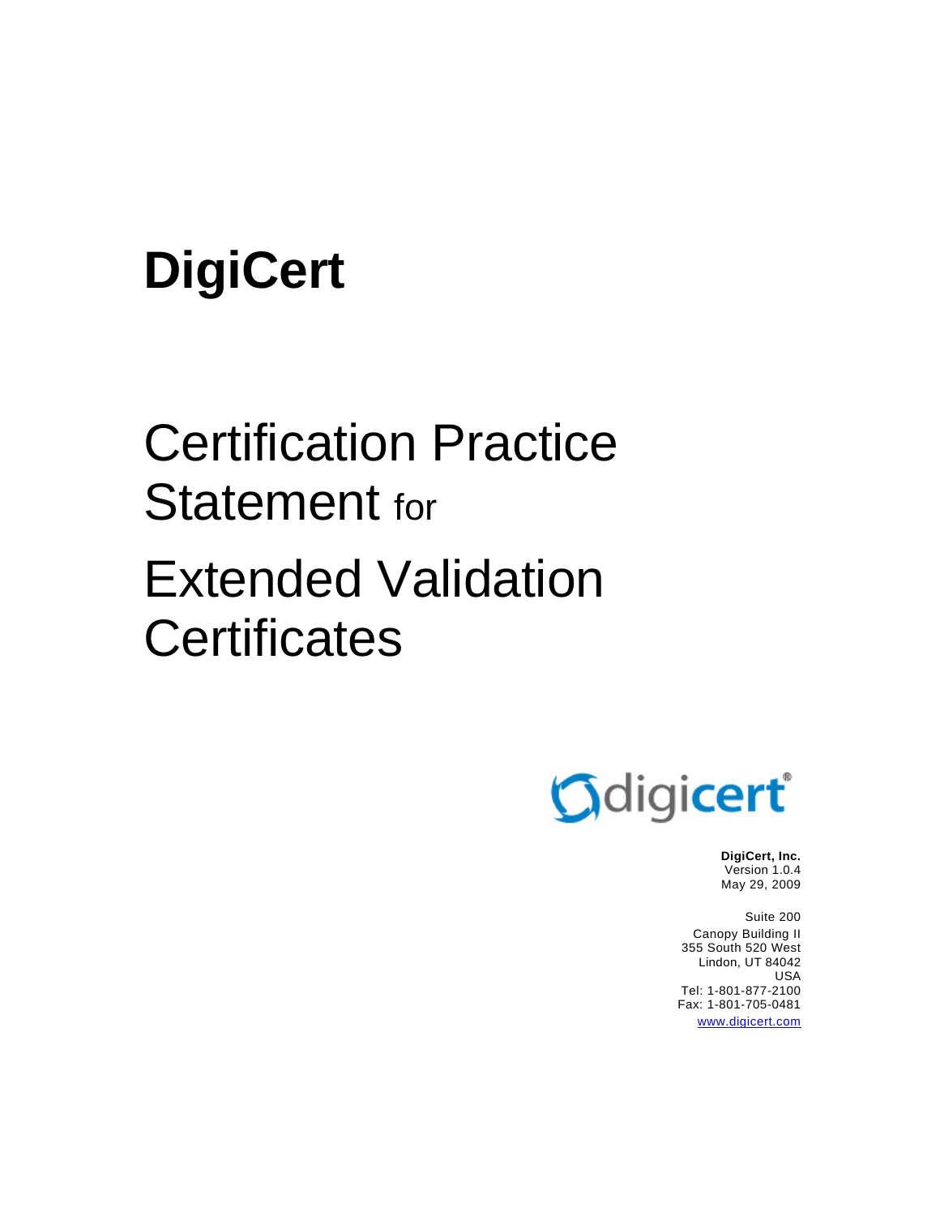# DigiCert

# Certification Practice Statement for Extended Validation Certificates

**DigiCert, Inc.**
Version 1.0.4
May 29, 2009

Suite 200
Canopy Building II
355 South 520 West
Lindon, UT 84042
USA
Tel: 1-801-877-2100
Fax: 1-801-705-0481
www.digicert.com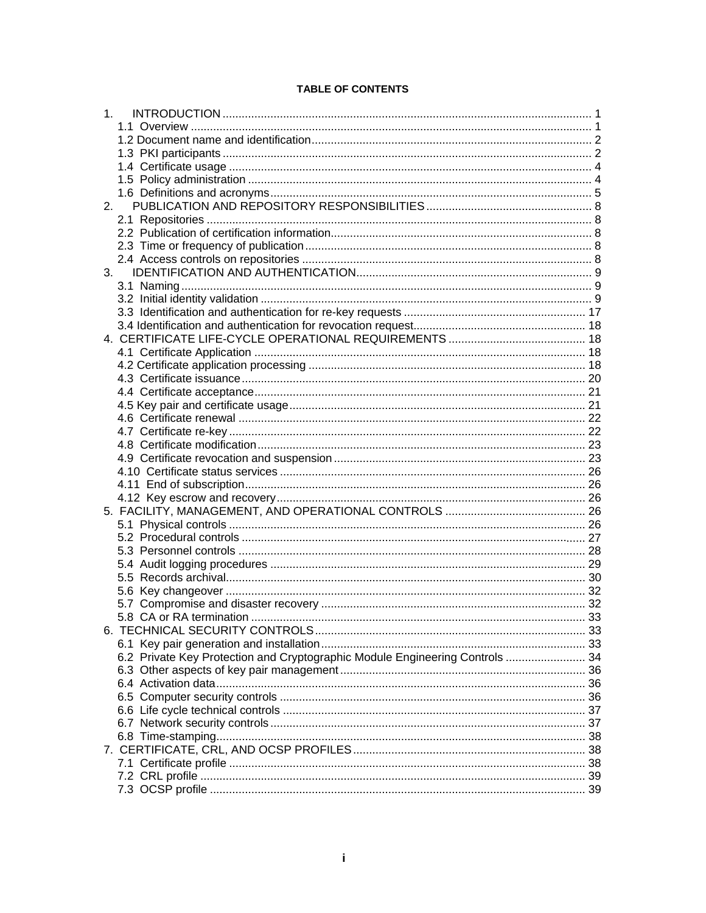**TABLE OF CONTENTS**

1. INTRODUCTION ........................................................................................................ 1
   - 1.1 Overview .......................................................................................................... 1
   - 1.2 Document name and identification ..................................................................... 2
   - 1.3 PKI participants ................................................................................................ 2
   - 1.4 Certificate usage ............................................................................................... 4
   - 1.5 Policy administration ......................................................................................... 4
   - 1.6 Definitions and acronyms ................................................................................... 5
2. PUBLICATION AND REPOSITORY RESPONSIBILITIES ................................................. 8
   - 2.1 Repositories ..................................................................................................... 8
   - 2.2 Publication of certification information ............................................................... 8
   - 2.3 Time or frequency of publication ........................................................................ 8
   - 2.4 Access controls on repositories .......................................................................... 8
3. IDENTIFICATION AND AUTHENTICATION ..................................................................... 9
   - 3.1 Naming ............................................................................................................. 9
   - 3.2 Initial identity validation ..................................................................................... 9
   - 3.3 Identification and authentication for re-key requests ......................................... 17
   - 3.4 Identification and authentication for revocation request ...................................... 18
4. CERTIFICATE LIFE-CYCLE OPERATIONAL REQUIREMENTS ......................................... 18
   - 4.1 Certificate Application ..................................................................................... 18
   - 4.2 Certificate application processing ..................................................................... 18
   - 4.3 Certificate issuance ......................................................................................... 20
   - 4.4 Certificate acceptance ..................................................................................... 21
   - 4.5 Key pair and certificate usage ........................................................................... 21
   - 4.6 Certificate renewal .......................................................................................... 22
   - 4.7 Certificate re-key ............................................................................................. 22
   - 4.8 Certificate modification .................................................................................... 23
   - 4.9 Certificate revocation and suspension ............................................................... 23
   - 4.10 Certificate status services ............................................................................... 26
   - 4.11 End of subscription ......................................................................................... 26
   - 4.12 Key escrow and recovery ................................................................................ 26
5. FACILITY, MANAGEMENT, AND OPERATIONAL CONTROLS .......................................... 26
   - 5.1 Physical controls ............................................................................................. 26
   - 5.2 Procedural controls .......................................................................................... 27
   - 5.3 Personnel controls ........................................................................................... 28
   - 5.4 Audit logging procedures ................................................................................. 29
   - 5.5 Records archival .............................................................................................. 30
   - 5.6 Key changeover .............................................................................................. 32
   - 5.7 Compromise and disaster recovery ................................................................... 32
   - 5.8 CA or RA termination ....................................................................................... 33
6. TECHNICAL SECURITY CONTROLS ............................................................................ 33
   - 6.1 Key pair generation and installation .................................................................. 33
   - 6.2 Private Key Protection and Cryptographic Module Engineering Controls ................. 34
   - 6.3 Other aspects of key pair management .............................................................. 36
   - 6.4 Activation data ................................................................................................ 36
   - 6.5 Computer security controls .............................................................................. 36
   - 6.6 Life cycle technical controls .............................................................................. 37
   - 6.7 Network security controls ................................................................................ 37
   - 6.8 Time-stamping ................................................................................................ 38
7. CERTIFICATE, CRL, AND OCSP PROFILES .................................................................. 38
   - 7.1 Certificate profile ............................................................................................. 38
   - 7.2 CRL profile ...................................................................................................... 39
   - 7.3 OCSP profile ................................................................................................... 39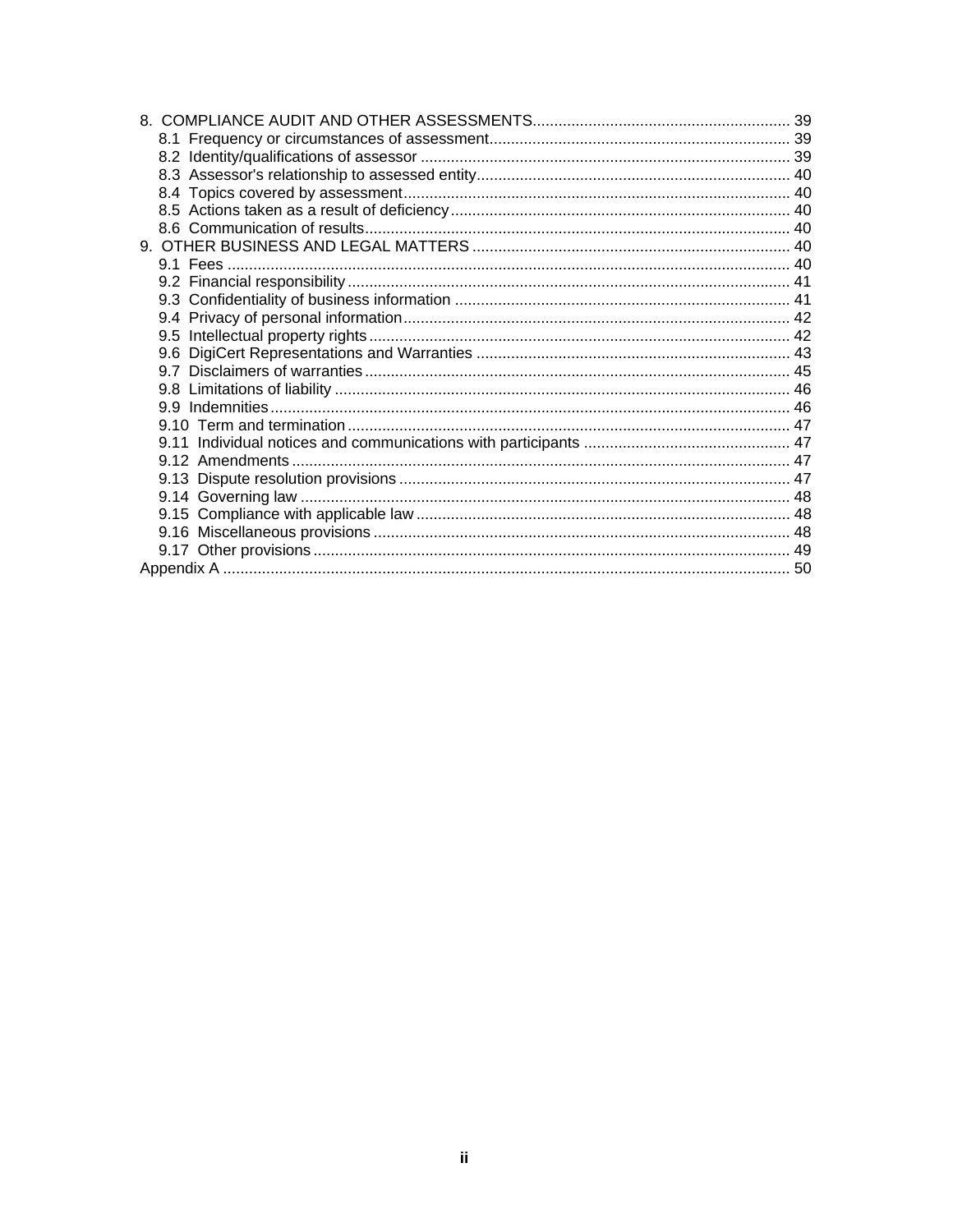8. COMPLIANCE AUDIT AND OTHER ASSESSMENTS ........ 39
- 8.1 Frequency or circumstances of assessment ........ 39
- 8.2 Identity/qualifications of assessor ........ 39
- 8.3 Assessor's relationship to assessed entity ........ 40
- 8.4 Topics covered by assessment ........ 40
- 8.5 Actions taken as a result of deficiency ........ 40
- 8.6 Communication of results ........ 40

9. OTHER BUSINESS AND LEGAL MATTERS ........ 40
- 9.1 Fees ........ 40
- 9.2 Financial responsibility ........ 41
- 9.3 Confidentiality of business information ........ 41
- 9.4 Privacy of personal information ........ 42
- 9.5 Intellectual property rights ........ 42
- 9.6 DigiCert Representations and Warranties ........ 43
- 9.7 Disclaimers of warranties ........ 45
- 9.8 Limitations of liability ........ 46
- 9.9 Indemnities ........ 46
- 9.10 Term and termination ........ 47
- 9.11 Individual notices and communications with participants ........ 47
- 9.12 Amendments ........ 47
- 9.13 Dispute resolution provisions ........ 47
- 9.14 Governing law ........ 48
- 9.15 Compliance with applicable law ........ 48
- 9.16 Miscellaneous provisions ........ 48
- 9.17 Other provisions ........ 49

Appendix A ........ 50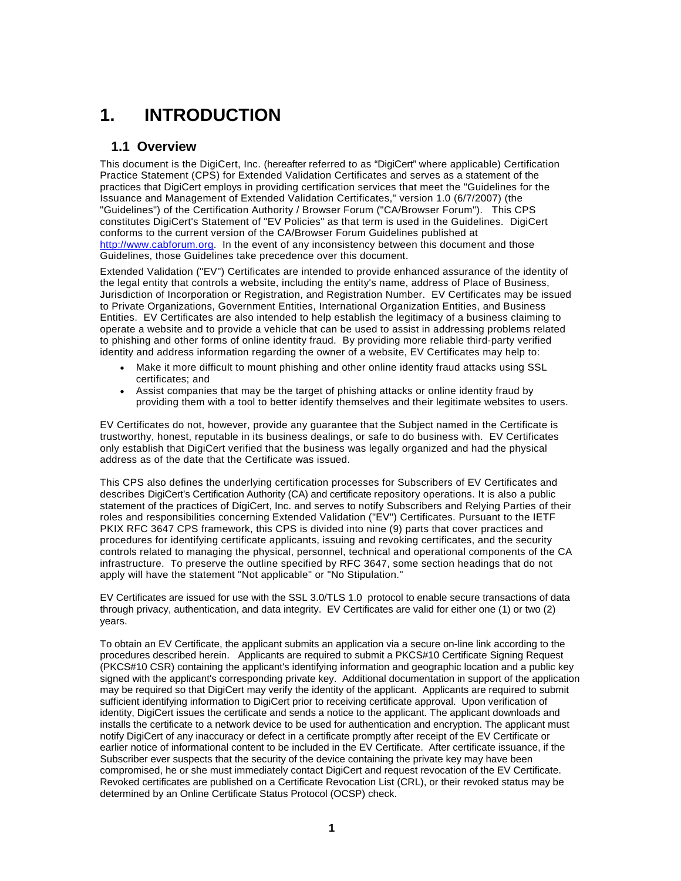# 1. INTRODUCTION

## 1.1 Overview

This document is the DigiCert, Inc. (hereafter referred to as "DigiCert" where applicable) Certification Practice Statement (CPS) for Extended Validation Certificates and serves as a statement of the practices that DigiCert employs in providing certification services that meet the "Guidelines for the Issuance and Management of Extended Validation Certificates," version 1.0 (6/7/2007) (the "Guidelines") of the Certification Authority / Browser Forum ("CA/Browser Forum"). This CPS constitutes DigiCert's Statement of "EV Policies" as that term is used in the Guidelines. DigiCert conforms to the current version of the CA/Browser Forum Guidelines published at http://www.cabforum.org. In the event of any inconsistency between this document and those Guidelines, those Guidelines take precedence over this document.

Extended Validation ("EV") Certificates are intended to provide enhanced assurance of the identity of the legal entity that controls a website, including the entity's name, address of Place of Business, Jurisdiction of Incorporation or Registration, and Registration Number. EV Certificates may be issued to Private Organizations, Government Entities, International Organization Entities, and Business Entities. EV Certificates are also intended to help establish the legitimacy of a business claiming to operate a website and to provide a vehicle that can be used to assist in addressing problems related to phishing and other forms of online identity fraud. By providing more reliable third-party verified identity and address information regarding the owner of a website, EV Certificates may help to:

- Make it more difficult to mount phishing and other online identity fraud attacks using SSL certificates; and
- Assist companies that may be the target of phishing attacks or online identity fraud by providing them with a tool to better identify themselves and their legitimate websites to users.

EV Certificates do not, however, provide any guarantee that the Subject named in the Certificate is trustworthy, honest, reputable in its business dealings, or safe to do business with. EV Certificates only establish that DigiCert verified that the business was legally organized and had the physical address as of the date that the Certificate was issued.

This CPS also defines the underlying certification processes for Subscribers of EV Certificates and describes DigiCert's Certification Authority (CA) and certificate repository operations. It is also a public statement of the practices of DigiCert, Inc. and serves to notify Subscribers and Relying Parties of their roles and responsibilities concerning Extended Validation ("EV") Certificates. Pursuant to the IETF PKIX RFC 3647 CPS framework, this CPS is divided into nine (9) parts that cover practices and procedures for identifying certificate applicants, issuing and revoking certificates, and the security controls related to managing the physical, personnel, technical and operational components of the CA infrastructure. To preserve the outline specified by RFC 3647, some section headings that do not apply will have the statement "Not applicable" or "No Stipulation."

EV Certificates are issued for use with the SSL 3.0/TLS 1.0 protocol to enable secure transactions of data through privacy, authentication, and data integrity. EV Certificates are valid for either one (1) or two (2) years.

To obtain an EV Certificate, the applicant submits an application via a secure on-line link according to the procedures described herein. Applicants are required to submit a PKCS#10 Certificate Signing Request (PKCS#10 CSR) containing the applicant's identifying information and geographic location and a public key signed with the applicant's corresponding private key. Additional documentation in support of the application may be required so that DigiCert may verify the identity of the applicant. Applicants are required to submit sufficient identifying information to DigiCert prior to receiving certificate approval. Upon verification of identity, DigiCert issues the certificate and sends a notice to the applicant. The applicant downloads and installs the certificate to a network device to be used for authentication and encryption. The applicant must notify DigiCert of any inaccuracy or defect in a certificate promptly after receipt of the EV Certificate or earlier notice of informational content to be included in the EV Certificate. After certificate issuance, if the Subscriber ever suspects that the security of the device containing the private key may have been compromised, he or she must immediately contact DigiCert and request revocation of the EV Certificate. Revoked certificates are published on a Certificate Revocation List (CRL), or their revoked status may be determined by an Online Certificate Status Protocol (OCSP) check.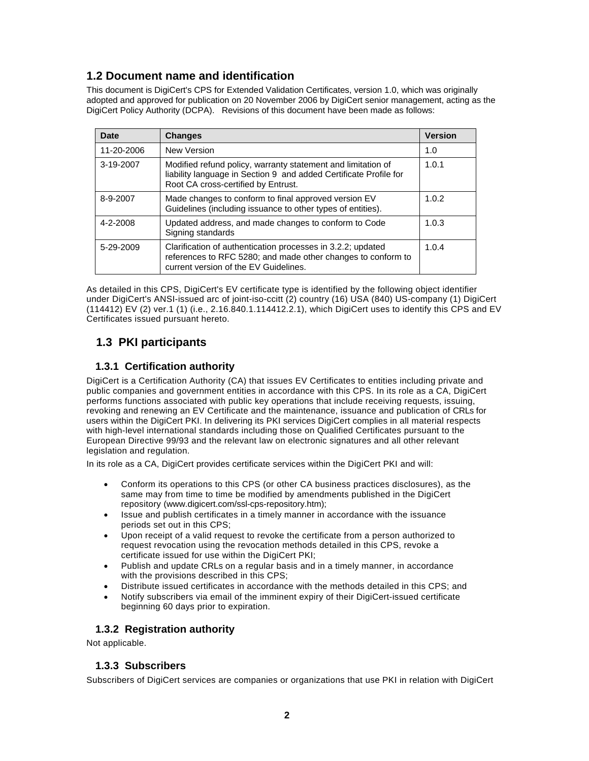## 1.2 Document name and identification

This document is DigiCert's CPS for Extended Validation Certificates, version 1.0, which was originally adopted and approved for publication on 20 November 2006 by DigiCert senior management, acting as the DigiCert Policy Authority (DCPA). Revisions of this document have been made as follows:

| Date | Changes | Version |
|---|---|---|
| 11-20-2006 | New Version | 1.0 |
| 3-19-2007 | Modified refund policy, warranty statement and limitation of liability language in Section 9 and added Certificate Profile for Root CA cross-certified by Entrust. | 1.0.1 |
| 8-9-2007 | Made changes to conform to final approved version EV Guidelines (including issuance to other types of entities). | 1.0.2 |
| 4-2-2008 | Updated address, and made changes to conform to Code Signing standards | 1.0.3 |
| 5-29-2009 | Clarification of authentication processes in 3.2.2; updated references to RFC 5280; and made other changes to conform to current version of the EV Guidelines. | 1.0.4 |

As detailed in this CPS, DigiCert's EV certificate type is identified by the following object identifier under DigiCert's ANSI-issued arc of joint-iso-ccitt (2) country (16) USA (840) US-company (1) DigiCert (114412) EV (2) ver.1 (1) (i.e., 2.16.840.1.114412.2.1), which DigiCert uses to identify this CPS and EV Certificates issued pursuant hereto.

## 1.3 PKI participants

### 1.3.1 Certification authority

DigiCert is a Certification Authority (CA) that issues EV Certificates to entities including private and public companies and government entities in accordance with this CPS. In its role as a CA, DigiCert performs functions associated with public key operations that include receiving requests, issuing, revoking and renewing an EV Certificate and the maintenance, issuance and publication of CRLs for users within the DigiCert PKI. In delivering its PKI services DigiCert complies in all material respects with high-level international standards including those on Qualified Certificates pursuant to the European Directive 99/93 and the relevant law on electronic signatures and all other relevant legislation and regulation.

In its role as a CA, DigiCert provides certificate services within the DigiCert PKI and will:

- Conform its operations to this CPS (or other CA business practices disclosures), as the same may from time to time be modified by amendments published in the DigiCert repository (www.digicert.com/ssl-cps-repository.htm);
- Issue and publish certificates in a timely manner in accordance with the issuance periods set out in this CPS;
- Upon receipt of a valid request to revoke the certificate from a person authorized to request revocation using the revocation methods detailed in this CPS, revoke a certificate issued for use within the DigiCert PKI;
- Publish and update CRLs on a regular basis and in a timely manner, in accordance with the provisions described in this CPS;
- Distribute issued certificates in accordance with the methods detailed in this CPS; and
- Notify subscribers via email of the imminent expiry of their DigiCert-issued certificate beginning 60 days prior to expiration.

### 1.3.2 Registration authority

Not applicable.

### 1.3.3 Subscribers

Subscribers of DigiCert services are companies or organizations that use PKI in relation with DigiCert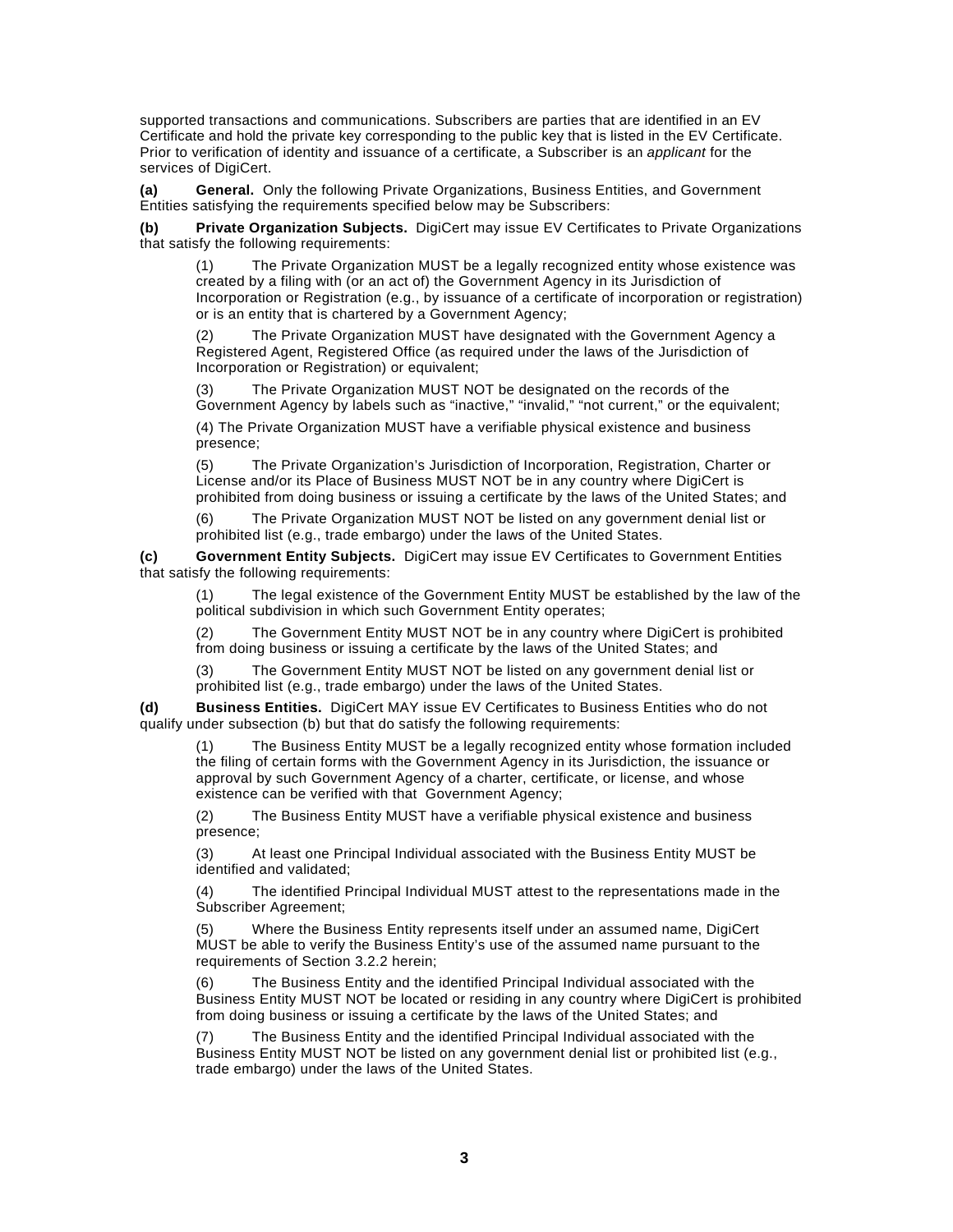supported transactions and communications. Subscribers are parties that are identified in an EV Certificate and hold the private key corresponding to the public key that is listed in the EV Certificate. Prior to verification of identity and issuance of a certificate, a Subscriber is an *applicant* for the services of DigiCert.

**(a) General.** Only the following Private Organizations, Business Entities, and Government Entities satisfying the requirements specified below may be Subscribers:

**(b) Private Organization Subjects.** DigiCert may issue EV Certificates to Private Organizations that satisfy the following requirements:

> (1) The Private Organization MUST be a legally recognized entity whose existence was created by a filing with (or an act of) the Government Agency in its Jurisdiction of Incorporation or Registration (e.g., by issuance of a certificate of incorporation or registration) or is an entity that is chartered by a Government Agency;
>
> (2) The Private Organization MUST have designated with the Government Agency a Registered Agent, Registered Office (as required under the laws of the Jurisdiction of Incorporation or Registration) or equivalent;
>
> (3) The Private Organization MUST NOT be designated on the records of the Government Agency by labels such as "inactive," "invalid," "not current," or the equivalent;
>
> (4) The Private Organization MUST have a verifiable physical existence and business presence;
>
> (5) The Private Organization's Jurisdiction of Incorporation, Registration, Charter or License and/or its Place of Business MUST NOT be in any country where DigiCert is prohibited from doing business or issuing a certificate by the laws of the United States; and
>
> (6) The Private Organization MUST NOT be listed on any government denial list or prohibited list (e.g., trade embargo) under the laws of the United States.

**(c) Government Entity Subjects.** DigiCert may issue EV Certificates to Government Entities that satisfy the following requirements:

> (1) The legal existence of the Government Entity MUST be established by the law of the political subdivision in which such Government Entity operates;
>
> (2) The Government Entity MUST NOT be in any country where DigiCert is prohibited from doing business or issuing a certificate by the laws of the United States; and
>
> (3) The Government Entity MUST NOT be listed on any government denial list or prohibited list (e.g., trade embargo) under the laws of the United States.

**(d) Business Entities.** DigiCert MAY issue EV Certificates to Business Entities who do not qualify under subsection (b) but that do satisfy the following requirements:

> (1) The Business Entity MUST be a legally recognized entity whose formation included the filing of certain forms with the Government Agency in its Jurisdiction, the issuance or approval by such Government Agency of a charter, certificate, or license, and whose existence can be verified with that Government Agency;
>
> (2) The Business Entity MUST have a verifiable physical existence and business presence;
>
> (3) At least one Principal Individual associated with the Business Entity MUST be identified and validated;
>
> (4) The identified Principal Individual MUST attest to the representations made in the Subscriber Agreement;
>
> (5) Where the Business Entity represents itself under an assumed name, DigiCert MUST be able to verify the Business Entity's use of the assumed name pursuant to the requirements of Section 3.2.2 herein;
>
> (6) The Business Entity and the identified Principal Individual associated with the Business Entity MUST NOT be located or residing in any country where DigiCert is prohibited from doing business or issuing a certificate by the laws of the United States; and
>
> (7) The Business Entity and the identified Principal Individual associated with the Business Entity MUST NOT be listed on any government denial list or prohibited list (e.g., trade embargo) under the laws of the United States.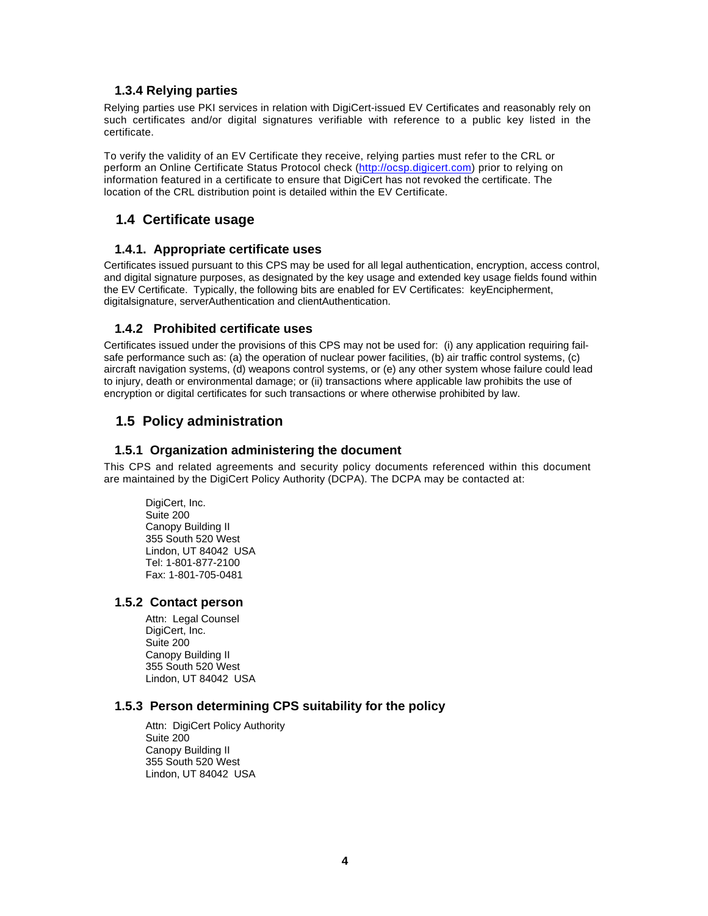### 1.3.4 Relying parties

Relying parties use PKI services in relation with DigiCert-issued EV Certificates and reasonably rely on such certificates and/or digital signatures verifiable with reference to a public key listed in the certificate.

To verify the validity of an EV Certificate they receive, relying parties must refer to the CRL or perform an Online Certificate Status Protocol check (http://ocsp.digicert.com) prior to relying on information featured in a certificate to ensure that DigiCert has not revoked the certificate. The location of the CRL distribution point is detailed within the EV Certificate.

## 1.4 Certificate usage

### 1.4.1. Appropriate certificate uses

Certificates issued pursuant to this CPS may be used for all legal authentication, encryption, access control, and digital signature purposes, as designated by the key usage and extended key usage fields found within the EV Certificate. Typically, the following bits are enabled for EV Certificates: keyEncipherment, digitalsignature, serverAuthentication and clientAuthentication.

### 1.4.2 Prohibited certificate uses

Certificates issued under the provisions of this CPS may not be used for: (i) any application requiring fail-safe performance such as: (a) the operation of nuclear power facilities, (b) air traffic control systems, (c) aircraft navigation systems, (d) weapons control systems, or (e) any other system whose failure could lead to injury, death or environmental damage; or (ii) transactions where applicable law prohibits the use of encryption or digital certificates for such transactions or where otherwise prohibited by law.

## 1.5 Policy administration

### 1.5.1 Organization administering the document

This CPS and related agreements and security policy documents referenced within this document are maintained by the DigiCert Policy Authority (DCPA). The DCPA may be contacted at:

DigiCert, Inc.
Suite 200
Canopy Building II
355 South 520 West
Lindon, UT 84042 USA
Tel: 1-801-877-2100
Fax: 1-801-705-0481

### 1.5.2 Contact person

Attn: Legal Counsel
DigiCert, Inc.
Suite 200
Canopy Building II
355 South 520 West
Lindon, UT 84042 USA

### 1.5.3 Person determining CPS suitability for the policy

Attn: DigiCert Policy Authority
Suite 200
Canopy Building II
355 South 520 West
Lindon, UT 84042 USA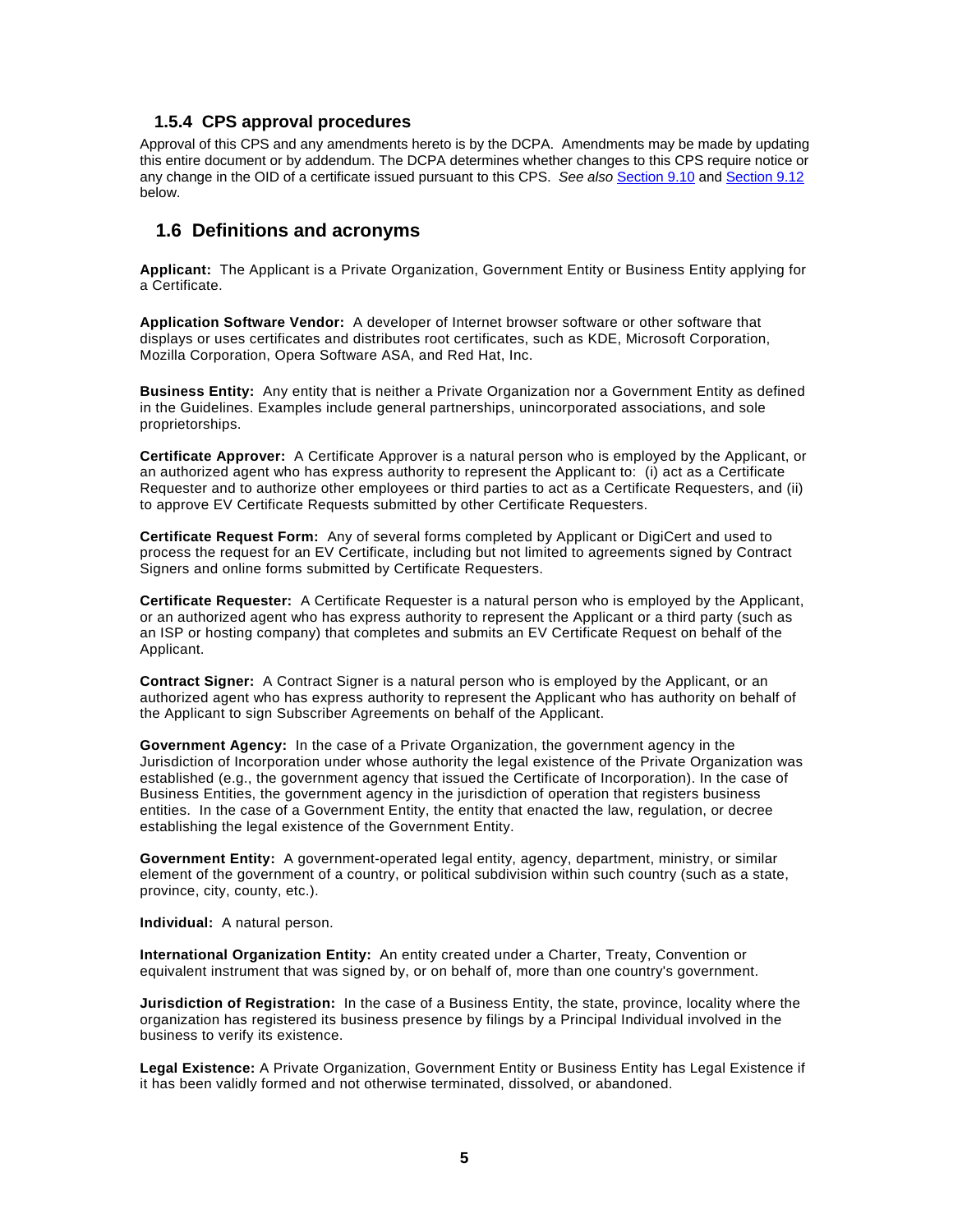### 1.5.4 CPS approval procedures

Approval of this CPS and any amendments hereto is by the DCPA. Amendments may be made by updating this entire document or by addendum. The DCPA determines whether changes to this CPS require notice or any change in the OID of a certificate issued pursuant to this CPS. *See also* Section 9.10 and Section 9.12 below.

## 1.6 Definitions and acronyms

**Applicant:** The Applicant is a Private Organization, Government Entity or Business Entity applying for a Certificate.

**Application Software Vendor:** A developer of Internet browser software or other software that displays or uses certificates and distributes root certificates, such as KDE, Microsoft Corporation, Mozilla Corporation, Opera Software ASA, and Red Hat, Inc.

**Business Entity:** Any entity that is neither a Private Organization nor a Government Entity as defined in the Guidelines. Examples include general partnerships, unincorporated associations, and sole proprietorships.

**Certificate Approver:** A Certificate Approver is a natural person who is employed by the Applicant, or an authorized agent who has express authority to represent the Applicant to: (i) act as a Certificate Requester and to authorize other employees or third parties to act as a Certificate Requesters, and (ii) to approve EV Certificate Requests submitted by other Certificate Requesters.

**Certificate Request Form:** Any of several forms completed by Applicant or DigiCert and used to process the request for an EV Certificate, including but not limited to agreements signed by Contract Signers and online forms submitted by Certificate Requesters.

**Certificate Requester:** A Certificate Requester is a natural person who is employed by the Applicant, or an authorized agent who has express authority to represent the Applicant or a third party (such as an ISP or hosting company) that completes and submits an EV Certificate Request on behalf of the Applicant.

**Contract Signer:** A Contract Signer is a natural person who is employed by the Applicant, or an authorized agent who has express authority to represent the Applicant who has authority on behalf of the Applicant to sign Subscriber Agreements on behalf of the Applicant.

**Government Agency:** In the case of a Private Organization, the government agency in the Jurisdiction of Incorporation under whose authority the legal existence of the Private Organization was established (e.g., the government agency that issued the Certificate of Incorporation). In the case of Business Entities, the government agency in the jurisdiction of operation that registers business entities. In the case of a Government Entity, the entity that enacted the law, regulation, or decree establishing the legal existence of the Government Entity.

**Government Entity:** A government-operated legal entity, agency, department, ministry, or similar element of the government of a country, or political subdivision within such country (such as a state, province, city, county, etc.).

**Individual:** A natural person.

**International Organization Entity:** An entity created under a Charter, Treaty, Convention or equivalent instrument that was signed by, or on behalf of, more than one country's government.

**Jurisdiction of Registration:** In the case of a Business Entity, the state, province, locality where the organization has registered its business presence by filings by a Principal Individual involved in the business to verify its existence.

**Legal Existence:** A Private Organization, Government Entity or Business Entity has Legal Existence if it has been validly formed and not otherwise terminated, dissolved, or abandoned.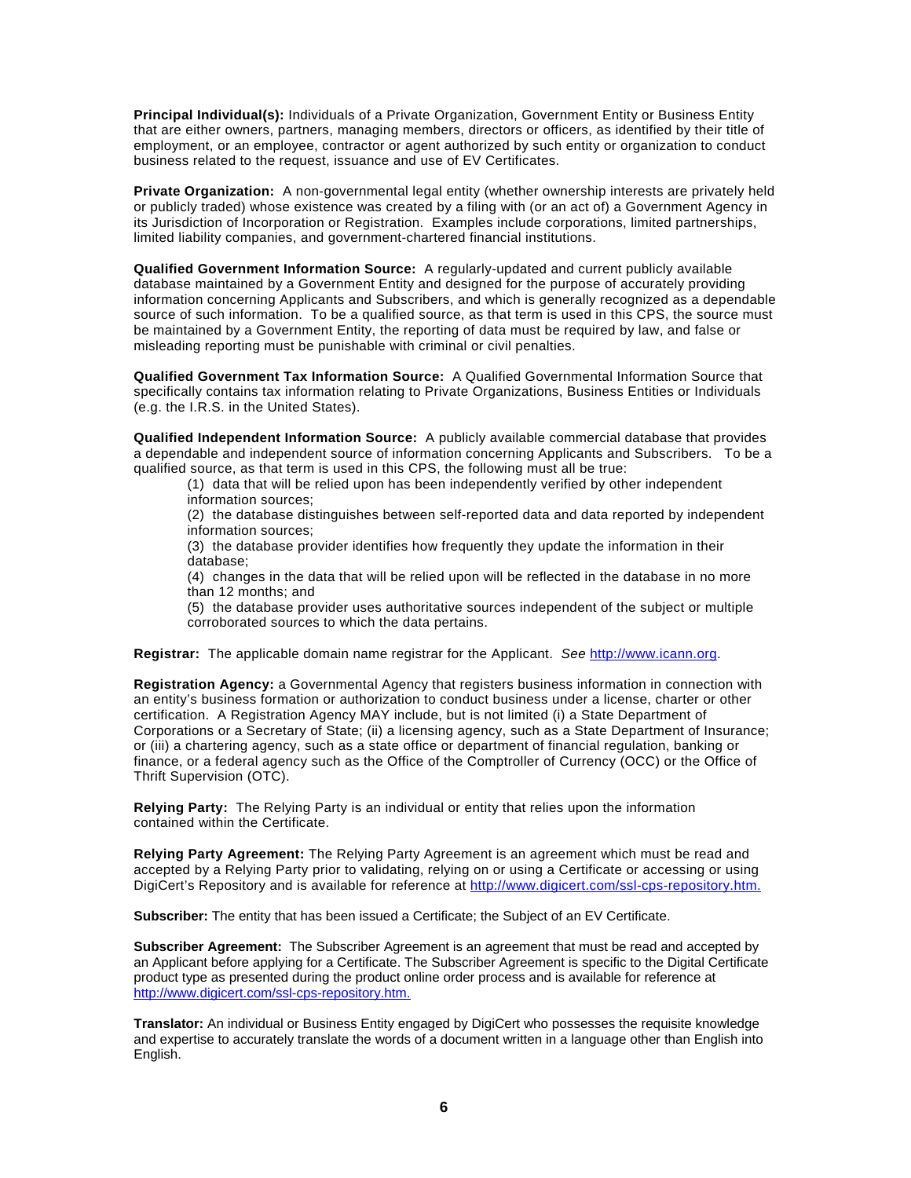**Principal Individual(s):** Individuals of a Private Organization, Government Entity or Business Entity that are either owners, partners, managing members, directors or officers, as identified by their title of employment, or an employee, contractor or agent authorized by such entity or organization to conduct business related to the request, issuance and use of EV Certificates.

**Private Organization:** A non-governmental legal entity (whether ownership interests are privately held or publicly traded) whose existence was created by a filing with (or an act of) a Government Agency in its Jurisdiction of Incorporation or Registration. Examples include corporations, limited partnerships, limited liability companies, and government-chartered financial institutions.

**Qualified Government Information Source:** A regularly-updated and current publicly available database maintained by a Government Entity and designed for the purpose of accurately providing information concerning Applicants and Subscribers, and which is generally recognized as a dependable source of such information. To be a qualified source, as that term is used in this CPS, the source must be maintained by a Government Entity, the reporting of data must be required by law, and false or misleading reporting must be punishable with criminal or civil penalties.

**Qualified Government Tax Information Source:** A Qualified Governmental Information Source that specifically contains tax information relating to Private Organizations, Business Entities or Individuals (e.g. the I.R.S. in the United States).

**Qualified Independent Information Source:** A publicly available commercial database that provides a dependable and independent source of information concerning Applicants and Subscribers. To be a qualified source, as that term is used in this CPS, the following must all be true:

(1) data that will be relied upon has been independently verified by other independent information sources;
(2) the database distinguishes between self-reported data and data reported by independent information sources;
(3) the database provider identifies how frequently they update the information in their database;
(4) changes in the data that will be relied upon will be reflected in the database in no more than 12 months; and
(5) the database provider uses authoritative sources independent of the subject or multiple corroborated sources to which the data pertains.

**Registrar:** The applicable domain name registrar for the Applicant. *See* [http://www.icann.org](http://www.icann.org).

**Registration Agency:** a Governmental Agency that registers business information in connection with an entity's business formation or authorization to conduct business under a license, charter or other certification. A Registration Agency MAY include, but is not limited (i) a State Department of Corporations or a Secretary of State; (ii) a licensing agency, such as a State Department of Insurance; or (iii) a chartering agency, such as a state office or department of financial regulation, banking or finance, or a federal agency such as the Office of the Comptroller of Currency (OCC) or the Office of Thrift Supervision (OTC).

**Relying Party:** The Relying Party is an individual or entity that relies upon the information contained within the Certificate.

**Relying Party Agreement:** The Relying Party Agreement is an agreement which must be read and accepted by a Relying Party prior to validating, relying on or using a Certificate or accessing or using DigiCert's Repository and is available for reference at [http://www.digicert.com/ssl-cps-repository.htm.](http://www.digicert.com/ssl-cps-repository.htm)

**Subscriber:** The entity that has been issued a Certificate; the Subject of an EV Certificate.

**Subscriber Agreement:** The Subscriber Agreement is an agreement that must be read and accepted by an Applicant before applying for a Certificate. The Subscriber Agreement is specific to the Digital Certificate product type as presented during the product online order process and is available for reference at [http://www.digicert.com/ssl-cps-repository.htm.](http://www.digicert.com/ssl-cps-repository.htm)

**Translator:** An individual or Business Entity engaged by DigiCert who possesses the requisite knowledge and expertise to accurately translate the words of a document written in a language other than English into English.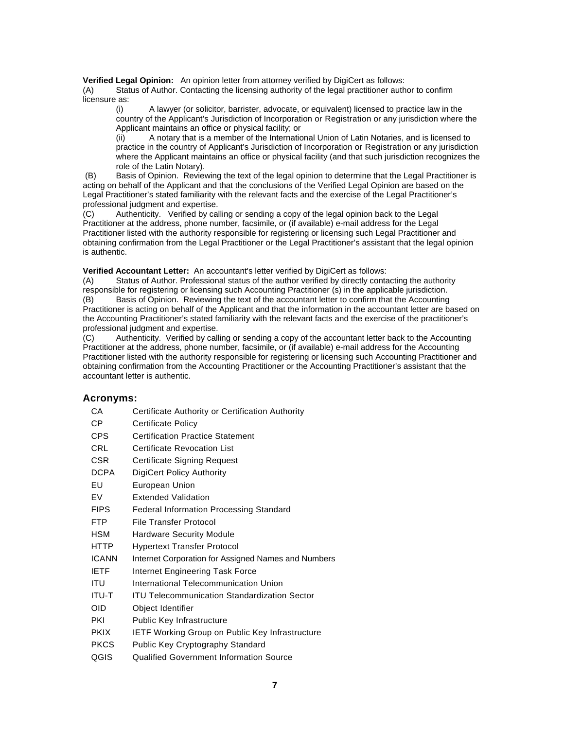**Verified Legal Opinion:** An opinion letter from attorney verified by DigiCert as follows:

(A) Status of Author. Contacting the licensing authority of the legal practitioner author to confirm licensure as:

(i) A lawyer (or solicitor, barrister, advocate, or equivalent) licensed to practice law in the country of the Applicant's Jurisdiction of Incorporation or Registration or any jurisdiction where the Applicant maintains an office or physical facility; or

(ii) A notary that is a member of the International Union of Latin Notaries, and is licensed to practice in the country of Applicant's Jurisdiction of Incorporation or Registration or any jurisdiction where the Applicant maintains an office or physical facility (and that such jurisdiction recognizes the role of the Latin Notary).

(B) Basis of Opinion. Reviewing the text of the legal opinion to determine that the Legal Practitioner is acting on behalf of the Applicant and that the conclusions of the Verified Legal Opinion are based on the Legal Practitioner's stated familiarity with the relevant facts and the exercise of the Legal Practitioner's professional judgment and expertise.

(C) Authenticity. Verified by calling or sending a copy of the legal opinion back to the Legal Practitioner at the address, phone number, facsimile, or (if available) e-mail address for the Legal Practitioner listed with the authority responsible for registering or licensing such Legal Practitioner and obtaining confirmation from the Legal Practitioner or the Legal Practitioner's assistant that the legal opinion is authentic.

**Verified Accountant Letter:** An accountant's letter verified by DigiCert as follows:

(A) Status of Author. Professional status of the author verified by directly contacting the authority responsible for registering or licensing such Accounting Practitioner (s) in the applicable jurisdiction.

(B) Basis of Opinion. Reviewing the text of the accountant letter to confirm that the Accounting Practitioner is acting on behalf of the Applicant and that the information in the accountant letter are based on the Accounting Practitioner's stated familiarity with the relevant facts and the exercise of the practitioner's professional judgment and expertise.

(C) Authenticity. Verified by calling or sending a copy of the accountant letter back to the Accounting Practitioner at the address, phone number, facsimile, or (if available) e-mail address for the Accounting Practitioner listed with the authority responsible for registering or licensing such Accounting Practitioner and obtaining confirmation from the Accounting Practitioner or the Accounting Practitioner's assistant that the accountant letter is authentic.

## Acronyms:

| | |
|---|---|
| CA | Certificate Authority or Certification Authority |
| CP | Certificate Policy |
| CPS | Certification Practice Statement |
| CRL | Certificate Revocation List |
| CSR | Certificate Signing Request |
| DCPA | DigiCert Policy Authority |
| EU | European Union |
| EV | Extended Validation |
| FIPS | Federal Information Processing Standard |
| FTP | File Transfer Protocol |
| HSM | Hardware Security Module |
| HTTP | Hypertext Transfer Protocol |
| ICANN | Internet Corporation for Assigned Names and Numbers |
| IETF | Internet Engineering Task Force |
| ITU | International Telecommunication Union |
| ITU-T | ITU Telecommunication Standardization Sector |
| OID | Object Identifier |
| PKI | Public Key Infrastructure |
| PKIX | IETF Working Group on Public Key Infrastructure |
| PKCS | Public Key Cryptography Standard |
| QGIS | Qualified Government Information Source |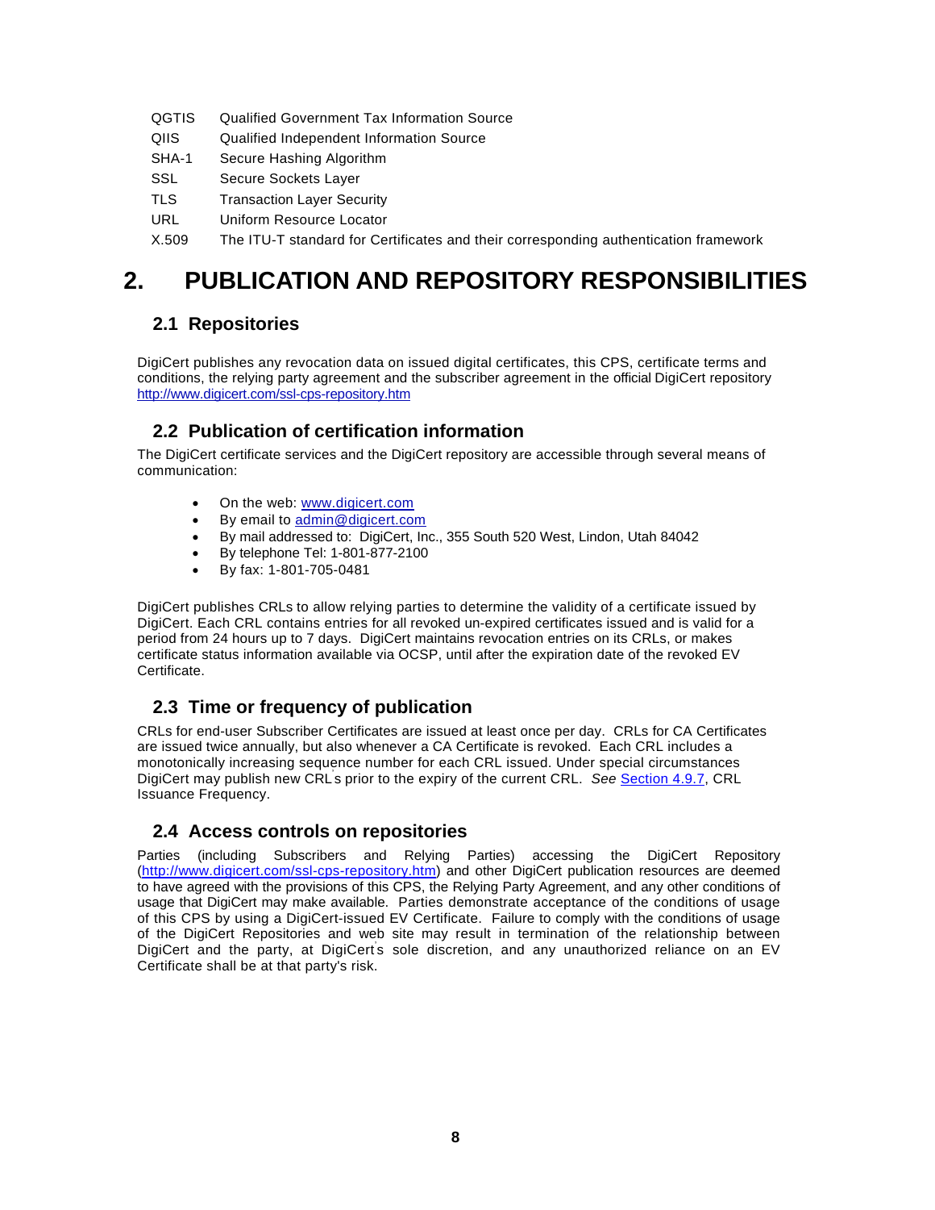| | |
|---|---|
| QGTIS | Qualified Government Tax Information Source |
| QIIS | Qualified Independent Information Source |
| SHA-1 | Secure Hashing Algorithm |
| SSL | Secure Sockets Layer |
| TLS | Transaction Layer Security |
| URL | Uniform Resource Locator |
| X.509 | The ITU-T standard for Certificates and their corresponding authentication framework |

# 2. PUBLICATION AND REPOSITORY RESPONSIBILITIES

## 2.1 Repositories

DigiCert publishes any revocation data on issued digital certificates, this CPS, certificate terms and conditions, the relying party agreement and the subscriber agreement in the official DigiCert repository http://www.digicert.com/ssl-cps-repository.htm

## 2.2 Publication of certification information

The DigiCert certificate services and the DigiCert repository are accessible through several means of communication:

- On the web: www.digicert.com
- By email to admin@digicert.com
- By mail addressed to: DigiCert, Inc., 355 South 520 West, Lindon, Utah 84042
- By telephone Tel: 1-801-877-2100
- By fax: 1-801-705-0481

DigiCert publishes CRLs to allow relying parties to determine the validity of a certificate issued by DigiCert. Each CRL contains entries for all revoked un-expired certificates issued and is valid for a period from 24 hours up to 7 days. DigiCert maintains revocation entries on its CRLs, or makes certificate status information available via OCSP, until after the expiration date of the revoked EV Certificate.

## 2.3 Time or frequency of publication

CRLs for end-user Subscriber Certificates are issued at least once per day. CRLs for CA Certificates are issued twice annually, but also whenever a CA Certificate is revoked. Each CRL includes a monotonically increasing sequence number for each CRL issued. Under special circumstances DigiCert may publish new CRL's prior to the expiry of the current CRL. *See* Section 4.9.7, CRL Issuance Frequency.

## 2.4 Access controls on repositories

Parties (including Subscribers and Relying Parties) accessing the DigiCert Repository (http://www.digicert.com/ssl-cps-repository.htm) and other DigiCert publication resources are deemed to have agreed with the provisions of this CPS, the Relying Party Agreement, and any other conditions of usage that DigiCert may make available. Parties demonstrate acceptance of the conditions of usage of this CPS by using a DigiCert-issued EV Certificate. Failure to comply with the conditions of usage of the DigiCert Repositories and web site may result in termination of the relationship between DigiCert and the party, at DigiCert's sole discretion, and any unauthorized reliance on an EV Certificate shall be at that party's risk.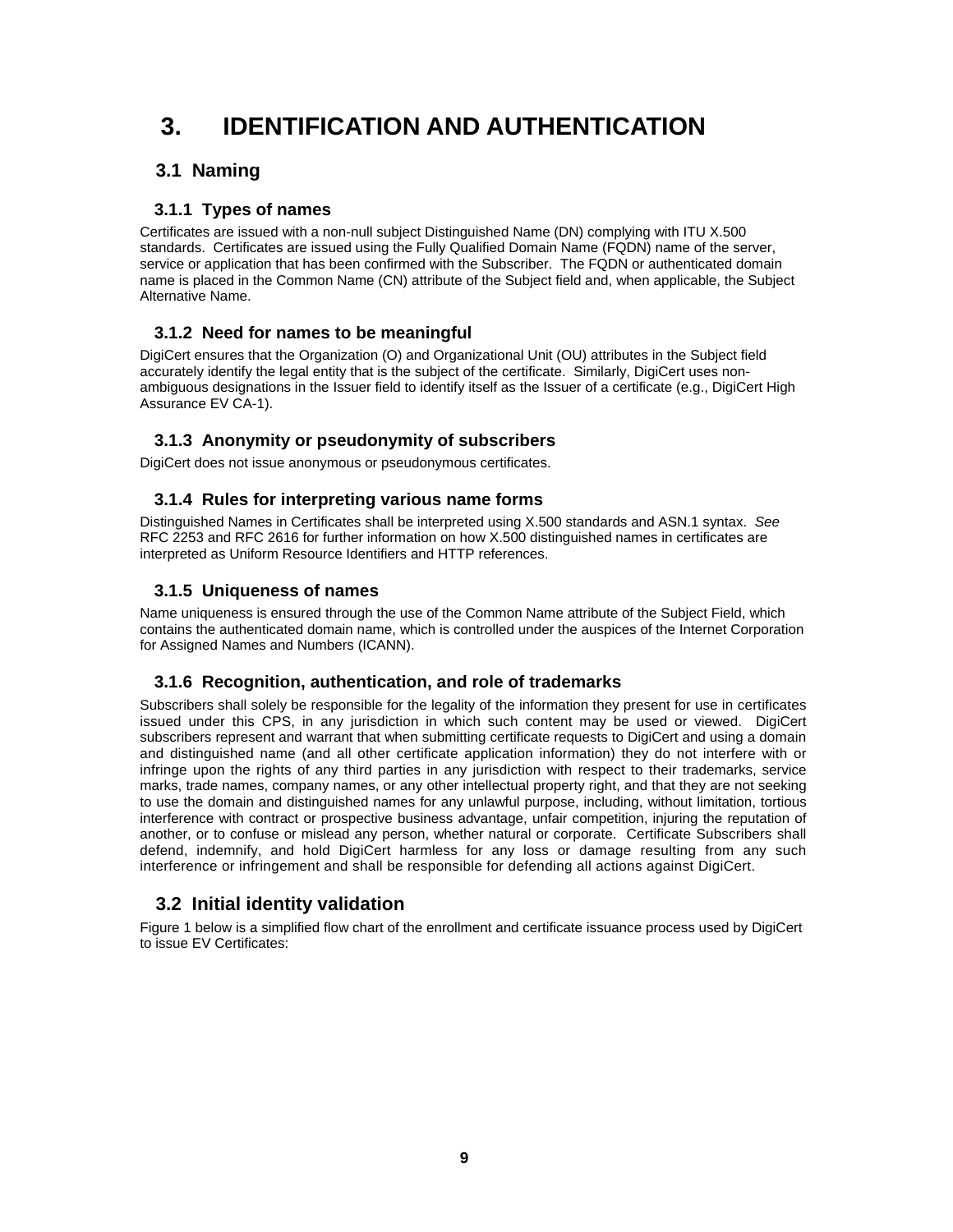# 3. IDENTIFICATION AND AUTHENTICATION

## 3.1 Naming

### 3.1.1 Types of names

Certificates are issued with a non-null subject Distinguished Name (DN) complying with ITU X.500 standards. Certificates are issued using the Fully Qualified Domain Name (FQDN) name of the server, service or application that has been confirmed with the Subscriber. The FQDN or authenticated domain name is placed in the Common Name (CN) attribute of the Subject field and, when applicable, the Subject Alternative Name.

### 3.1.2 Need for names to be meaningful

DigiCert ensures that the Organization (O) and Organizational Unit (OU) attributes in the Subject field accurately identify the legal entity that is the subject of the certificate. Similarly, DigiCert uses non-ambiguous designations in the Issuer field to identify itself as the Issuer of a certificate (e.g., DigiCert High Assurance EV CA-1).

### 3.1.3 Anonymity or pseudonymity of subscribers

DigiCert does not issue anonymous or pseudonymous certificates.

### 3.1.4 Rules for interpreting various name forms

Distinguished Names in Certificates shall be interpreted using X.500 standards and ASN.1 syntax. *See* RFC 2253 and RFC 2616 for further information on how X.500 distinguished names in certificates are interpreted as Uniform Resource Identifiers and HTTP references.

### 3.1.5 Uniqueness of names

Name uniqueness is ensured through the use of the Common Name attribute of the Subject Field, which contains the authenticated domain name, which is controlled under the auspices of the Internet Corporation for Assigned Names and Numbers (ICANN).

### 3.1.6 Recognition, authentication, and role of trademarks

Subscribers shall solely be responsible for the legality of the information they present for use in certificates issued under this CPS, in any jurisdiction in which such content may be used or viewed. DigiCert subscribers represent and warrant that when submitting certificate requests to DigiCert and using a domain and distinguished name (and all other certificate application information) they do not interfere with or infringe upon the rights of any third parties in any jurisdiction with respect to their trademarks, service marks, trade names, company names, or any other intellectual property right, and that they are not seeking to use the domain and distinguished names for any unlawful purpose, including, without limitation, tortious interference with contract or prospective business advantage, unfair competition, injuring the reputation of another, or to confuse or mislead any person, whether natural or corporate. Certificate Subscribers shall defend, indemnify, and hold DigiCert harmless for any loss or damage resulting from any such interference or infringement and shall be responsible for defending all actions against DigiCert.

## 3.2 Initial identity validation

Figure 1 below is a simplified flow chart of the enrollment and certificate issuance process used by DigiCert to issue EV Certificates: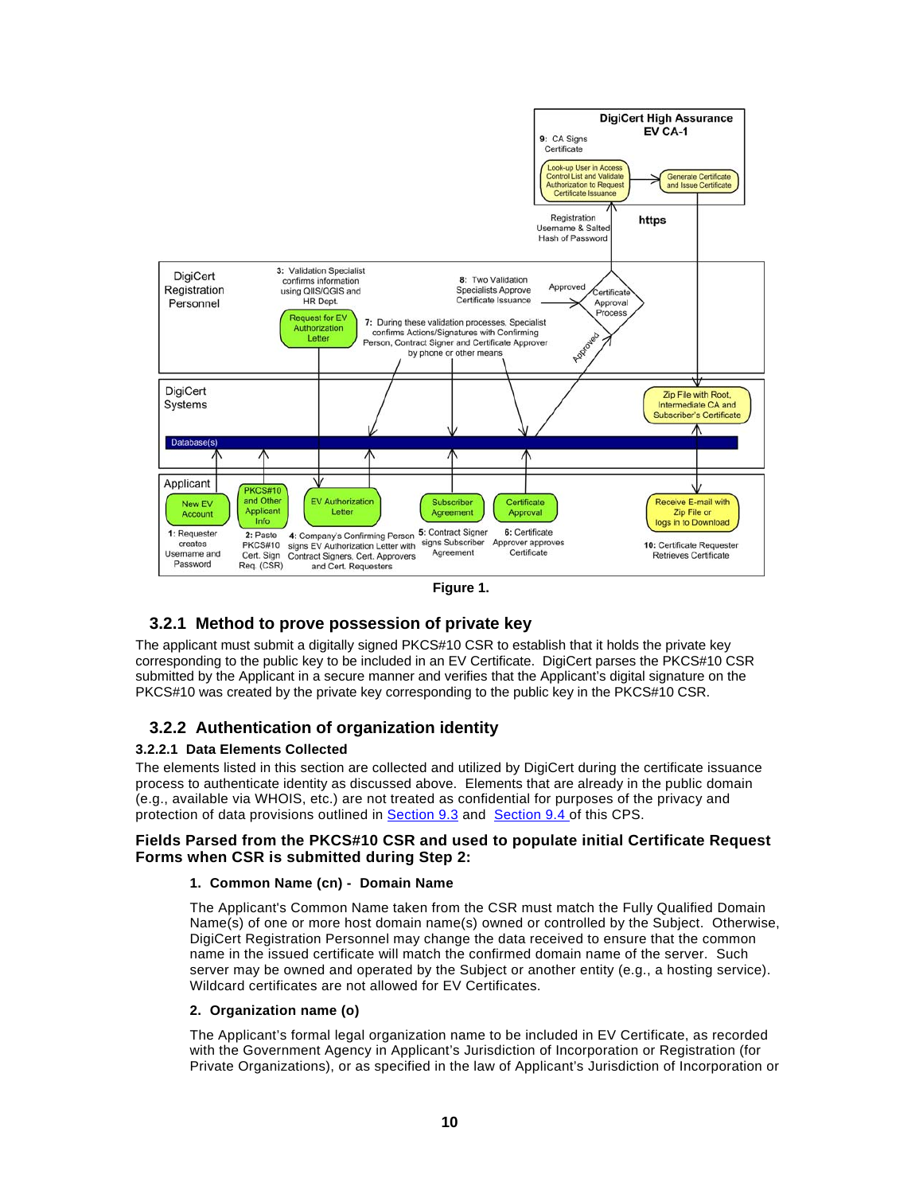Figure 1.

### 3.2.1 Method to prove possession of private key

The applicant must submit a digitally signed PKCS#10 CSR to establish that it holds the private key corresponding to the public key to be included in an EV Certificate. DigiCert parses the PKCS#10 CSR submitted by the Applicant in a secure manner and verifies that the Applicant's digital signature on the PKCS#10 was created by the private key corresponding to the public key in the PKCS#10 CSR.

### 3.2.2 Authentication of organization identity

#### 3.2.2.1 Data Elements Collected

The elements listed in this section are collected and utilized by DigiCert during the certificate issuance process to authenticate identity as discussed above. Elements that are already in the public domain (e.g., available via WHOIS, etc.) are not treated as confidential for purposes of the privacy and protection of data provisions outlined in Section 9.3 and Section 9.4 of this CPS.

**Fields Parsed from the PKCS#10 CSR and used to populate initial Certificate Request Forms when CSR is submitted during Step 2:**

1. **Common Name (cn) - Domain Name**

   The Applicant's Common Name taken from the CSR must match the Fully Qualified Domain Name(s) of one or more host domain name(s) owned or controlled by the Subject. Otherwise, DigiCert Registration Personnel may change the data received to ensure that the common name in the issued certificate will match the confirmed domain name of the server. Such server may be owned and operated by the Subject or another entity (e.g., a hosting service). Wildcard certificates are not allowed for EV Certificates.

2. **Organization name (o)**

   The Applicant's formal legal organization name to be included in EV Certificate, as recorded with the Government Agency in Applicant's Jurisdiction of Incorporation or Registration (for Private Organizations), or as specified in the law of Applicant's Jurisdiction of Incorporation or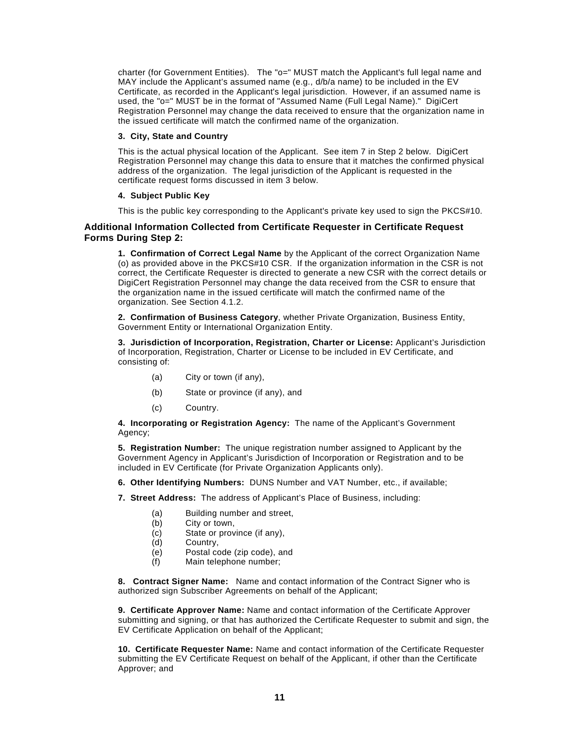charter (for Government Entities). The "o=" MUST match the Applicant's full legal name and MAY include the Applicant's assumed name (e.g., d/b/a name) to be included in the EV Certificate, as recorded in the Applicant's legal jurisdiction. However, if an assumed name is used, the "o=" MUST be in the format of "Assumed Name (Full Legal Name)." DigiCert Registration Personnel may change the data received to ensure that the organization name in the issued certificate will match the confirmed name of the organization.

**3. City, State and Country**

This is the actual physical location of the Applicant. See item 7 in Step 2 below. DigiCert Registration Personnel may change this data to ensure that it matches the confirmed physical address of the organization. The legal jurisdiction of the Applicant is requested in the certificate request forms discussed in item 3 below.

**4. Subject Public Key**

This is the public key corresponding to the Applicant's private key used to sign the PKCS#10.

### Additional Information Collected from Certificate Requester in Certificate Request Forms During Step 2:

**1. Confirmation of Correct Legal Name** by the Applicant of the correct Organization Name (o) as provided above in the PKCS#10 CSR. If the organization information in the CSR is not correct, the Certificate Requester is directed to generate a new CSR with the correct details or DigiCert Registration Personnel may change the data received from the CSR to ensure that the organization name in the issued certificate will match the confirmed name of the organization. See Section 4.1.2.

**2. Confirmation of Business Category**, whether Private Organization, Business Entity, Government Entity or International Organization Entity.

**3. Jurisdiction of Incorporation, Registration, Charter or License:** Applicant's Jurisdiction of Incorporation, Registration, Charter or License to be included in EV Certificate, and consisting of:

(a) City or town (if any),

(b) State or province (if any), and

(c) Country.

**4. Incorporating or Registration Agency:** The name of the Applicant's Government Agency;

**5. Registration Number:** The unique registration number assigned to Applicant by the Government Agency in Applicant's Jurisdiction of Incorporation or Registration and to be included in EV Certificate (for Private Organization Applicants only).

**6. Other Identifying Numbers:** DUNS Number and VAT Number, etc., if available;

**7. Street Address:** The address of Applicant's Place of Business, including:

(a) Building number and street,
(b) City or town,
(c) State or province (if any),
(d) Country,
(e) Postal code (zip code), and
(f) Main telephone number;

**8. Contract Signer Name:** Name and contact information of the Contract Signer who is authorized sign Subscriber Agreements on behalf of the Applicant;

**9. Certificate Approver Name:** Name and contact information of the Certificate Approver submitting and signing, or that has authorized the Certificate Requester to submit and sign, the EV Certificate Application on behalf of the Applicant;

**10. Certificate Requester Name:** Name and contact information of the Certificate Requester submitting the EV Certificate Request on behalf of the Applicant, if other than the Certificate Approver; and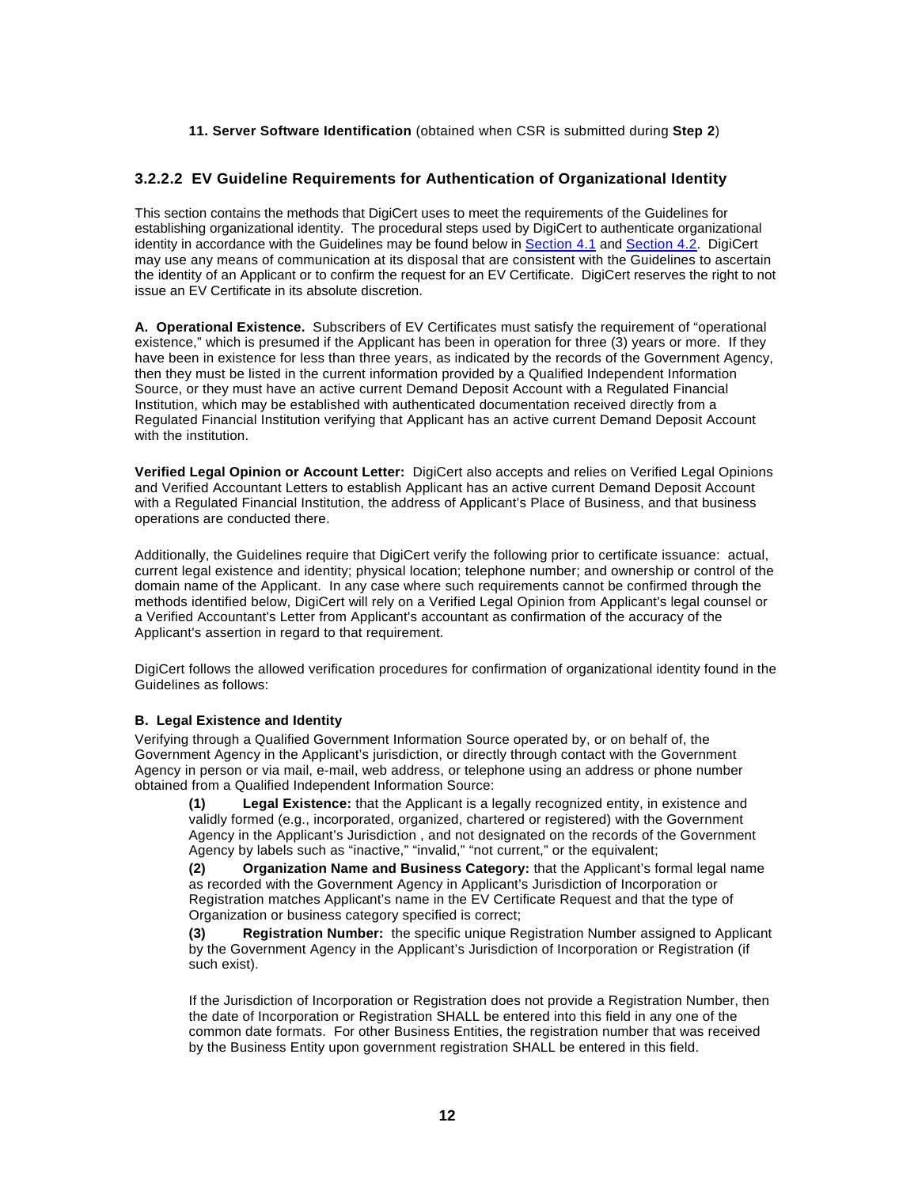**11. Server Software Identification** (obtained when CSR is submitted during **Step 2**)

### 3.2.2.2 EV Guideline Requirements for Authentication of Organizational Identity

This section contains the methods that DigiCert uses to meet the requirements of the Guidelines for establishing organizational identity. The procedural steps used by DigiCert to authenticate organizational identity in accordance with the Guidelines may be found below in Section 4.1 and Section 4.2. DigiCert may use any means of communication at its disposal that are consistent with the Guidelines to ascertain the identity of an Applicant or to confirm the request for an EV Certificate. DigiCert reserves the right to not issue an EV Certificate in its absolute discretion.

**A. Operational Existence.** Subscribers of EV Certificates must satisfy the requirement of "operational existence," which is presumed if the Applicant has been in operation for three (3) years or more. If they have been in existence for less than three years, as indicated by the records of the Government Agency, then they must be listed in the current information provided by a Qualified Independent Information Source, or they must have an active current Demand Deposit Account with a Regulated Financial Institution, which may be established with authenticated documentation received directly from a Regulated Financial Institution verifying that Applicant has an active current Demand Deposit Account with the institution.

**Verified Legal Opinion or Account Letter:** DigiCert also accepts and relies on Verified Legal Opinions and Verified Accountant Letters to establish Applicant has an active current Demand Deposit Account with a Regulated Financial Institution, the address of Applicant's Place of Business, and that business operations are conducted there.

Additionally, the Guidelines require that DigiCert verify the following prior to certificate issuance: actual, current legal existence and identity; physical location; telephone number; and ownership or control of the domain name of the Applicant. In any case where such requirements cannot be confirmed through the methods identified below, DigiCert will rely on a Verified Legal Opinion from Applicant's legal counsel or a Verified Accountant's Letter from Applicant's accountant as confirmation of the accuracy of the Applicant's assertion in regard to that requirement.

DigiCert follows the allowed verification procedures for confirmation of organizational identity found in the Guidelines as follows:

**B. Legal Existence and Identity**

Verifying through a Qualified Government Information Source operated by, or on behalf of, the Government Agency in the Applicant's jurisdiction, or directly through contact with the Government Agency in person or via mail, e-mail, web address, or telephone using an address or phone number obtained from a Qualified Independent Information Source:

**(1) Legal Existence:** that the Applicant is a legally recognized entity, in existence and validly formed (e.g., incorporated, organized, chartered or registered) with the Government Agency in the Applicant's Jurisdiction , and not designated on the records of the Government Agency by labels such as "inactive," "invalid," "not current," or the equivalent;

**(2) Organization Name and Business Category:** that the Applicant's formal legal name as recorded with the Government Agency in Applicant's Jurisdiction of Incorporation or Registration matches Applicant's name in the EV Certificate Request and that the type of Organization or business category specified is correct;

**(3) Registration Number:** the specific unique Registration Number assigned to Applicant by the Government Agency in the Applicant's Jurisdiction of Incorporation or Registration (if such exist).

If the Jurisdiction of Incorporation or Registration does not provide a Registration Number, then the date of Incorporation or Registration SHALL be entered into this field in any one of the common date formats. For other Business Entities, the registration number that was received by the Business Entity upon government registration SHALL be entered in this field.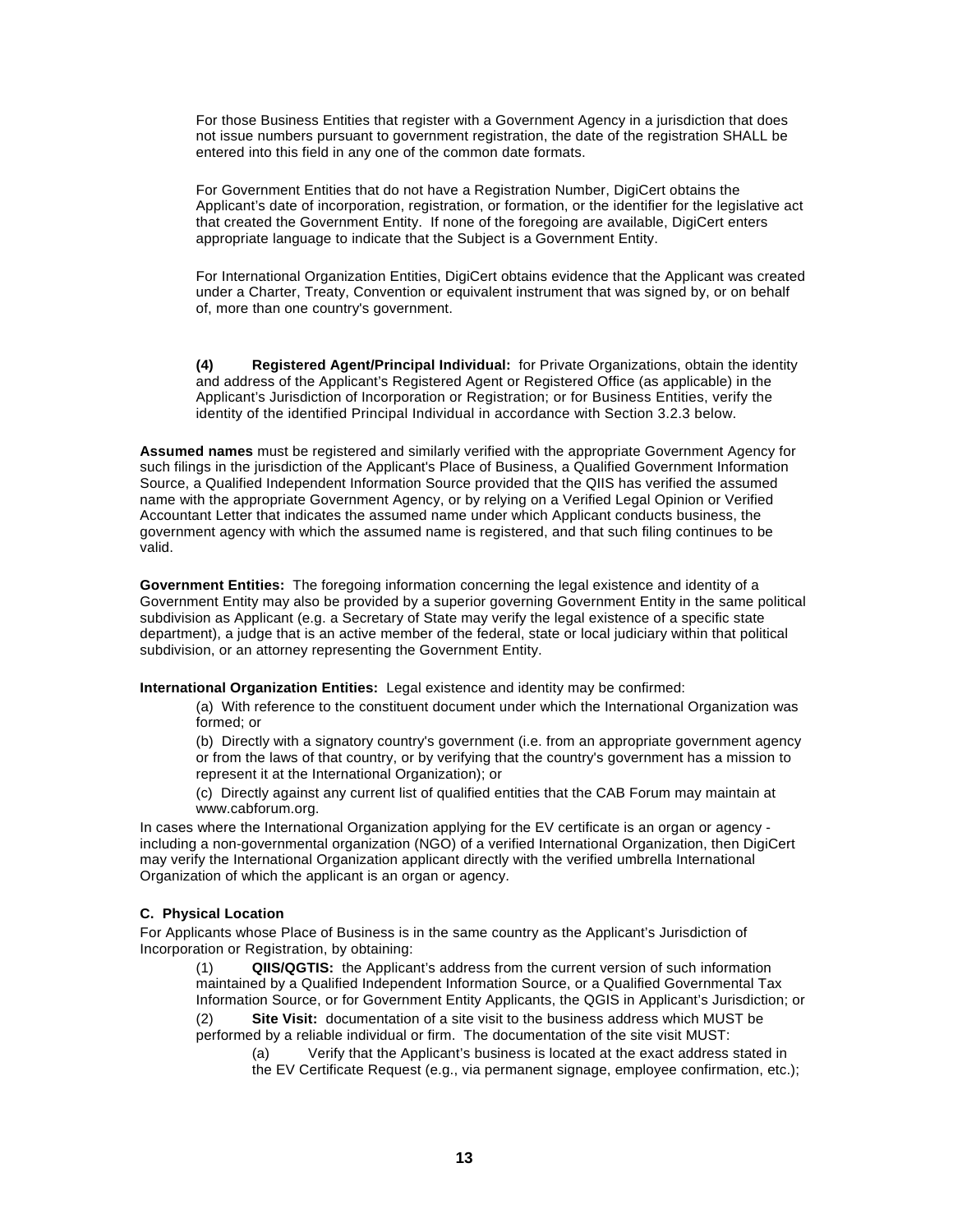For those Business Entities that register with a Government Agency in a jurisdiction that does not issue numbers pursuant to government registration, the date of the registration SHALL be entered into this field in any one of the common date formats.

For Government Entities that do not have a Registration Number, DigiCert obtains the Applicant's date of incorporation, registration, or formation, or the identifier for the legislative act that created the Government Entity. If none of the foregoing are available, DigiCert enters appropriate language to indicate that the Subject is a Government Entity.

For International Organization Entities, DigiCert obtains evidence that the Applicant was created under a Charter, Treaty, Convention or equivalent instrument that was signed by, or on behalf of, more than one country's government.

**(4) Registered Agent/Principal Individual:** for Private Organizations, obtain the identity and address of the Applicant's Registered Agent or Registered Office (as applicable) in the Applicant's Jurisdiction of Incorporation or Registration; or for Business Entities, verify the identity of the identified Principal Individual in accordance with Section 3.2.3 below.

**Assumed names** must be registered and similarly verified with the appropriate Government Agency for such filings in the jurisdiction of the Applicant's Place of Business, a Qualified Government Information Source, a Qualified Independent Information Source provided that the QIIS has verified the assumed name with the appropriate Government Agency, or by relying on a Verified Legal Opinion or Verified Accountant Letter that indicates the assumed name under which Applicant conducts business, the government agency with which the assumed name is registered, and that such filing continues to be valid.

**Government Entities:** The foregoing information concerning the legal existence and identity of a Government Entity may also be provided by a superior governing Government Entity in the same political subdivision as Applicant (e.g. a Secretary of State may verify the legal existence of a specific state department), a judge that is an active member of the federal, state or local judiciary within that political subdivision, or an attorney representing the Government Entity.

**International Organization Entities:** Legal existence and identity may be confirmed:

(a) With reference to the constituent document under which the International Organization was formed; or

(b) Directly with a signatory country's government (i.e. from an appropriate government agency or from the laws of that country, or by verifying that the country's government has a mission to represent it at the International Organization); or

(c) Directly against any current list of qualified entities that the CAB Forum may maintain at www.cabforum.org.

In cases where the International Organization applying for the EV certificate is an organ or agency - including a non-governmental organization (NGO) of a verified International Organization, then DigiCert may verify the International Organization applicant directly with the verified umbrella International Organization of which the applicant is an organ or agency.

**C. Physical Location**

For Applicants whose Place of Business is in the same country as the Applicant's Jurisdiction of Incorporation or Registration, by obtaining:

(1) **QIIS/QGTIS:** the Applicant's address from the current version of such information maintained by a Qualified Independent Information Source, or a Qualified Governmental Tax Information Source, or for Government Entity Applicants, the QGIS in Applicant's Jurisdiction; or

(2) **Site Visit:** documentation of a site visit to the business address which MUST be performed by a reliable individual or firm. The documentation of the site visit MUST:

(a) Verify that the Applicant's business is located at the exact address stated in the EV Certificate Request (e.g., via permanent signage, employee confirmation, etc.);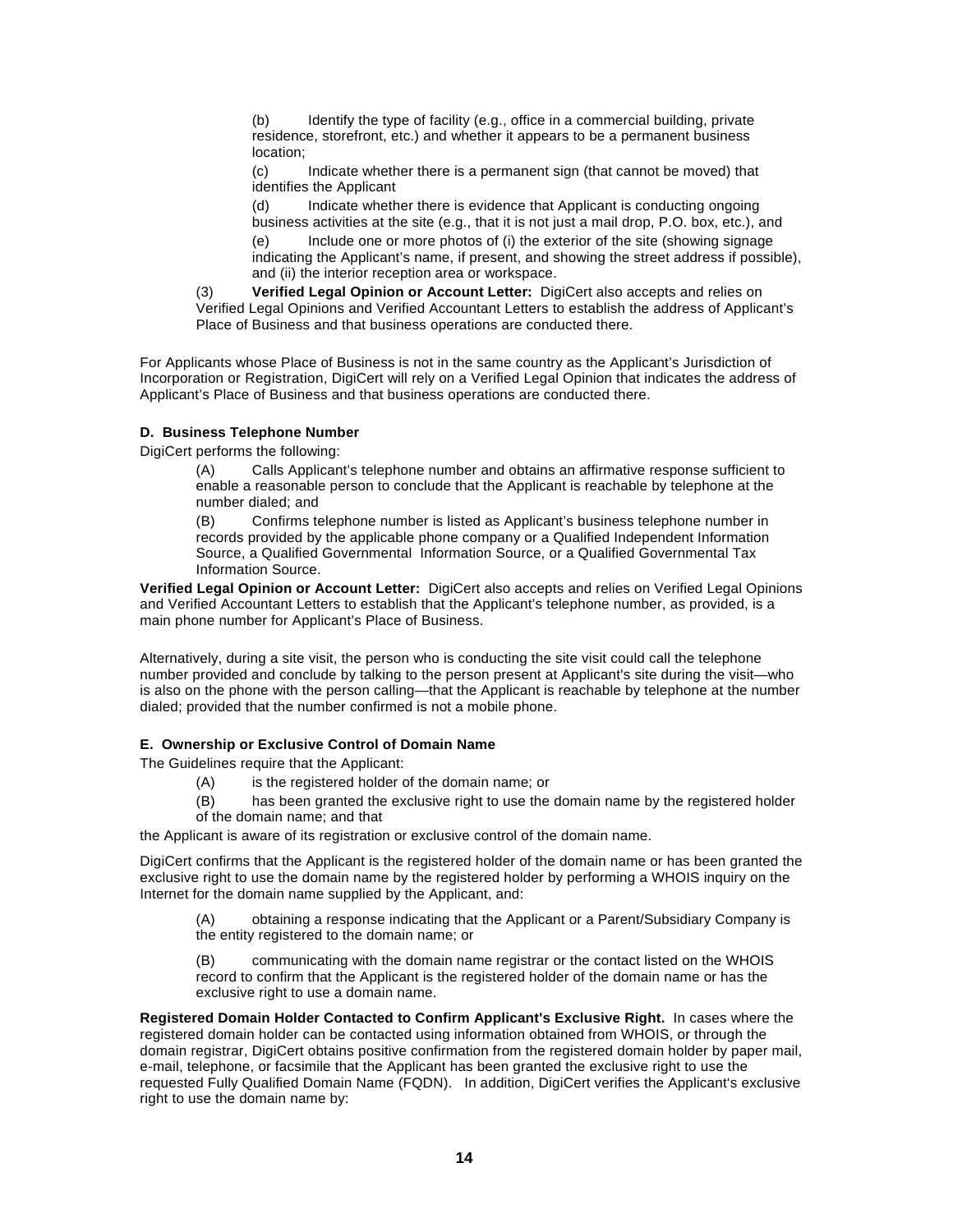(b) Identify the type of facility (e.g., office in a commercial building, private residence, storefront, etc.) and whether it appears to be a permanent business location;

(c) Indicate whether there is a permanent sign (that cannot be moved) that identifies the Applicant

(d) Indicate whether there is evidence that Applicant is conducting ongoing business activities at the site (e.g., that it is not just a mail drop, P.O. box, etc.), and

(e) Include one or more photos of (i) the exterior of the site (showing signage indicating the Applicant's name, if present, and showing the street address if possible), and (ii) the interior reception area or workspace.

(3) **Verified Legal Opinion or Account Letter:** DigiCert also accepts and relies on Verified Legal Opinions and Verified Accountant Letters to establish the address of Applicant's Place of Business and that business operations are conducted there.

For Applicants whose Place of Business is not in the same country as the Applicant's Jurisdiction of Incorporation or Registration, DigiCert will rely on a Verified Legal Opinion that indicates the address of Applicant's Place of Business and that business operations are conducted there.

#### D. Business Telephone Number

DigiCert performs the following:

(A) Calls Applicant's telephone number and obtains an affirmative response sufficient to enable a reasonable person to conclude that the Applicant is reachable by telephone at the number dialed; and

(B) Confirms telephone number is listed as Applicant's business telephone number in records provided by the applicable phone company or a Qualified Independent Information Source, a Qualified Governmental Information Source, or a Qualified Governmental Tax Information Source.

**Verified Legal Opinion or Account Letter:** DigiCert also accepts and relies on Verified Legal Opinions and Verified Accountant Letters to establish that the Applicant's telephone number, as provided, is a main phone number for Applicant's Place of Business.

Alternatively, during a site visit, the person who is conducting the site visit could call the telephone number provided and conclude by talking to the person present at Applicant's site during the visit—who is also on the phone with the person calling—that the Applicant is reachable by telephone at the number dialed; provided that the number confirmed is not a mobile phone.

#### E. Ownership or Exclusive Control of Domain Name

The Guidelines require that the Applicant:

(A) is the registered holder of the domain name; or

(B) has been granted the exclusive right to use the domain name by the registered holder of the domain name; and that

the Applicant is aware of its registration or exclusive control of the domain name.

DigiCert confirms that the Applicant is the registered holder of the domain name or has been granted the exclusive right to use the domain name by the registered holder by performing a WHOIS inquiry on the Internet for the domain name supplied by the Applicant, and:

(A) obtaining a response indicating that the Applicant or a Parent/Subsidiary Company is the entity registered to the domain name; or

(B) communicating with the domain name registrar or the contact listed on the WHOIS record to confirm that the Applicant is the registered holder of the domain name or has the exclusive right to use a domain name.

**Registered Domain Holder Contacted to Confirm Applicant's Exclusive Right.** In cases where the registered domain holder can be contacted using information obtained from WHOIS, or through the domain registrar, DigiCert obtains positive confirmation from the registered domain holder by paper mail, e-mail, telephone, or facsimile that the Applicant has been granted the exclusive right to use the requested Fully Qualified Domain Name (FQDN). In addition, DigiCert verifies the Applicant's exclusive right to use the domain name by: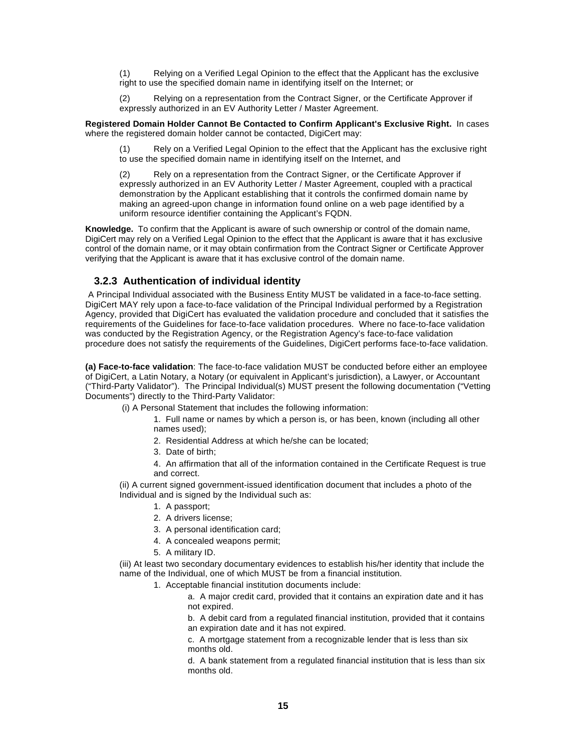(1) Relying on a Verified Legal Opinion to the effect that the Applicant has the exclusive right to use the specified domain name in identifying itself on the Internet; or

(2) Relying on a representation from the Contract Signer, or the Certificate Approver if expressly authorized in an EV Authority Letter / Master Agreement.

**Registered Domain Holder Cannot Be Contacted to Confirm Applicant's Exclusive Right.** In cases where the registered domain holder cannot be contacted, DigiCert may:

(1) Rely on a Verified Legal Opinion to the effect that the Applicant has the exclusive right to use the specified domain name in identifying itself on the Internet, and

(2) Rely on a representation from the Contract Signer, or the Certificate Approver if expressly authorized in an EV Authority Letter / Master Agreement, coupled with a practical demonstration by the Applicant establishing that it controls the confirmed domain name by making an agreed-upon change in information found online on a web page identified by a uniform resource identifier containing the Applicant's FQDN.

**Knowledge.** To confirm that the Applicant is aware of such ownership or control of the domain name, DigiCert may rely on a Verified Legal Opinion to the effect that the Applicant is aware that it has exclusive control of the domain name, or it may obtain confirmation from the Contract Signer or Certificate Approver verifying that the Applicant is aware that it has exclusive control of the domain name.

### 3.2.3 Authentication of individual identity

A Principal Individual associated with the Business Entity MUST be validated in a face-to-face setting. DigiCert MAY rely upon a face-to-face validation of the Principal Individual performed by a Registration Agency, provided that DigiCert has evaluated the validation procedure and concluded that it satisfies the requirements of the Guidelines for face-to-face validation procedures. Where no face-to-face validation was conducted by the Registration Agency, or the Registration Agency's face-to-face validation procedure does not satisfy the requirements of the Guidelines, DigiCert performs face-to-face validation.

**(a) Face-to-face validation**: The face-to-face validation MUST be conducted before either an employee of DigiCert, a Latin Notary, a Notary (or equivalent in Applicant's jurisdiction), a Lawyer, or Accountant ("Third-Party Validator"). The Principal Individual(s) MUST present the following documentation ("Vetting Documents") directly to the Third-Party Validator:

(i) A Personal Statement that includes the following information:

1. Full name or names by which a person is, or has been, known (including all other names used);
2. Residential Address at which he/she can be located;
3. Date of birth;
4. An affirmation that all of the information contained in the Certificate Request is true and correct.

(ii) A current signed government-issued identification document that includes a photo of the Individual and is signed by the Individual such as:

1. A passport;
2. A drivers license;
3. A personal identification card;
4. A concealed weapons permit;
5. A military ID.

(iii) At least two secondary documentary evidences to establish his/her identity that include the name of the Individual, one of which MUST be from a financial institution.

1. Acceptable financial institution documents include:
    a. A major credit card, provided that it contains an expiration date and it has not expired.
    b. A debit card from a regulated financial institution, provided that it contains an expiration date and it has not expired.
    c. A mortgage statement from a recognizable lender that is less than six months old.
    d. A bank statement from a regulated financial institution that is less than six months old.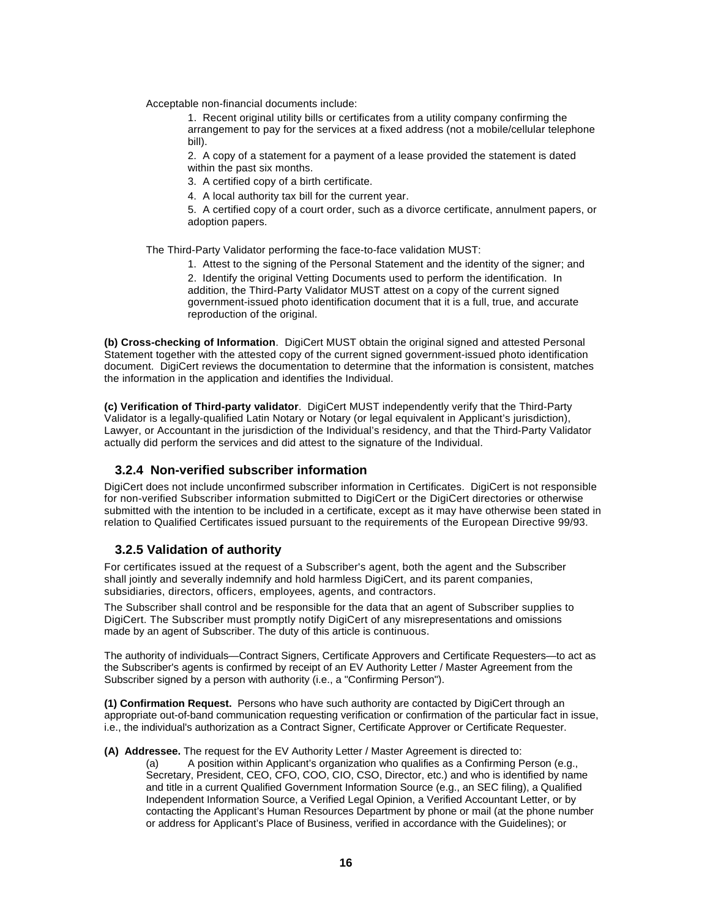Acceptable non-financial documents include:

1. Recent original utility bills or certificates from a utility company confirming the arrangement to pay for the services at a fixed address (not a mobile/cellular telephone bill).
2. A copy of a statement for a payment of a lease provided the statement is dated within the past six months.
3. A certified copy of a birth certificate.
4. A local authority tax bill for the current year.
5. A certified copy of a court order, such as a divorce certificate, annulment papers, or adoption papers.

The Third-Party Validator performing the face-to-face validation MUST:

1. Attest to the signing of the Personal Statement and the identity of the signer; and
2. Identify the original Vetting Documents used to perform the identification. In addition, the Third-Party Validator MUST attest on a copy of the current signed government-issued photo identification document that it is a full, true, and accurate reproduction of the original.

**(b) Cross-checking of Information**. DigiCert MUST obtain the original signed and attested Personal Statement together with the attested copy of the current signed government-issued photo identification document. DigiCert reviews the documentation to determine that the information is consistent, matches the information in the application and identifies the Individual.

**(c) Verification of Third-party validator**. DigiCert MUST independently verify that the Third-Party Validator is a legally-qualified Latin Notary or Notary (or legal equivalent in Applicant's jurisdiction), Lawyer, or Accountant in the jurisdiction of the Individual's residency, and that the Third-Party Validator actually did perform the services and did attest to the signature of the Individual.

### 3.2.4 Non-verified subscriber information

DigiCert does not include unconfirmed subscriber information in Certificates. DigiCert is not responsible for non-verified Subscriber information submitted to DigiCert or the DigiCert directories or otherwise submitted with the intention to be included in a certificate, except as it may have otherwise been stated in relation to Qualified Certificates issued pursuant to the requirements of the European Directive 99/93.

### 3.2.5 Validation of authority

For certificates issued at the request of a Subscriber's agent, both the agent and the Subscriber shall jointly and severally indemnify and hold harmless DigiCert, and its parent companies, subsidiaries, directors, officers, employees, agents, and contractors.

The Subscriber shall control and be responsible for the data that an agent of Subscriber supplies to DigiCert. The Subscriber must promptly notify DigiCert of any misrepresentations and omissions made by an agent of Subscriber. The duty of this article is continuous.

The authority of individuals—Contract Signers, Certificate Approvers and Certificate Requesters—to act as the Subscriber's agents is confirmed by receipt of an EV Authority Letter / Master Agreement from the Subscriber signed by a person with authority (i.e., a "Confirming Person").

**(1) Confirmation Request.** Persons who have such authority are contacted by DigiCert through an appropriate out-of-band communication requesting verification or confirmation of the particular fact in issue, i.e., the individual's authorization as a Contract Signer, Certificate Approver or Certificate Requester.

**(A) Addressee.** The request for the EV Authority Letter / Master Agreement is directed to:

(a) A position within Applicant's organization who qualifies as a Confirming Person (e.g., Secretary, President, CEO, CFO, COO, CIO, CSO, Director, etc.) and who is identified by name and title in a current Qualified Government Information Source (e.g., an SEC filing), a Qualified Independent Information Source, a Verified Legal Opinion, a Verified Accountant Letter, or by contacting the Applicant's Human Resources Department by phone or mail (at the phone number or address for Applicant's Place of Business, verified in accordance with the Guidelines); or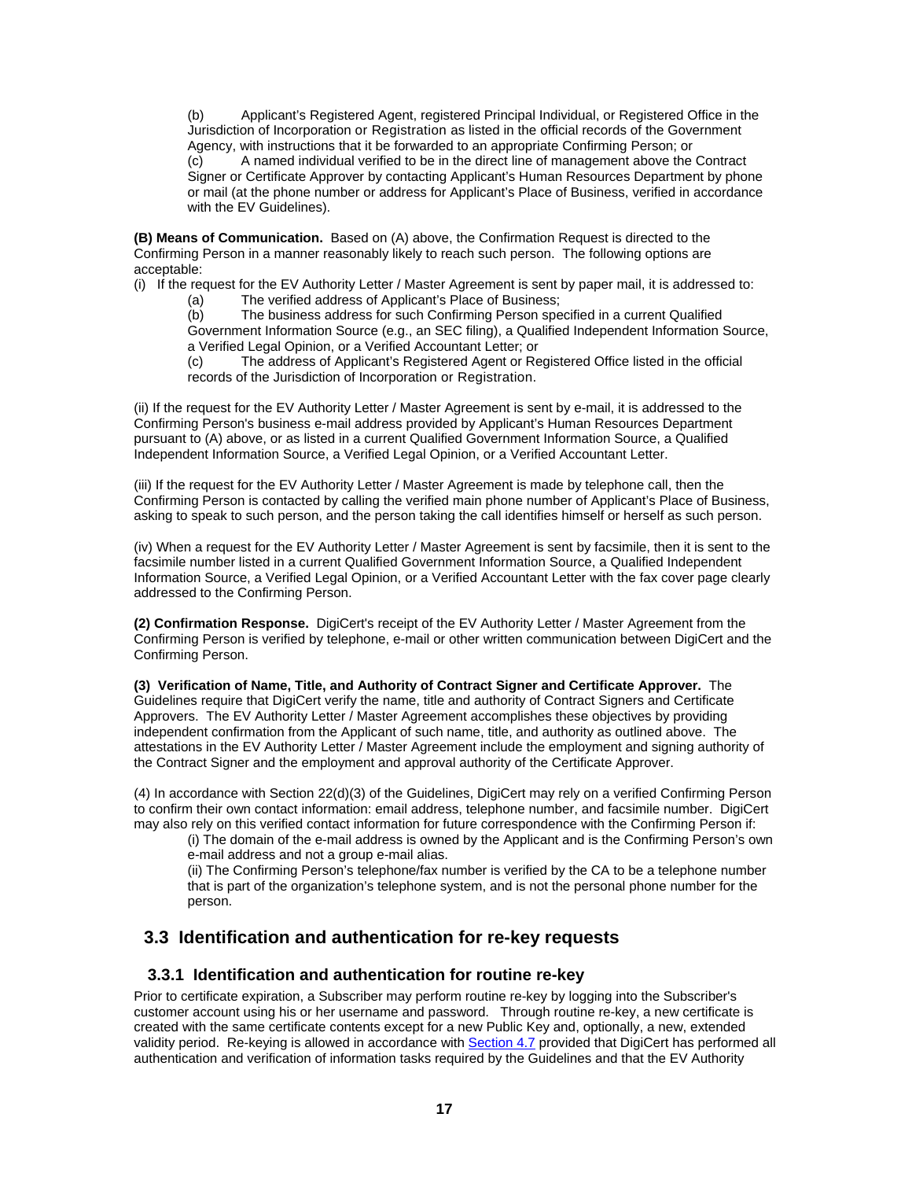(b) Applicant's Registered Agent, registered Principal Individual, or Registered Office in the Jurisdiction of Incorporation or Registration as listed in the official records of the Government Agency, with instructions that it be forwarded to an appropriate Confirming Person; or

(c) A named individual verified to be in the direct line of management above the Contract Signer or Certificate Approver by contacting Applicant's Human Resources Department by phone or mail (at the phone number or address for Applicant's Place of Business, verified in accordance with the EV Guidelines).

**(B) Means of Communication.** Based on (A) above, the Confirmation Request is directed to the Confirming Person in a manner reasonably likely to reach such person. The following options are acceptable:

(i) If the request for the EV Authority Letter / Master Agreement is sent by paper mail, it is addressed to:

(a) The verified address of Applicant's Place of Business;

(b) The business address for such Confirming Person specified in a current Qualified Government Information Source (e.g., an SEC filing), a Qualified Independent Information Source, a Verified Legal Opinion, or a Verified Accountant Letter; or

(c) The address of Applicant's Registered Agent or Registered Office listed in the official records of the Jurisdiction of Incorporation or Registration.

(ii) If the request for the EV Authority Letter / Master Agreement is sent by e-mail, it is addressed to the Confirming Person's business e-mail address provided by Applicant's Human Resources Department pursuant to (A) above, or as listed in a current Qualified Government Information Source, a Qualified Independent Information Source, a Verified Legal Opinion, or a Verified Accountant Letter.

(iii) If the request for the EV Authority Letter / Master Agreement is made by telephone call, then the Confirming Person is contacted by calling the verified main phone number of Applicant's Place of Business, asking to speak to such person, and the person taking the call identifies himself or herself as such person.

(iv) When a request for the EV Authority Letter / Master Agreement is sent by facsimile, then it is sent to the facsimile number listed in a current Qualified Government Information Source, a Qualified Independent Information Source, a Verified Legal Opinion, or a Verified Accountant Letter with the fax cover page clearly addressed to the Confirming Person.

**(2) Confirmation Response.** DigiCert's receipt of the EV Authority Letter / Master Agreement from the Confirming Person is verified by telephone, e-mail or other written communication between DigiCert and the Confirming Person.

**(3) Verification of Name, Title, and Authority of Contract Signer and Certificate Approver.** The Guidelines require that DigiCert verify the name, title and authority of Contract Signers and Certificate Approvers. The EV Authority Letter / Master Agreement accomplishes these objectives by providing independent confirmation from the Applicant of such name, title, and authority as outlined above. The attestations in the EV Authority Letter / Master Agreement include the employment and signing authority of the Contract Signer and the employment and approval authority of the Certificate Approver.

(4) In accordance with Section 22(d)(3) of the Guidelines, DigiCert may rely on a verified Confirming Person to confirm their own contact information: email address, telephone number, and facsimile number. DigiCert may also rely on this verified contact information for future correspondence with the Confirming Person if:

(i) The domain of the e-mail address is owned by the Applicant and is the Confirming Person's own e-mail address and not a group e-mail alias.

(ii) The Confirming Person's telephone/fax number is verified by the CA to be a telephone number that is part of the organization's telephone system, and is not the personal phone number for the person.

## 3.3 Identification and authentication for re-key requests

### 3.3.1 Identification and authentication for routine re-key

Prior to certificate expiration, a Subscriber may perform routine re-key by logging into the Subscriber's customer account using his or her username and password. Through routine re-key, a new certificate is created with the same certificate contents except for a new Public Key and, optionally, a new, extended validity period. Re-keying is allowed in accordance with Section 4.7 provided that DigiCert has performed all authentication and verification of information tasks required by the Guidelines and that the EV Authority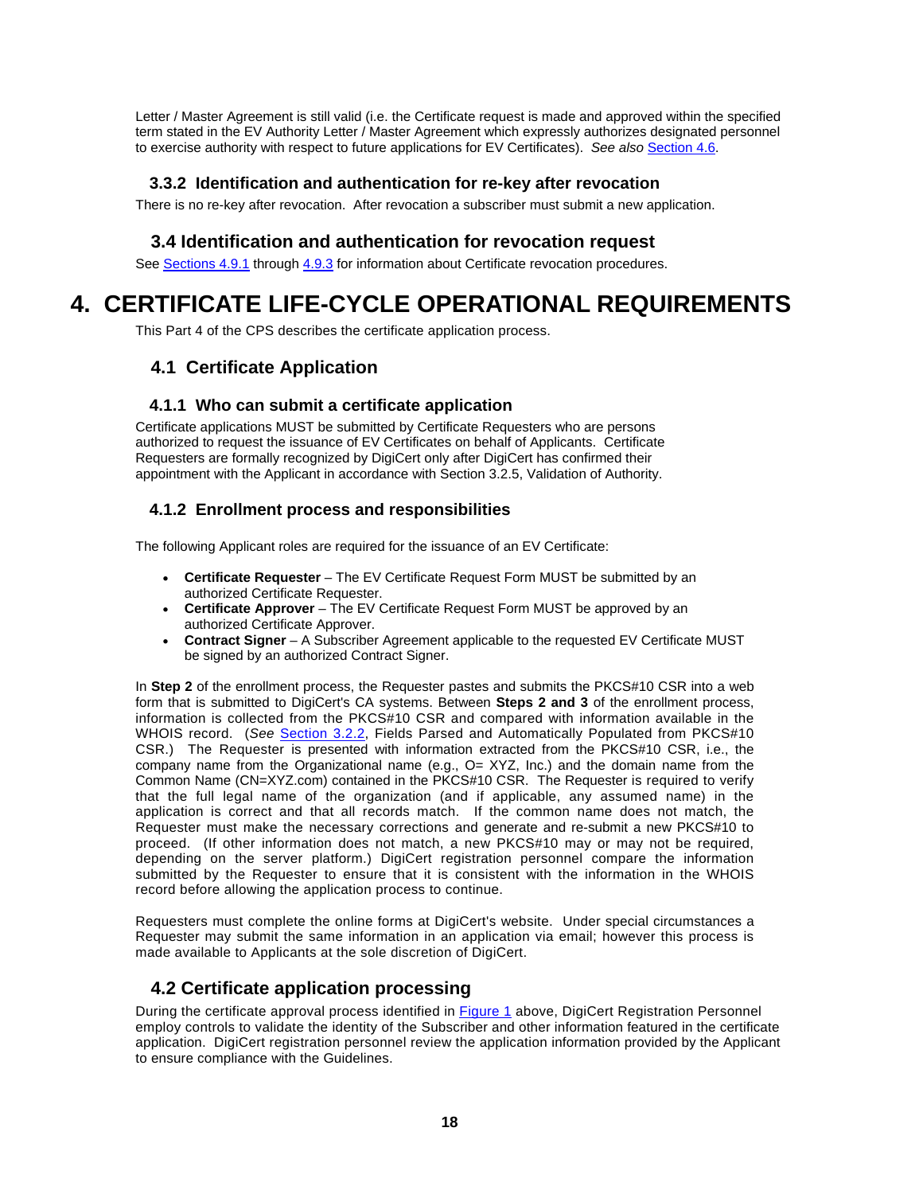Letter / Master Agreement is still valid (i.e. the Certificate request is made and approved within the specified term stated in the EV Authority Letter / Master Agreement which expressly authorizes designated personnel to exercise authority with respect to future applications for EV Certificates). *See also* Section 4.6.

### 3.3.2 Identification and authentication for re-key after revocation

There is no re-key after revocation. After revocation a subscriber must submit a new application.

## 3.4 Identification and authentication for revocation request

See Sections 4.9.1 through 4.9.3 for information about Certificate revocation procedures.

# 4. CERTIFICATE LIFE-CYCLE OPERATIONAL REQUIREMENTS

This Part 4 of the CPS describes the certificate application process.

## 4.1 Certificate Application

### 4.1.1 Who can submit a certificate application

Certificate applications MUST be submitted by Certificate Requesters who are persons authorized to request the issuance of EV Certificates on behalf of Applicants. Certificate Requesters are formally recognized by DigiCert only after DigiCert has confirmed their appointment with the Applicant in accordance with Section 3.2.5, Validation of Authority.

### 4.1.2 Enrollment process and responsibilities

The following Applicant roles are required for the issuance of an EV Certificate:

- **Certificate Requester** – The EV Certificate Request Form MUST be submitted by an authorized Certificate Requester.
- **Certificate Approver** – The EV Certificate Request Form MUST be approved by an authorized Certificate Approver.
- **Contract Signer** – A Subscriber Agreement applicable to the requested EV Certificate MUST be signed by an authorized Contract Signer.

In **Step 2** of the enrollment process, the Requester pastes and submits the PKCS#10 CSR into a web form that is submitted to DigiCert's CA systems. Between **Steps 2 and 3** of the enrollment process, information is collected from the PKCS#10 CSR and compared with information available in the WHOIS record. (*See* Section 3.2.2, Fields Parsed and Automatically Populated from PKCS#10 CSR.) The Requester is presented with information extracted from the PKCS#10 CSR, i.e., the company name from the Organizational name (e.g., O= XYZ, Inc.) and the domain name from the Common Name (CN=XYZ.com) contained in the PKCS#10 CSR. The Requester is required to verify that the full legal name of the organization (and if applicable, any assumed name) in the application is correct and that all records match. If the common name does not match, the Requester must make the necessary corrections and generate and re-submit a new PKCS#10 to proceed. (If other information does not match, a new PKCS#10 may or may not be required, depending on the server platform.) DigiCert registration personnel compare the information submitted by the Requester to ensure that it is consistent with the information in the WHOIS record before allowing the application process to continue.

Requesters must complete the online forms at DigiCert's website. Under special circumstances a Requester may submit the same information in an application via email; however this process is made available to Applicants at the sole discretion of DigiCert.

## 4.2 Certificate application processing

During the certificate approval process identified in Figure 1 above, DigiCert Registration Personnel employ controls to validate the identity of the Subscriber and other information featured in the certificate application. DigiCert registration personnel review the application information provided by the Applicant to ensure compliance with the Guidelines.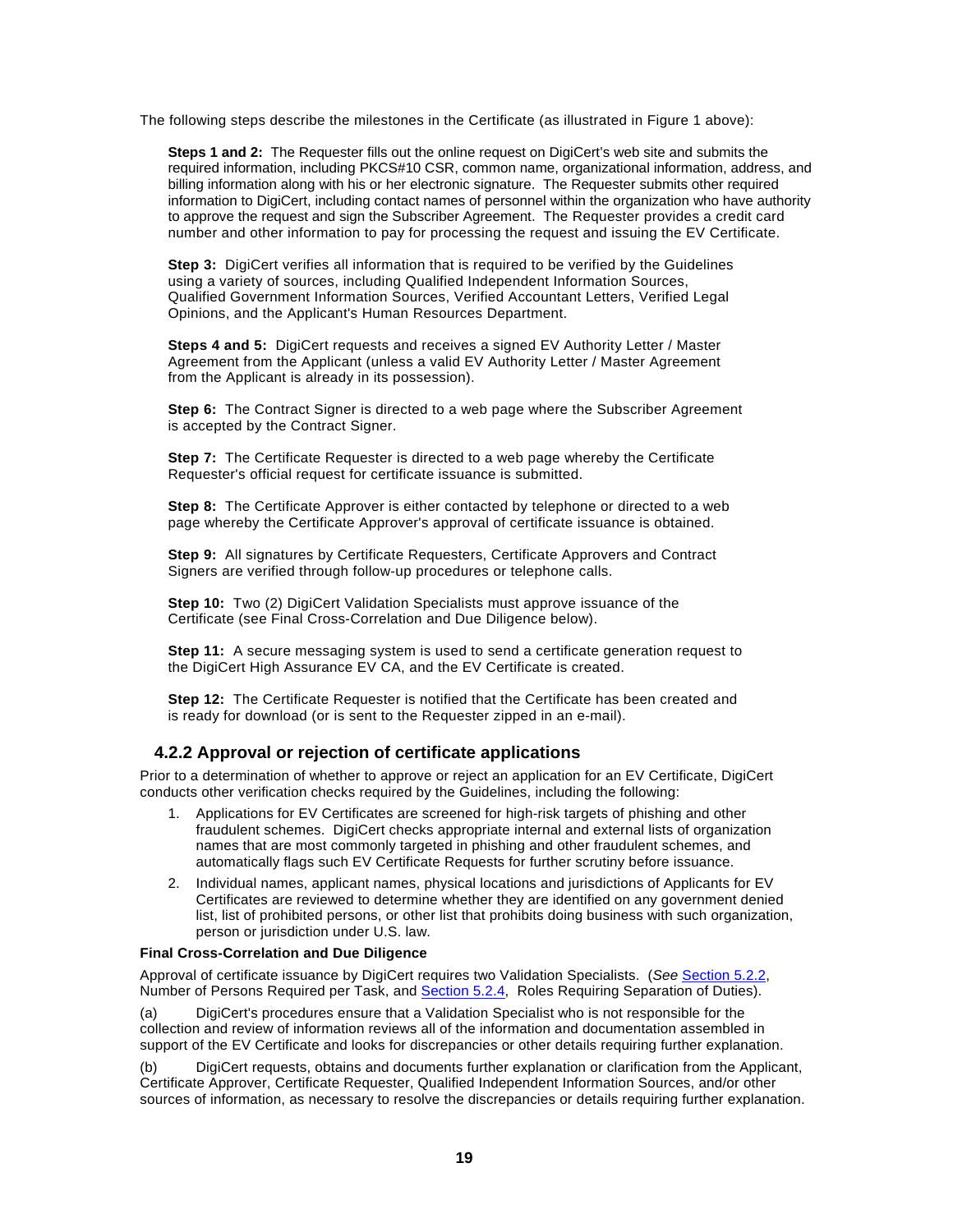The following steps describe the milestones in the Certificate (as illustrated in Figure 1 above):

**Steps 1 and 2:** The Requester fills out the online request on DigiCert's web site and submits the required information, including PKCS#10 CSR, common name, organizational information, address, and billing information along with his or her electronic signature. The Requester submits other required information to DigiCert, including contact names of personnel within the organization who have authority to approve the request and sign the Subscriber Agreement. The Requester provides a credit card number and other information to pay for processing the request and issuing the EV Certificate.

**Step 3:** DigiCert verifies all information that is required to be verified by the Guidelines using a variety of sources, including Qualified Independent Information Sources, Qualified Government Information Sources, Verified Accountant Letters, Verified Legal Opinions, and the Applicant's Human Resources Department.

**Steps 4 and 5:** DigiCert requests and receives a signed EV Authority Letter / Master Agreement from the Applicant (unless a valid EV Authority Letter / Master Agreement from the Applicant is already in its possession).

**Step 6:** The Contract Signer is directed to a web page where the Subscriber Agreement is accepted by the Contract Signer.

**Step 7:** The Certificate Requester is directed to a web page whereby the Certificate Requester's official request for certificate issuance is submitted.

**Step 8:** The Certificate Approver is either contacted by telephone or directed to a web page whereby the Certificate Approver's approval of certificate issuance is obtained.

**Step 9:** All signatures by Certificate Requesters, Certificate Approvers and Contract Signers are verified through follow-up procedures or telephone calls.

**Step 10:** Two (2) DigiCert Validation Specialists must approve issuance of the Certificate (see Final Cross-Correlation and Due Diligence below).

**Step 11:** A secure messaging system is used to send a certificate generation request to the DigiCert High Assurance EV CA, and the EV Certificate is created.

**Step 12:** The Certificate Requester is notified that the Certificate has been created and is ready for download (or is sent to the Requester zipped in an e-mail).

### 4.2.2 Approval or rejection of certificate applications

Prior to a determination of whether to approve or reject an application for an EV Certificate, DigiCert conducts other verification checks required by the Guidelines, including the following:

1. Applications for EV Certificates are screened for high-risk targets of phishing and other fraudulent schemes. DigiCert checks appropriate internal and external lists of organization names that are most commonly targeted in phishing and other fraudulent schemes, and automatically flags such EV Certificate Requests for further scrutiny before issuance.
2. Individual names, applicant names, physical locations and jurisdictions of Applicants for EV Certificates are reviewed to determine whether they are identified on any government denied list, list of prohibited persons, or other list that prohibits doing business with such organization, person or jurisdiction under U.S. law.

**Final Cross-Correlation and Due Diligence**

Approval of certificate issuance by DigiCert requires two Validation Specialists. (*See* Section 5.2.2, Number of Persons Required per Task, and Section 5.2.4, Roles Requiring Separation of Duties).

(a) DigiCert's procedures ensure that a Validation Specialist who is not responsible for the collection and review of information reviews all of the information and documentation assembled in support of the EV Certificate and looks for discrepancies or other details requiring further explanation.

(b) DigiCert requests, obtains and documents further explanation or clarification from the Applicant, Certificate Approver, Certificate Requester, Qualified Independent Information Sources, and/or other sources of information, as necessary to resolve the discrepancies or details requiring further explanation.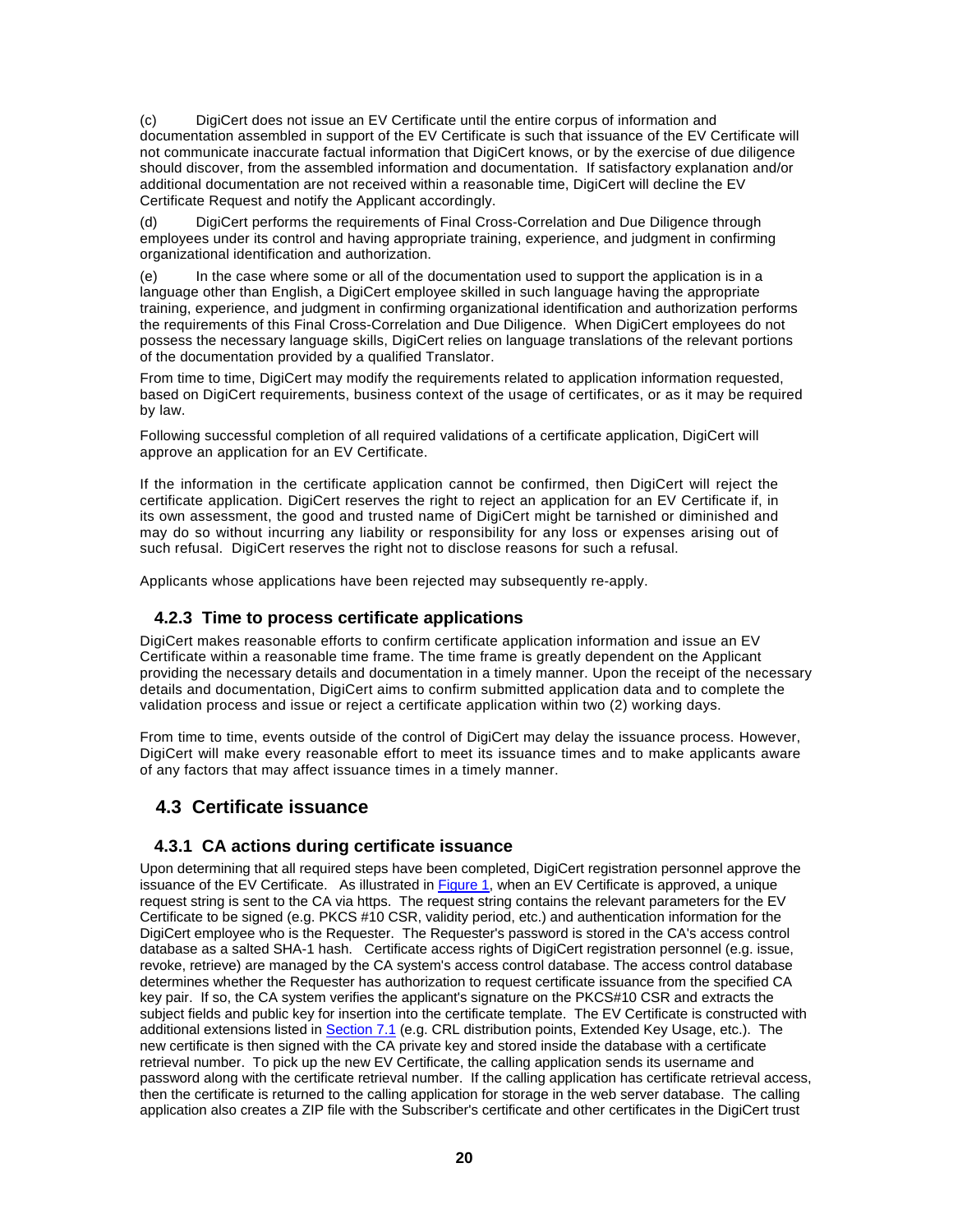(c) DigiCert does not issue an EV Certificate until the entire corpus of information and documentation assembled in support of the EV Certificate is such that issuance of the EV Certificate will not communicate inaccurate factual information that DigiCert knows, or by the exercise of due diligence should discover, from the assembled information and documentation. If satisfactory explanation and/or additional documentation are not received within a reasonable time, DigiCert will decline the EV Certificate Request and notify the Applicant accordingly.

(d) DigiCert performs the requirements of Final Cross-Correlation and Due Diligence through employees under its control and having appropriate training, experience, and judgment in confirming organizational identification and authorization.

(e) In the case where some or all of the documentation used to support the application is in a language other than English, a DigiCert employee skilled in such language having the appropriate training, experience, and judgment in confirming organizational identification and authorization performs the requirements of this Final Cross-Correlation and Due Diligence. When DigiCert employees do not possess the necessary language skills, DigiCert relies on language translations of the relevant portions of the documentation provided by a qualified Translator.

From time to time, DigiCert may modify the requirements related to application information requested, based on DigiCert requirements, business context of the usage of certificates, or as it may be required by law.

Following successful completion of all required validations of a certificate application, DigiCert will approve an application for an EV Certificate.

If the information in the certificate application cannot be confirmed, then DigiCert will reject the certificate application. DigiCert reserves the right to reject an application for an EV Certificate if, in its own assessment, the good and trusted name of DigiCert might be tarnished or diminished and may do so without incurring any liability or responsibility for any loss or expenses arising out of such refusal. DigiCert reserves the right not to disclose reasons for such a refusal.

Applicants whose applications have been rejected may subsequently re-apply.

### 4.2.3 Time to process certificate applications

DigiCert makes reasonable efforts to confirm certificate application information and issue an EV Certificate within a reasonable time frame. The time frame is greatly dependent on the Applicant providing the necessary details and documentation in a timely manner. Upon the receipt of the necessary details and documentation, DigiCert aims to confirm submitted application data and to complete the validation process and issue or reject a certificate application within two (2) working days.

From time to time, events outside of the control of DigiCert may delay the issuance process. However, DigiCert will make every reasonable effort to meet its issuance times and to make applicants aware of any factors that may affect issuance times in a timely manner.

## 4.3 Certificate issuance

### 4.3.1 CA actions during certificate issuance

Upon determining that all required steps have been completed, DigiCert registration personnel approve the issuance of the EV Certificate. As illustrated in Figure 1, when an EV Certificate is approved, a unique request string is sent to the CA via https. The request string contains the relevant parameters for the EV Certificate to be signed (e.g. PKCS #10 CSR, validity period, etc.) and authentication information for the DigiCert employee who is the Requester. The Requester's password is stored in the CA's access control database as a salted SHA-1 hash. Certificate access rights of DigiCert registration personnel (e.g. issue, revoke, retrieve) are managed by the CA system's access control database. The access control database determines whether the Requester has authorization to request certificate issuance from the specified CA key pair. If so, the CA system verifies the applicant's signature on the PKCS#10 CSR and extracts the subject fields and public key for insertion into the certificate template. The EV Certificate is constructed with additional extensions listed in Section 7.1 (e.g. CRL distribution points, Extended Key Usage, etc.). The new certificate is then signed with the CA private key and stored inside the database with a certificate retrieval number. To pick up the new EV Certificate, the calling application sends its username and password along with the certificate retrieval number. If the calling application has certificate retrieval access, then the certificate is returned to the calling application for storage in the web server database. The calling application also creates a ZIP file with the Subscriber's certificate and other certificates in the DigiCert trust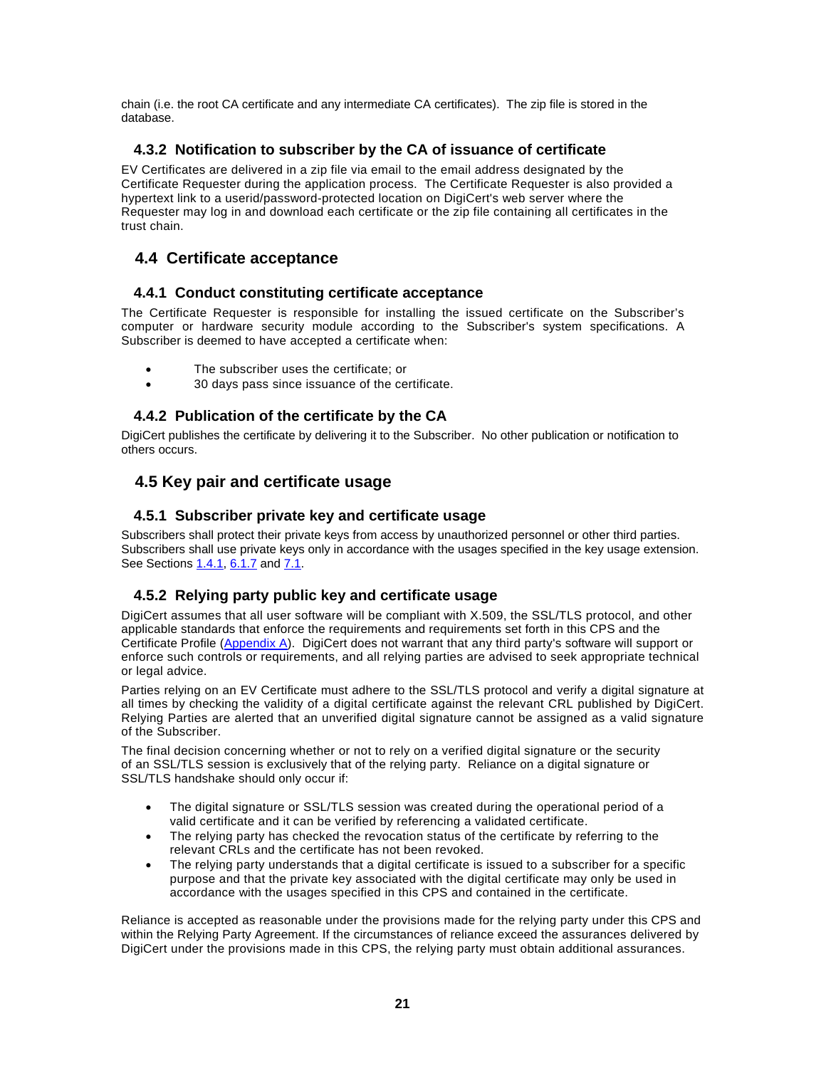chain (i.e. the root CA certificate and any intermediate CA certificates). The zip file is stored in the database.

### 4.3.2 Notification to subscriber by the CA of issuance of certificate

EV Certificates are delivered in a zip file via email to the email address designated by the Certificate Requester during the application process. The Certificate Requester is also provided a hypertext link to a userid/password-protected location on DigiCert's web server where the Requester may log in and download each certificate or the zip file containing all certificates in the trust chain.

## 4.4 Certificate acceptance

### 4.4.1 Conduct constituting certificate acceptance

The Certificate Requester is responsible for installing the issued certificate on the Subscriber's computer or hardware security module according to the Subscriber's system specifications. A Subscriber is deemed to have accepted a certificate when:

- The subscriber uses the certificate; or
- 30 days pass since issuance of the certificate.

### 4.4.2 Publication of the certificate by the CA

DigiCert publishes the certificate by delivering it to the Subscriber. No other publication or notification to others occurs.

## 4.5 Key pair and certificate usage

### 4.5.1 Subscriber private key and certificate usage

Subscribers shall protect their private keys from access by unauthorized personnel or other third parties. Subscribers shall use private keys only in accordance with the usages specified in the key usage extension. See Sections 1.4.1, 6.1.7 and 7.1.

### 4.5.2 Relying party public key and certificate usage

DigiCert assumes that all user software will be compliant with X.509, the SSL/TLS protocol, and other applicable standards that enforce the requirements and requirements set forth in this CPS and the Certificate Profile (Appendix A). DigiCert does not warrant that any third party's software will support or enforce such controls or requirements, and all relying parties are advised to seek appropriate technical or legal advice.

Parties relying on an EV Certificate must adhere to the SSL/TLS protocol and verify a digital signature at all times by checking the validity of a digital certificate against the relevant CRL published by DigiCert. Relying Parties are alerted that an unverified digital signature cannot be assigned as a valid signature of the Subscriber.

The final decision concerning whether or not to rely on a verified digital signature or the security of an SSL/TLS session is exclusively that of the relying party. Reliance on a digital signature or SSL/TLS handshake should only occur if:

- The digital signature or SSL/TLS session was created during the operational period of a valid certificate and it can be verified by referencing a validated certificate.
- The relying party has checked the revocation status of the certificate by referring to the relevant CRLs and the certificate has not been revoked.
- The relying party understands that a digital certificate is issued to a subscriber for a specific purpose and that the private key associated with the digital certificate may only be used in accordance with the usages specified in this CPS and contained in the certificate.

Reliance is accepted as reasonable under the provisions made for the relying party under this CPS and within the Relying Party Agreement. If the circumstances of reliance exceed the assurances delivered by DigiCert under the provisions made in this CPS, the relying party must obtain additional assurances.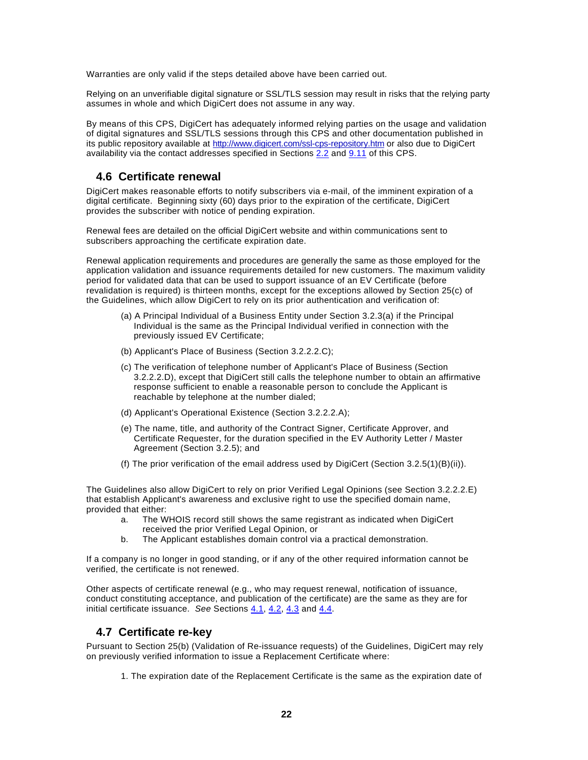Warranties are only valid if the steps detailed above have been carried out.

Relying on an unverifiable digital signature or SSL/TLS session may result in risks that the relying party assumes in whole and which DigiCert does not assume in any way.

By means of this CPS, DigiCert has adequately informed relying parties on the usage and validation of digital signatures and SSL/TLS sessions through this CPS and other documentation published in its public repository available at http://www.digicert.com/ssl-cps-repository.htm or also due to DigiCert availability via the contact addresses specified in Sections 2.2 and 9.11 of this CPS.

## 4.6 Certificate renewal

DigiCert makes reasonable efforts to notify subscribers via e-mail, of the imminent expiration of a digital certificate. Beginning sixty (60) days prior to the expiration of the certificate, DigiCert provides the subscriber with notice of pending expiration.

Renewal fees are detailed on the official DigiCert website and within communications sent to subscribers approaching the certificate expiration date.

Renewal application requirements and procedures are generally the same as those employed for the application validation and issuance requirements detailed for new customers. The maximum validity period for validated data that can be used to support issuance of an EV Certificate (before revalidation is required) is thirteen months, except for the exceptions allowed by Section 25(c) of the Guidelines, which allow DigiCert to rely on its prior authentication and verification of:

(a) A Principal Individual of a Business Entity under Section 3.2.3(a) if the Principal Individual is the same as the Principal Individual verified in connection with the previously issued EV Certificate;

(b) Applicant's Place of Business (Section 3.2.2.2.C);

(c) The verification of telephone number of Applicant's Place of Business (Section 3.2.2.2.D), except that DigiCert still calls the telephone number to obtain an affirmative response sufficient to enable a reasonable person to conclude the Applicant is reachable by telephone at the number dialed;

(d) Applicant's Operational Existence (Section 3.2.2.2.A);

(e) The name, title, and authority of the Contract Signer, Certificate Approver, and Certificate Requester, for the duration specified in the EV Authority Letter / Master Agreement (Section 3.2.5); and

(f) The prior verification of the email address used by DigiCert (Section 3.2.5(1)(B)(ii)).

The Guidelines also allow DigiCert to rely on prior Verified Legal Opinions (see Section 3.2.2.2.E) that establish Applicant's awareness and exclusive right to use the specified domain name, provided that either:

a. The WHOIS record still shows the same registrant as indicated when DigiCert received the prior Verified Legal Opinion, or
b. The Applicant establishes domain control via a practical demonstration.

If a company is no longer in good standing, or if any of the other required information cannot be verified, the certificate is not renewed.

Other aspects of certificate renewal (e.g., who may request renewal, notification of issuance, conduct constituting acceptance, and publication of the certificate) are the same as they are for initial certificate issuance. *See* Sections 4.1, 4.2, 4.3 and 4.4.

## 4.7 Certificate re-key

Pursuant to Section 25(b) (Validation of Re-issuance requests) of the Guidelines, DigiCert may rely on previously verified information to issue a Replacement Certificate where:

1. The expiration date of the Replacement Certificate is the same as the expiration date of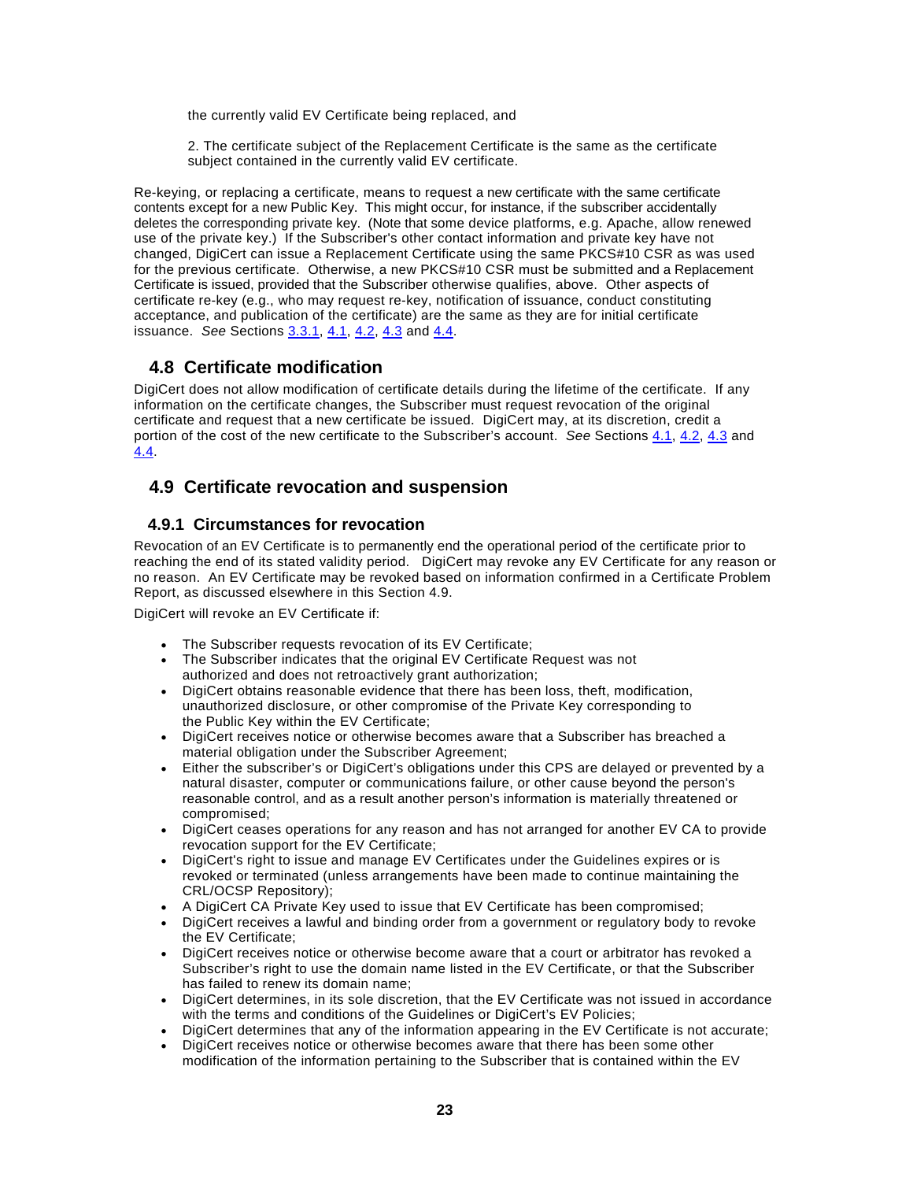the currently valid EV Certificate being replaced, and

2. The certificate subject of the Replacement Certificate is the same as the certificate subject contained in the currently valid EV certificate.

Re-keying, or replacing a certificate, means to request a new certificate with the same certificate contents except for a new Public Key. This might occur, for instance, if the subscriber accidentally deletes the corresponding private key. (Note that some device platforms, e.g. Apache, allow renewed use of the private key.) If the Subscriber's other contact information and private key have not changed, DigiCert can issue a Replacement Certificate using the same PKCS#10 CSR as was used for the previous certificate. Otherwise, a new PKCS#10 CSR must be submitted and a Replacement Certificate is issued, provided that the Subscriber otherwise qualifies, above. Other aspects of certificate re-key (e.g., who may request re-key, notification of issuance, conduct constituting acceptance, and publication of the certificate) are the same as they are for initial certificate issuance. *See* Sections 3.3.1, 4.1, 4.2, 4.3 and 4.4.

## 4.8 Certificate modification

DigiCert does not allow modification of certificate details during the lifetime of the certificate. If any information on the certificate changes, the Subscriber must request revocation of the original certificate and request that a new certificate be issued. DigiCert may, at its discretion, credit a portion of the cost of the new certificate to the Subscriber's account. *See* Sections 4.1, 4.2, 4.3 and 4.4.

## 4.9 Certificate revocation and suspension

### 4.9.1 Circumstances for revocation

Revocation of an EV Certificate is to permanently end the operational period of the certificate prior to reaching the end of its stated validity period. DigiCert may revoke any EV Certificate for any reason or no reason. An EV Certificate may be revoked based on information confirmed in a Certificate Problem Report, as discussed elsewhere in this Section 4.9.

DigiCert will revoke an EV Certificate if:

- The Subscriber requests revocation of its EV Certificate;
- The Subscriber indicates that the original EV Certificate Request was not authorized and does not retroactively grant authorization;
- DigiCert obtains reasonable evidence that there has been loss, theft, modification, unauthorized disclosure, or other compromise of the Private Key corresponding to the Public Key within the EV Certificate;
- DigiCert receives notice or otherwise becomes aware that a Subscriber has breached a material obligation under the Subscriber Agreement;
- Either the subscriber's or DigiCert's obligations under this CPS are delayed or prevented by a natural disaster, computer or communications failure, or other cause beyond the person's reasonable control, and as a result another person's information is materially threatened or compromised;
- DigiCert ceases operations for any reason and has not arranged for another EV CA to provide revocation support for the EV Certificate;
- DigiCert's right to issue and manage EV Certificates under the Guidelines expires or is revoked or terminated (unless arrangements have been made to continue maintaining the CRL/OCSP Repository);
- A DigiCert CA Private Key used to issue that EV Certificate has been compromised;
- DigiCert receives a lawful and binding order from a government or regulatory body to revoke the EV Certificate;
- DigiCert receives notice or otherwise become aware that a court or arbitrator has revoked a Subscriber's right to use the domain name listed in the EV Certificate, or that the Subscriber has failed to renew its domain name;
- DigiCert determines, in its sole discretion, that the EV Certificate was not issued in accordance with the terms and conditions of the Guidelines or DigiCert's EV Policies;
- DigiCert determines that any of the information appearing in the EV Certificate is not accurate;
- DigiCert receives notice or otherwise becomes aware that there has been some other modification of the information pertaining to the Subscriber that is contained within the EV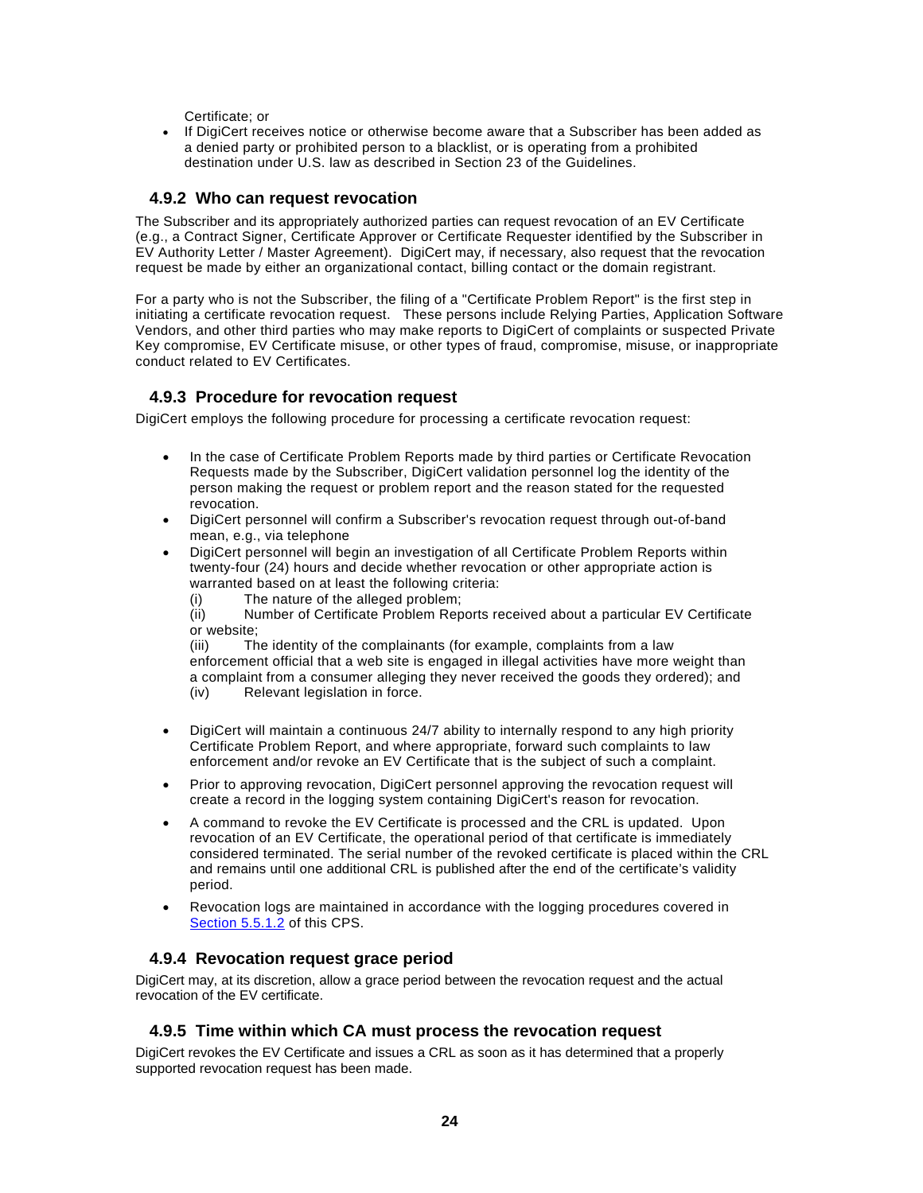Certificate; or

- If DigiCert receives notice or otherwise become aware that a Subscriber has been added as a denied party or prohibited person to a blacklist, or is operating from a prohibited destination under U.S. law as described in Section 23 of the Guidelines.

### 4.9.2 Who can request revocation

The Subscriber and its appropriately authorized parties can request revocation of an EV Certificate (e.g., a Contract Signer, Certificate Approver or Certificate Requester identified by the Subscriber in EV Authority Letter / Master Agreement). DigiCert may, if necessary, also request that the revocation request be made by either an organizational contact, billing contact or the domain registrant.

For a party who is not the Subscriber, the filing of a "Certificate Problem Report" is the first step in initiating a certificate revocation request. These persons include Relying Parties, Application Software Vendors, and other third parties who may make reports to DigiCert of complaints or suspected Private Key compromise, EV Certificate misuse, or other types of fraud, compromise, misuse, or inappropriate conduct related to EV Certificates.

### 4.9.3 Procedure for revocation request

DigiCert employs the following procedure for processing a certificate revocation request:

- In the case of Certificate Problem Reports made by third parties or Certificate Revocation Requests made by the Subscriber, DigiCert validation personnel log the identity of the person making the request or problem report and the reason stated for the requested revocation.
- DigiCert personnel will confirm a Subscriber's revocation request through out-of-band mean, e.g., via telephone
- DigiCert personnel will begin an investigation of all Certificate Problem Reports within twenty-four (24) hours and decide whether revocation or other appropriate action is warranted based on at least the following criteria:
  (i) The nature of the alleged problem;
  (ii) Number of Certificate Problem Reports received about a particular EV Certificate or website;
  (iii) The identity of the complainants (for example, complaints from a law enforcement official that a web site is engaged in illegal activities have more weight than a complaint from a consumer alleging they never received the goods they ordered); and
  (iv) Relevant legislation in force.
- DigiCert will maintain a continuous 24/7 ability to internally respond to any high priority Certificate Problem Report, and where appropriate, forward such complaints to law enforcement and/or revoke an EV Certificate that is the subject of such a complaint.
- Prior to approving revocation, DigiCert personnel approving the revocation request will create a record in the logging system containing DigiCert's reason for revocation.
- A command to revoke the EV Certificate is processed and the CRL is updated. Upon revocation of an EV Certificate, the operational period of that certificate is immediately considered terminated. The serial number of the revoked certificate is placed within the CRL and remains until one additional CRL is published after the end of the certificate's validity period.
- Revocation logs are maintained in accordance with the logging procedures covered in Section 5.5.1.2 of this CPS.

### 4.9.4 Revocation request grace period

DigiCert may, at its discretion, allow a grace period between the revocation request and the actual revocation of the EV certificate.

### 4.9.5 Time within which CA must process the revocation request

DigiCert revokes the EV Certificate and issues a CRL as soon as it has determined that a properly supported revocation request has been made.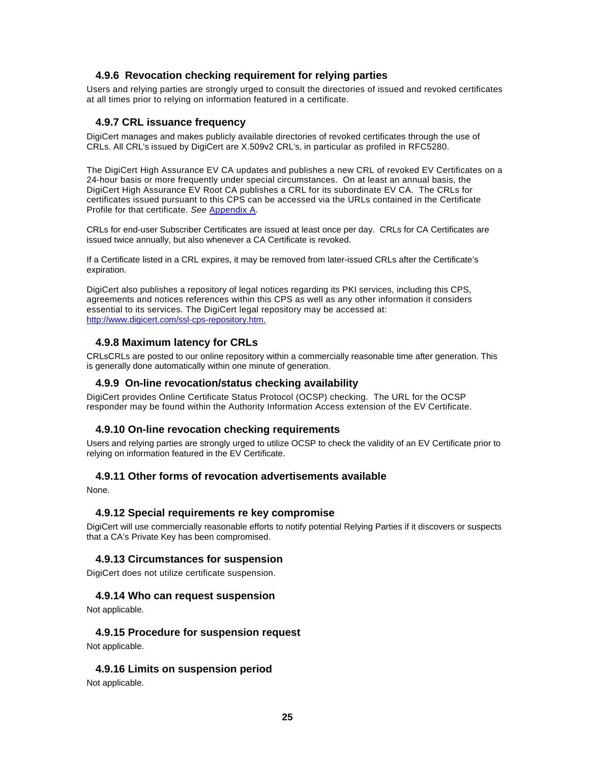### 4.9.6 Revocation checking requirement for relying parties

Users and relying parties are strongly urged to consult the directories of issued and revoked certificates at all times prior to relying on information featured in a certificate.

### 4.9.7 CRL issuance frequency

DigiCert manages and makes publicly available directories of revoked certificates through the use of CRLs. All CRL's issued by DigiCert are X.509v2 CRL's, in particular as profiled in RFC5280.

The DigiCert High Assurance EV CA updates and publishes a new CRL of revoked EV Certificates on a 24-hour basis or more frequently under special circumstances. On at least an annual basis, the DigiCert High Assurance EV Root CA publishes a CRL for its subordinate EV CA. The CRLs for certificates issued pursuant to this CPS can be accessed via the URLs contained in the Certificate Profile for that certificate. *See* Appendix A.

CRLs for end-user Subscriber Certificates are issued at least once per day. CRLs for CA Certificates are issued twice annually, but also whenever a CA Certificate is revoked.

If a Certificate listed in a CRL expires, it may be removed from later-issued CRLs after the Certificate's expiration.

DigiCert also publishes a repository of legal notices regarding its PKI services, including this CPS, agreements and notices references within this CPS as well as any other information it considers essential to its services. The DigiCert legal repository may be accessed at: http://www.digicert.com/ssl-cps-repository.htm.

### 4.9.8 Maximum latency for CRLs

CRLsCRLs are posted to our online repository within a commercially reasonable time after generation. This is generally done automatically within one minute of generation.

### 4.9.9 On-line revocation/status checking availability

DigiCert provides Online Certificate Status Protocol (OCSP) checking. The URL for the OCSP responder may be found within the Authority Information Access extension of the EV Certificate.

### 4.9.10 On-line revocation checking requirements

Users and relying parties are strongly urged to utilize OCSP to check the validity of an EV Certificate prior to relying on information featured in the EV Certificate.

### 4.9.11 Other forms of revocation advertisements available

None.

### 4.9.12 Special requirements re key compromise

DigiCert will use commercially reasonable efforts to notify potential Relying Parties if it discovers or suspects that a CA's Private Key has been compromised.

### 4.9.13 Circumstances for suspension

DigiCert does not utilize certificate suspension.

### 4.9.14 Who can request suspension

Not applicable.

### 4.9.15 Procedure for suspension request

Not applicable.

### 4.9.16 Limits on suspension period

Not applicable.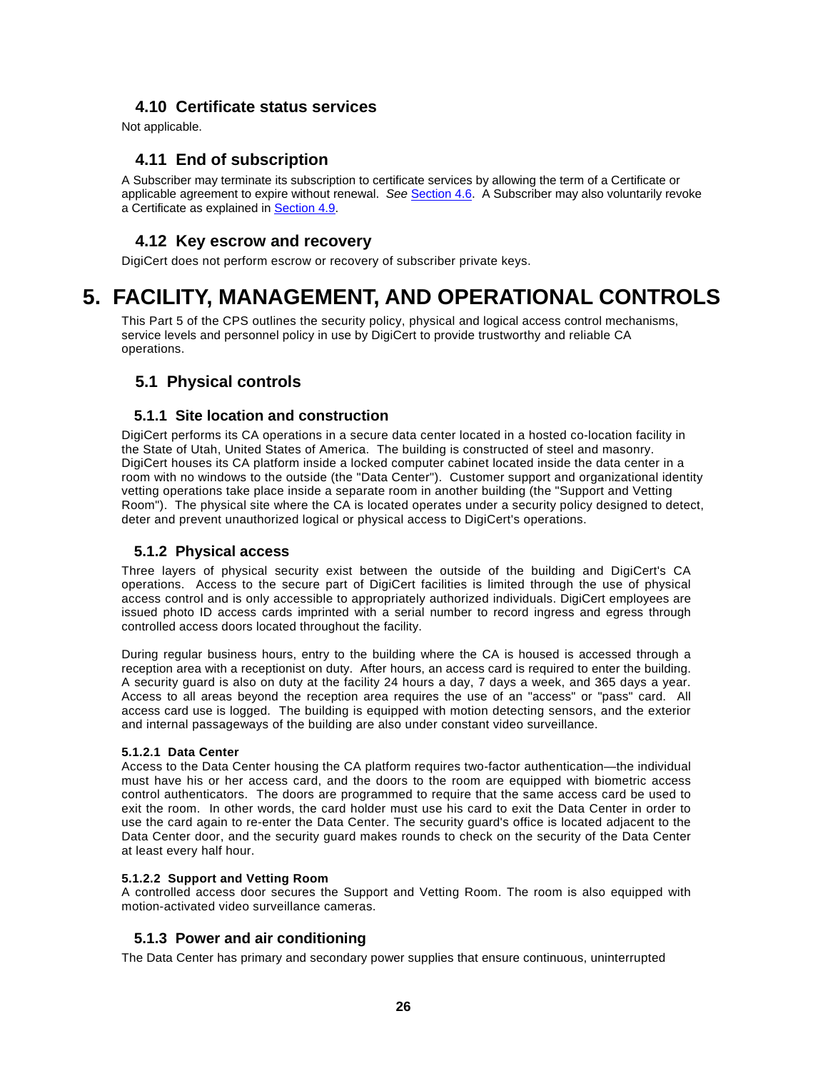## 4.10 Certificate status services

Not applicable.

## 4.11 End of subscription

A Subscriber may terminate its subscription to certificate services by allowing the term of a Certificate or applicable agreement to expire without renewal. *See* Section 4.6. A Subscriber may also voluntarily revoke a Certificate as explained in Section 4.9.

## 4.12 Key escrow and recovery

DigiCert does not perform escrow or recovery of subscriber private keys.

# 5. FACILITY, MANAGEMENT, AND OPERATIONAL CONTROLS

This Part 5 of the CPS outlines the security policy, physical and logical access control mechanisms, service levels and personnel policy in use by DigiCert to provide trustworthy and reliable CA operations.

## 5.1 Physical controls

### 5.1.1 Site location and construction

DigiCert performs its CA operations in a secure data center located in a hosted co-location facility in the State of Utah, United States of America. The building is constructed of steel and masonry. DigiCert houses its CA platform inside a locked computer cabinet located inside the data center in a room with no windows to the outside (the "Data Center"). Customer support and organizational identity vetting operations take place inside a separate room in another building (the "Support and Vetting Room"). The physical site where the CA is located operates under a security policy designed to detect, deter and prevent unauthorized logical or physical access to DigiCert's operations.

### 5.1.2 Physical access

Three layers of physical security exist between the outside of the building and DigiCert's CA operations. Access to the secure part of DigiCert facilities is limited through the use of physical access control and is only accessible to appropriately authorized individuals. DigiCert employees are issued photo ID access cards imprinted with a serial number to record ingress and egress through controlled access doors located throughout the facility.

During regular business hours, entry to the building where the CA is housed is accessed through a reception area with a receptionist on duty. After hours, an access card is required to enter the building. A security guard is also on duty at the facility 24 hours a day, 7 days a week, and 365 days a year. Access to all areas beyond the reception area requires the use of an "access" or "pass" card. All access card use is logged. The building is equipped with motion detecting sensors, and the exterior and internal passageways of the building are also under constant video surveillance.

#### 5.1.2.1 Data Center

Access to the Data Center housing the CA platform requires two-factor authentication—the individual must have his or her access card, and the doors to the room are equipped with biometric access control authenticators. The doors are programmed to require that the same access card be used to exit the room. In other words, the card holder must use his card to exit the Data Center in order to use the card again to re-enter the Data Center. The security guard's office is located adjacent to the Data Center door, and the security guard makes rounds to check on the security of the Data Center at least every half hour.

#### 5.1.2.2 Support and Vetting Room

A controlled access door secures the Support and Vetting Room. The room is also equipped with motion-activated video surveillance cameras.

### 5.1.3 Power and air conditioning

The Data Center has primary and secondary power supplies that ensure continuous, uninterrupted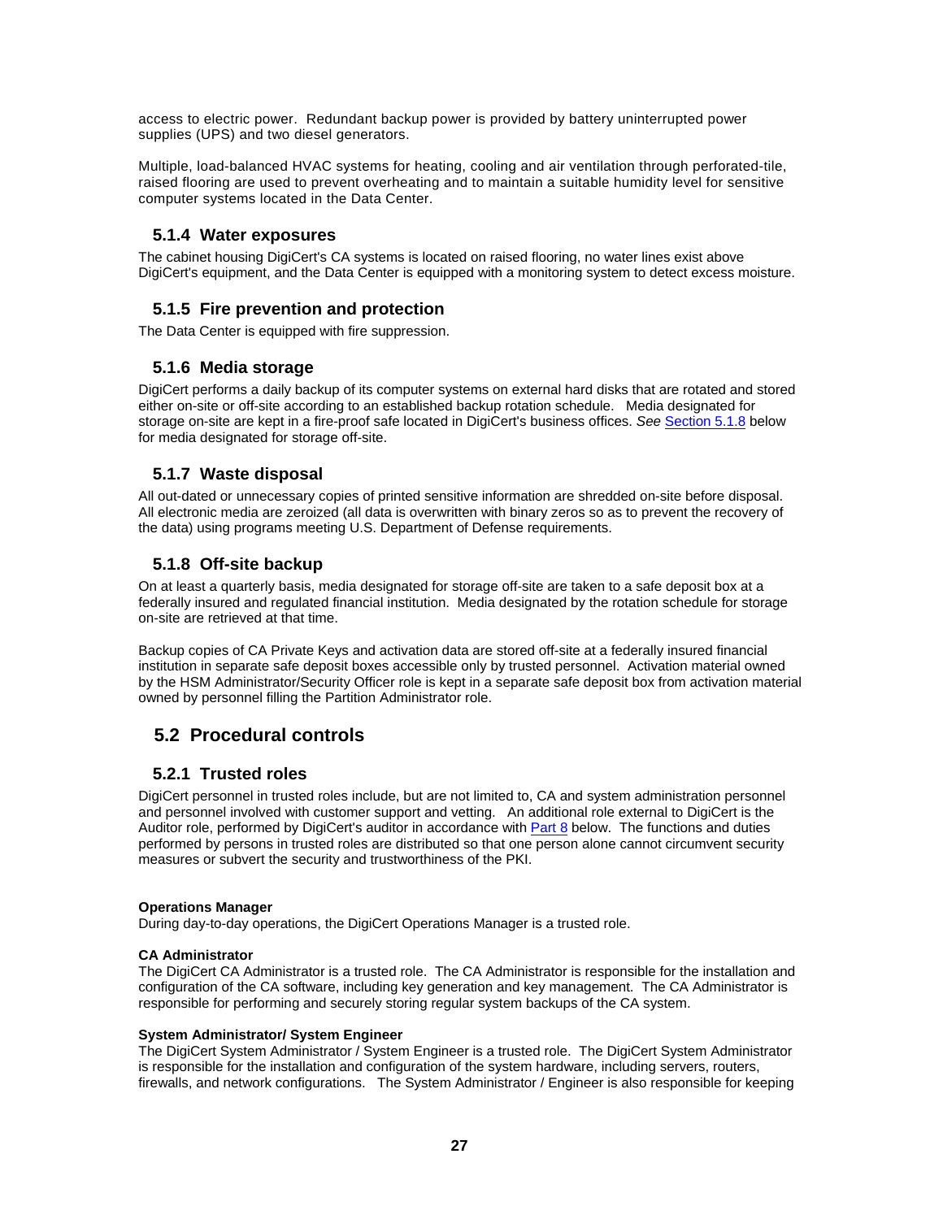access to electric power. Redundant backup power is provided by battery uninterrupted power supplies (UPS) and two diesel generators.

Multiple, load-balanced HVAC systems for heating, cooling and air ventilation through perforated-tile, raised flooring are used to prevent overheating and to maintain a suitable humidity level for sensitive computer systems located in the Data Center.

### 5.1.4 Water exposures

The cabinet housing DigiCert's CA systems is located on raised flooring, no water lines exist above DigiCert's equipment, and the Data Center is equipped with a monitoring system to detect excess moisture.

### 5.1.5 Fire prevention and protection

The Data Center is equipped with fire suppression.

### 5.1.6 Media storage

DigiCert performs a daily backup of its computer systems on external hard disks that are rotated and stored either on-site or off-site according to an established backup rotation schedule. Media designated for storage on-site are kept in a fire-proof safe located in DigiCert's business offices. *See* Section 5.1.8 below for media designated for storage off-site.

### 5.1.7 Waste disposal

All out-dated or unnecessary copies of printed sensitive information are shredded on-site before disposal. All electronic media are zeroized (all data is overwritten with binary zeros so as to prevent the recovery of the data) using programs meeting U.S. Department of Defense requirements.

### 5.1.8 Off-site backup

On at least a quarterly basis, media designated for storage off-site are taken to a safe deposit box at a federally insured and regulated financial institution. Media designated by the rotation schedule for storage on-site are retrieved at that time.

Backup copies of CA Private Keys and activation data are stored off-site at a federally insured financial institution in separate safe deposit boxes accessible only by trusted personnel. Activation material owned by the HSM Administrator/Security Officer role is kept in a separate safe deposit box from activation material owned by personnel filling the Partition Administrator role.

## 5.2 Procedural controls

### 5.2.1 Trusted roles

DigiCert personnel in trusted roles include, but are not limited to, CA and system administration personnel and personnel involved with customer support and vetting. An additional role external to DigiCert is the Auditor role, performed by DigiCert's auditor in accordance with Part 8 below. The functions and duties performed by persons in trusted roles are distributed so that one person alone cannot circumvent security measures or subvert the security and trustworthiness of the PKI.

**Operations Manager**
During day-to-day operations, the DigiCert Operations Manager is a trusted role.

**CA Administrator**
The DigiCert CA Administrator is a trusted role. The CA Administrator is responsible for the installation and configuration of the CA software, including key generation and key management. The CA Administrator is responsible for performing and securely storing regular system backups of the CA system.

**System Administrator/ System Engineer**
The DigiCert System Administrator / System Engineer is a trusted role. The DigiCert System Administrator is responsible for the installation and configuration of the system hardware, including servers, routers, firewalls, and network configurations. The System Administrator / Engineer is also responsible for keeping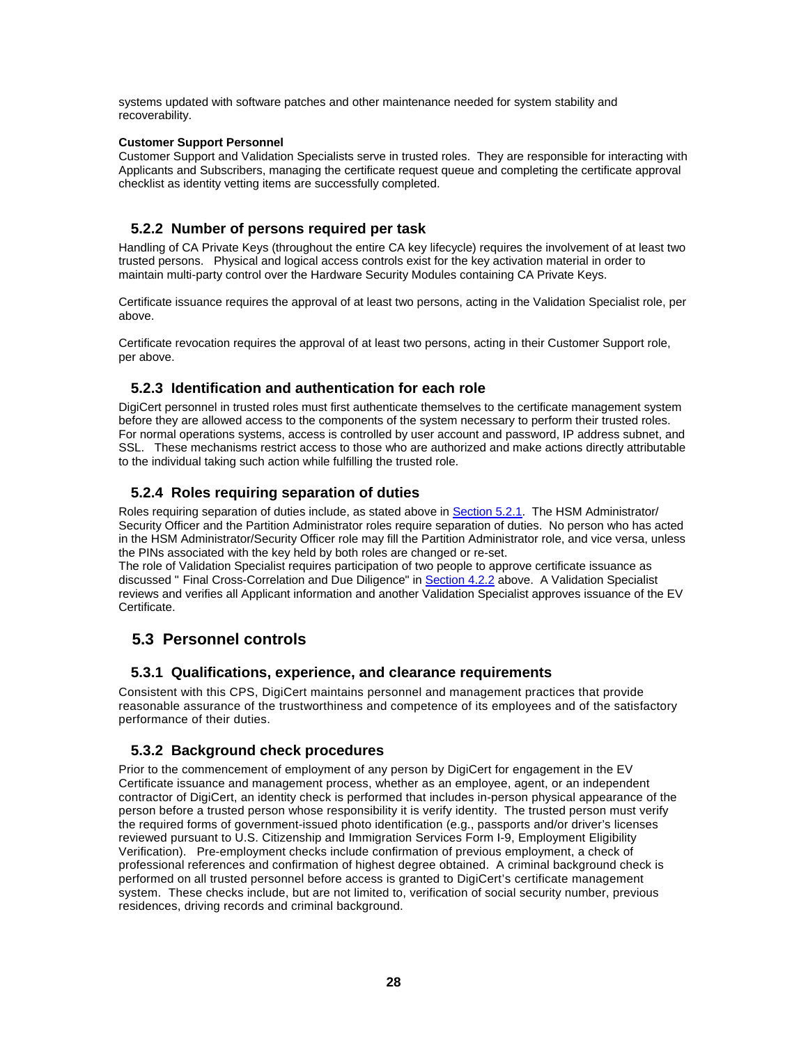systems updated with software patches and other maintenance needed for system stability and recoverability.

**Customer Support Personnel**

Customer Support and Validation Specialists serve in trusted roles. They are responsible for interacting with Applicants and Subscribers, managing the certificate request queue and completing the certificate approval checklist as identity vetting items are successfully completed.

### 5.2.2 Number of persons required per task

Handling of CA Private Keys (throughout the entire CA key lifecycle) requires the involvement of at least two trusted persons. Physical and logical access controls exist for the key activation material in order to maintain multi-party control over the Hardware Security Modules containing CA Private Keys.

Certificate issuance requires the approval of at least two persons, acting in the Validation Specialist role, per above.

Certificate revocation requires the approval of at least two persons, acting in their Customer Support role, per above.

### 5.2.3 Identification and authentication for each role

DigiCert personnel in trusted roles must first authenticate themselves to the certificate management system before they are allowed access to the components of the system necessary to perform their trusted roles. For normal operations systems, access is controlled by user account and password, IP address subnet, and SSL. These mechanisms restrict access to those who are authorized and make actions directly attributable to the individual taking such action while fulfilling the trusted role.

### 5.2.4 Roles requiring separation of duties

Roles requiring separation of duties include, as stated above in Section 5.2.1. The HSM Administrator/ Security Officer and the Partition Administrator roles require separation of duties. No person who has acted in the HSM Administrator/Security Officer role may fill the Partition Administrator role, and vice versa, unless the PINs associated with the key held by both roles are changed or re-set.
The role of Validation Specialist requires participation of two people to approve certificate issuance as discussed " Final Cross-Correlation and Due Diligence" in Section 4.2.2 above. A Validation Specialist reviews and verifies all Applicant information and another Validation Specialist approves issuance of the EV Certificate.

## 5.3 Personnel controls

### 5.3.1 Qualifications, experience, and clearance requirements

Consistent with this CPS, DigiCert maintains personnel and management practices that provide reasonable assurance of the trustworthiness and competence of its employees and of the satisfactory performance of their duties.

### 5.3.2 Background check procedures

Prior to the commencement of employment of any person by DigiCert for engagement in the EV Certificate issuance and management process, whether as an employee, agent, or an independent contractor of DigiCert, an identity check is performed that includes in-person physical appearance of the person before a trusted person whose responsibility it is verify identity. The trusted person must verify the required forms of government-issued photo identification (e.g., passports and/or driver's licenses reviewed pursuant to U.S. Citizenship and Immigration Services Form I-9, Employment Eligibility Verification). Pre-employment checks include confirmation of previous employment, a check of professional references and confirmation of highest degree obtained. A criminal background check is performed on all trusted personnel before access is granted to DigiCert's certificate management system. These checks include, but are not limited to, verification of social security number, previous residences, driving records and criminal background.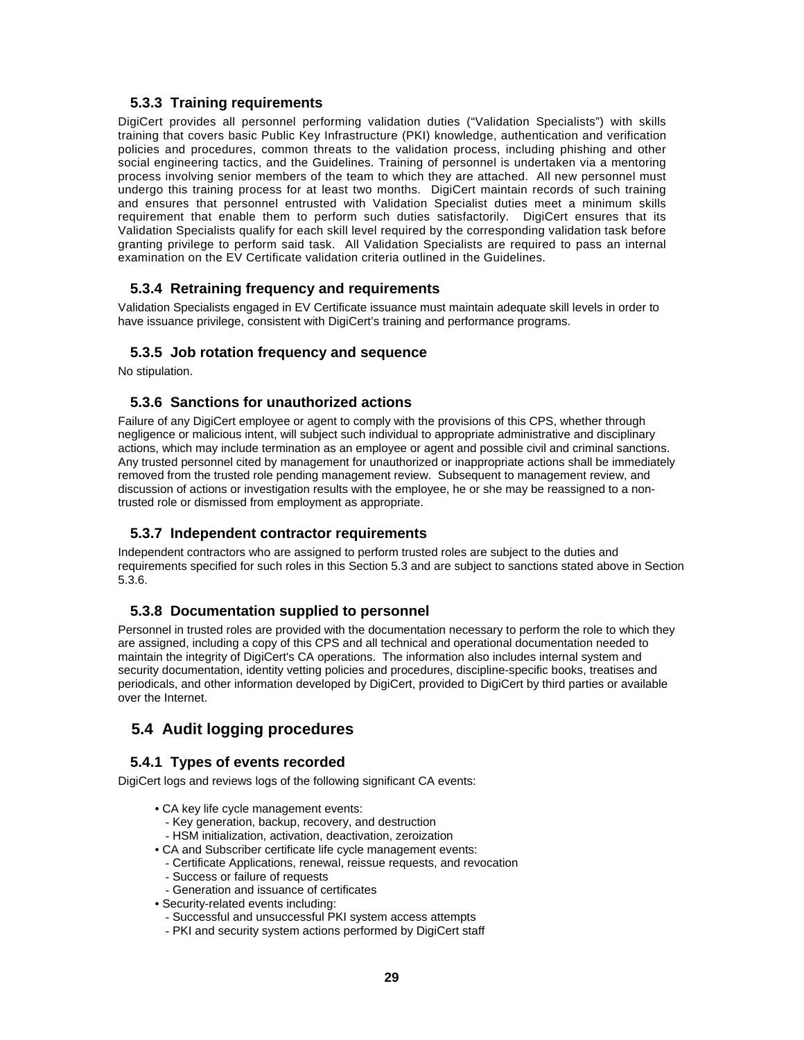### 5.3.3 Training requirements

DigiCert provides all personnel performing validation duties ("Validation Specialists") with skills training that covers basic Public Key Infrastructure (PKI) knowledge, authentication and verification policies and procedures, common threats to the validation process, including phishing and other social engineering tactics, and the Guidelines. Training of personnel is undertaken via a mentoring process involving senior members of the team to which they are attached. All new personnel must undergo this training process for at least two months. DigiCert maintain records of such training and ensures that personnel entrusted with Validation Specialist duties meet a minimum skills requirement that enable them to perform such duties satisfactorily. DigiCert ensures that its Validation Specialists qualify for each skill level required by the corresponding validation task before granting privilege to perform said task. All Validation Specialists are required to pass an internal examination on the EV Certificate validation criteria outlined in the Guidelines.

### 5.3.4 Retraining frequency and requirements

Validation Specialists engaged in EV Certificate issuance must maintain adequate skill levels in order to have issuance privilege, consistent with DigiCert's training and performance programs.

### 5.3.5 Job rotation frequency and sequence

No stipulation.

### 5.3.6 Sanctions for unauthorized actions

Failure of any DigiCert employee or agent to comply with the provisions of this CPS, whether through negligence or malicious intent, will subject such individual to appropriate administrative and disciplinary actions, which may include termination as an employee or agent and possible civil and criminal sanctions. Any trusted personnel cited by management for unauthorized or inappropriate actions shall be immediately removed from the trusted role pending management review. Subsequent to management review, and discussion of actions or investigation results with the employee, he or she may be reassigned to a non-trusted role or dismissed from employment as appropriate.

### 5.3.7 Independent contractor requirements

Independent contractors who are assigned to perform trusted roles are subject to the duties and requirements specified for such roles in this Section 5.3 and are subject to sanctions stated above in Section 5.3.6.

### 5.3.8 Documentation supplied to personnel

Personnel in trusted roles are provided with the documentation necessary to perform the role to which they are assigned, including a copy of this CPS and all technical and operational documentation needed to maintain the integrity of DigiCert's CA operations. The information also includes internal system and security documentation, identity vetting policies and procedures, discipline-specific books, treatises and periodicals, and other information developed by DigiCert, provided to DigiCert by third parties or available over the Internet.

## 5.4 Audit logging procedures

### 5.4.1 Types of events recorded

DigiCert logs and reviews logs of the following significant CA events:

- CA key life cycle management events:
  - Key generation, backup, recovery, and destruction
  - HSM initialization, activation, deactivation, zeroization
- CA and Subscriber certificate life cycle management events:
  - Certificate Applications, renewal, reissue requests, and revocation
  - Success or failure of requests
  - Generation and issuance of certificates
- Security-related events including:
  - Successful and unsuccessful PKI system access attempts
  - PKI and security system actions performed by DigiCert staff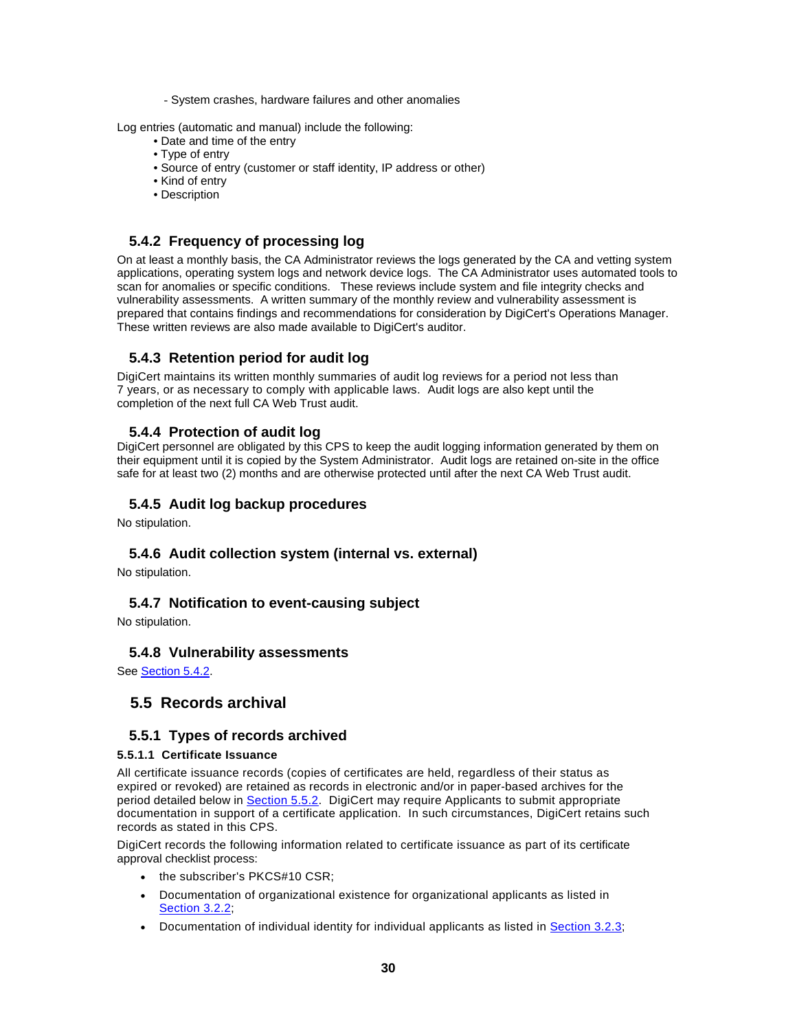- System crashes, hardware failures and other anomalies

Log entries (automatic and manual) include the following:

- Date and time of the entry
- Type of entry
- Source of entry (customer or staff identity, IP address or other)
- Kind of entry
- Description

### 5.4.2 Frequency of processing log

On at least a monthly basis, the CA Administrator reviews the logs generated by the CA and vetting system applications, operating system logs and network device logs. The CA Administrator uses automated tools to scan for anomalies or specific conditions. These reviews include system and file integrity checks and vulnerability assessments. A written summary of the monthly review and vulnerability assessment is prepared that contains findings and recommendations for consideration by DigiCert's Operations Manager. These written reviews are also made available to DigiCert's auditor.

### 5.4.3 Retention period for audit log

DigiCert maintains its written monthly summaries of audit log reviews for a period not less than 7 years, or as necessary to comply with applicable laws. Audit logs are also kept until the completion of the next full CA Web Trust audit.

### 5.4.4 Protection of audit log

DigiCert personnel are obligated by this CPS to keep the audit logging information generated by them on their equipment until it is copied by the System Administrator. Audit logs are retained on-site in the office safe for at least two (2) months and are otherwise protected until after the next CA Web Trust audit.

### 5.4.5 Audit log backup procedures

No stipulation.

### 5.4.6 Audit collection system (internal vs. external)

No stipulation.

### 5.4.7 Notification to event-causing subject

No stipulation.

### 5.4.8 Vulnerability assessments

See Section 5.4.2.

## 5.5 Records archival

### 5.5.1 Types of records archived

#### 5.5.1.1 Certificate Issuance

All certificate issuance records (copies of certificates are held, regardless of their status as expired or revoked) are retained as records in electronic and/or in paper-based archives for the period detailed below in Section 5.5.2. DigiCert may require Applicants to submit appropriate documentation in support of a certificate application. In such circumstances, DigiCert retains such records as stated in this CPS.

DigiCert records the following information related to certificate issuance as part of its certificate approval checklist process:

- the subscriber's PKCS#10 CSR;
- Documentation of organizational existence for organizational applicants as listed in Section 3.2.2;
- Documentation of individual identity for individual applicants as listed in Section 3.2.3;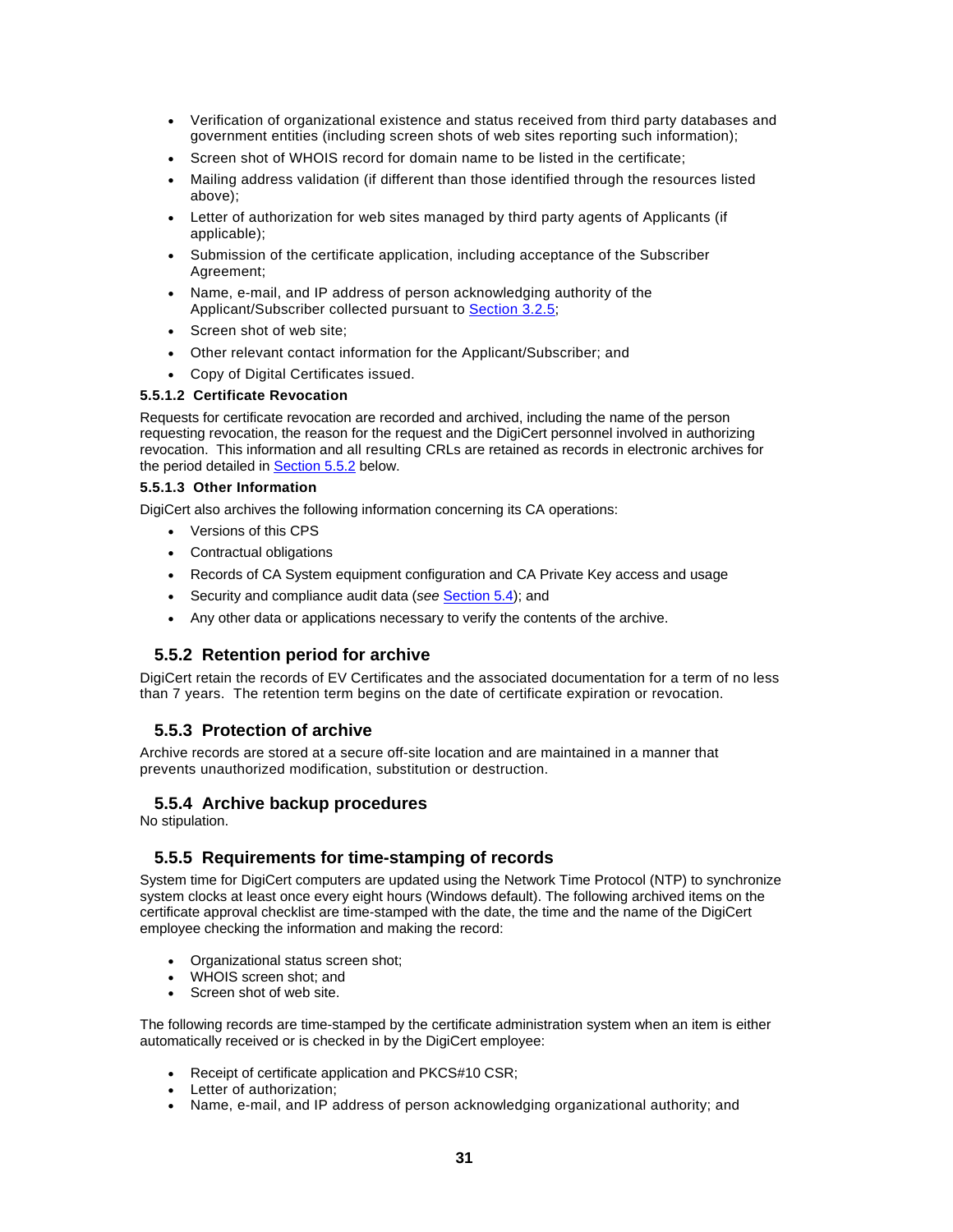- Verification of organizational existence and status received from third party databases and government entities (including screen shots of web sites reporting such information);
- Screen shot of WHOIS record for domain name to be listed in the certificate;
- Mailing address validation (if different than those identified through the resources listed above);
- Letter of authorization for web sites managed by third party agents of Applicants (if applicable);
- Submission of the certificate application, including acceptance of the Subscriber Agreement;
- Name, e-mail, and IP address of person acknowledging authority of the Applicant/Subscriber collected pursuant to Section 3.2.5;
- Screen shot of web site;
- Other relevant contact information for the Applicant/Subscriber; and
- Copy of Digital Certificates issued.

#### 5.5.1.2 Certificate Revocation

Requests for certificate revocation are recorded and archived, including the name of the person requesting revocation, the reason for the request and the DigiCert personnel involved in authorizing revocation. This information and all resulting CRLs are retained as records in electronic archives for the period detailed in Section 5.5.2 below.

#### 5.5.1.3 Other Information

DigiCert also archives the following information concerning its CA operations:

- Versions of this CPS
- Contractual obligations
- Records of CA System equipment configuration and CA Private Key access and usage
- Security and compliance audit data (*see* Section 5.4); and
- Any other data or applications necessary to verify the contents of the archive.

### 5.5.2 Retention period for archive

DigiCert retain the records of EV Certificates and the associated documentation for a term of no less than 7 years. The retention term begins on the date of certificate expiration or revocation.

### 5.5.3 Protection of archive

Archive records are stored at a secure off-site location and are maintained in a manner that prevents unauthorized modification, substitution or destruction.

### 5.5.4 Archive backup procedures

No stipulation.

### 5.5.5 Requirements for time-stamping of records

System time for DigiCert computers are updated using the Network Time Protocol (NTP) to synchronize system clocks at least once every eight hours (Windows default). The following archived items on the certificate approval checklist are time-stamped with the date, the time and the name of the DigiCert employee checking the information and making the record:

- Organizational status screen shot;
- WHOIS screen shot; and
- Screen shot of web site.

The following records are time-stamped by the certificate administration system when an item is either automatically received or is checked in by the DigiCert employee:

- Receipt of certificate application and PKCS#10 CSR;
- Letter of authorization;
- Name, e-mail, and IP address of person acknowledging organizational authority; and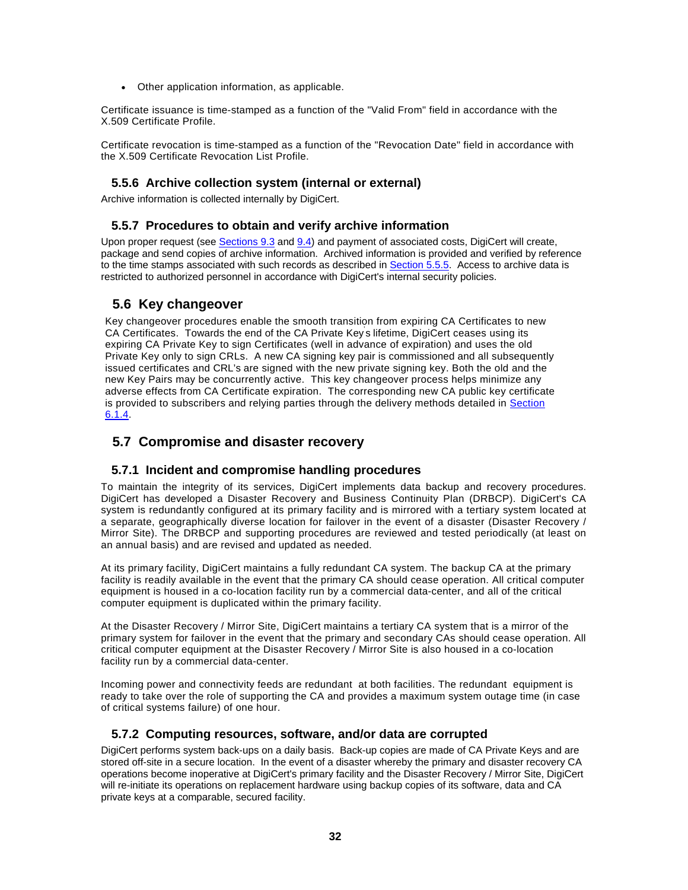- Other application information, as applicable.

Certificate issuance is time-stamped as a function of the "Valid From" field in accordance with the X.509 Certificate Profile.

Certificate revocation is time-stamped as a function of the "Revocation Date" field in accordance with the X.509 Certificate Revocation List Profile.

### 5.5.6 Archive collection system (internal or external)

Archive information is collected internally by DigiCert.

### 5.5.7 Procedures to obtain and verify archive information

Upon proper request (see Sections 9.3 and 9.4) and payment of associated costs, DigiCert will create, package and send copies of archive information. Archived information is provided and verified by reference to the time stamps associated with such records as described in Section 5.5.5. Access to archive data is restricted to authorized personnel in accordance with DigiCert's internal security policies.

## 5.6 Key changeover

Key changeover procedures enable the smooth transition from expiring CA Certificates to new CA Certificates. Towards the end of the CA Private Key's lifetime, DigiCert ceases using its expiring CA Private Key to sign Certificates (well in advance of expiration) and uses the old Private Key only to sign CRLs. A new CA signing key pair is commissioned and all subsequently issued certificates and CRL's are signed with the new private signing key. Both the old and the new Key Pairs may be concurrently active. This key changeover process helps minimize any adverse effects from CA Certificate expiration. The corresponding new CA public key certificate is provided to subscribers and relying parties through the delivery methods detailed in Section 6.1.4.

## 5.7 Compromise and disaster recovery

### 5.7.1 Incident and compromise handling procedures

To maintain the integrity of its services, DigiCert implements data backup and recovery procedures. DigiCert has developed a Disaster Recovery and Business Continuity Plan (DRBCP). DigiCert's CA system is redundantly configured at its primary facility and is mirrored with a tertiary system located at a separate, geographically diverse location for failover in the event of a disaster (Disaster Recovery / Mirror Site). The DRBCP and supporting procedures are reviewed and tested periodically (at least on an annual basis) and are revised and updated as needed.

At its primary facility, DigiCert maintains a fully redundant CA system. The backup CA at the primary facility is readily available in the event that the primary CA should cease operation. All critical computer equipment is housed in a co-location facility run by a commercial data-center, and all of the critical computer equipment is duplicated within the primary facility.

At the Disaster Recovery / Mirror Site, DigiCert maintains a tertiary CA system that is a mirror of the primary system for failover in the event that the primary and secondary CAs should cease operation. All critical computer equipment at the Disaster Recovery / Mirror Site is also housed in a co-location facility run by a commercial data-center.

Incoming power and connectivity feeds are redundant at both facilities. The redundant equipment is ready to take over the role of supporting the CA and provides a maximum system outage time (in case of critical systems failure) of one hour.

### 5.7.2 Computing resources, software, and/or data are corrupted

DigiCert performs system back-ups on a daily basis. Back-up copies are made of CA Private Keys and are stored off-site in a secure location. In the event of a disaster whereby the primary and disaster recovery CA operations become inoperative at DigiCert's primary facility and the Disaster Recovery / Mirror Site, DigiCert will re-initiate its operations on replacement hardware using backup copies of its software, data and CA private keys at a comparable, secured facility.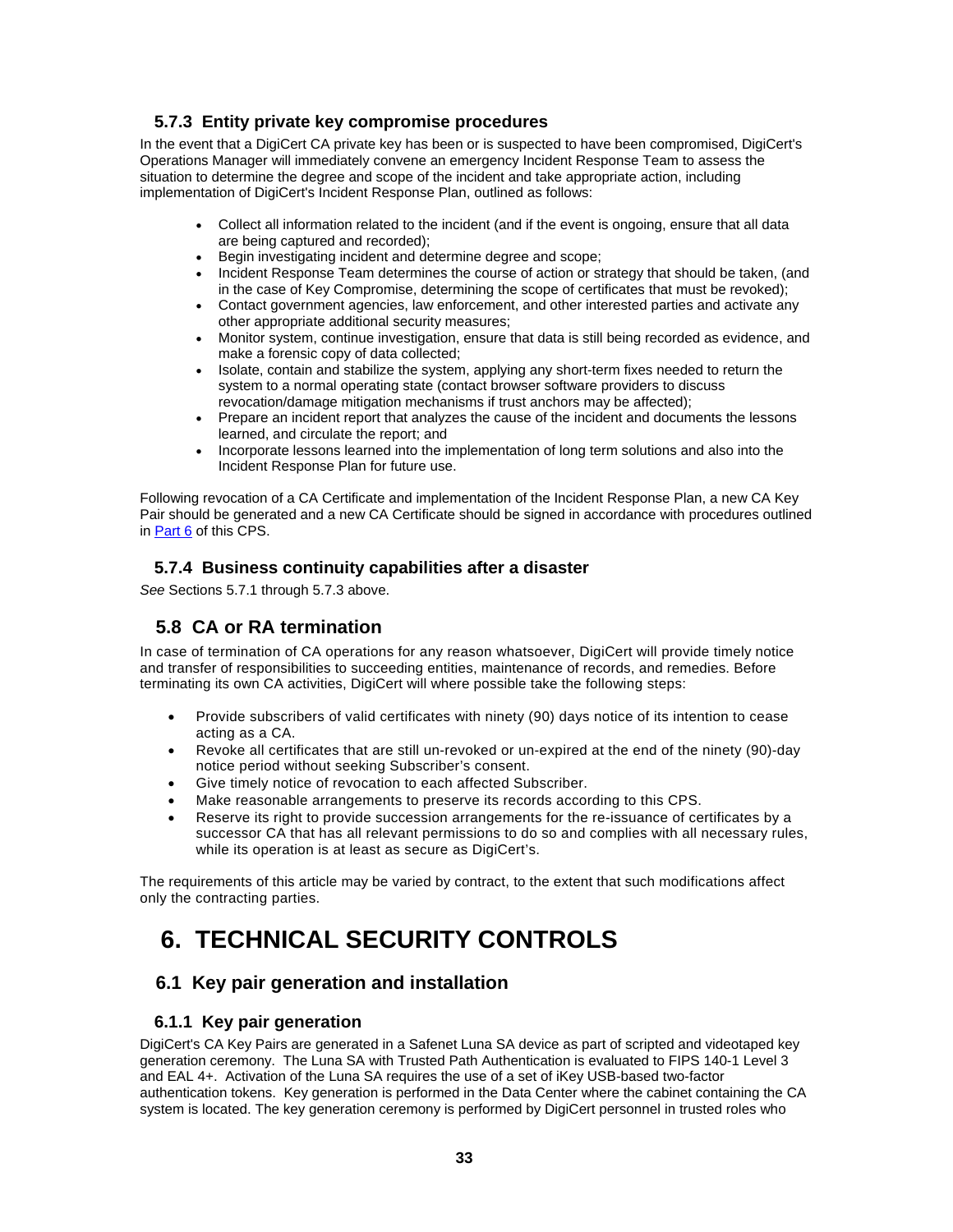### 5.7.3 Entity private key compromise procedures

In the event that a DigiCert CA private key has been or is suspected to have been compromised, DigiCert's Operations Manager will immediately convene an emergency Incident Response Team to assess the situation to determine the degree and scope of the incident and take appropriate action, including implementation of DigiCert's Incident Response Plan, outlined as follows:

- Collect all information related to the incident (and if the event is ongoing, ensure that all data are being captured and recorded);
- Begin investigating incident and determine degree and scope;
- Incident Response Team determines the course of action or strategy that should be taken, (and in the case of Key Compromise, determining the scope of certificates that must be revoked);
- Contact government agencies, law enforcement, and other interested parties and activate any other appropriate additional security measures;
- Monitor system, continue investigation, ensure that data is still being recorded as evidence, and make a forensic copy of data collected;
- Isolate, contain and stabilize the system, applying any short-term fixes needed to return the system to a normal operating state (contact browser software providers to discuss revocation/damage mitigation mechanisms if trust anchors may be affected);
- Prepare an incident report that analyzes the cause of the incident and documents the lessons learned, and circulate the report; and
- Incorporate lessons learned into the implementation of long term solutions and also into the Incident Response Plan for future use.

Following revocation of a CA Certificate and implementation of the Incident Response Plan, a new CA Key Pair should be generated and a new CA Certificate should be signed in accordance with procedures outlined in Part 6 of this CPS.

### 5.7.4 Business continuity capabilities after a disaster

*See* Sections 5.7.1 through 5.7.3 above.

## 5.8 CA or RA termination

In case of termination of CA operations for any reason whatsoever, DigiCert will provide timely notice and transfer of responsibilities to succeeding entities, maintenance of records, and remedies. Before terminating its own CA activities, DigiCert will where possible take the following steps:

- Provide subscribers of valid certificates with ninety (90) days notice of its intention to cease acting as a CA.
- Revoke all certificates that are still un-revoked or un-expired at the end of the ninety (90)-day notice period without seeking Subscriber's consent.
- Give timely notice of revocation to each affected Subscriber.
- Make reasonable arrangements to preserve its records according to this CPS.
- Reserve its right to provide succession arrangements for the re-issuance of certificates by a successor CA that has all relevant permissions to do so and complies with all necessary rules, while its operation is at least as secure as DigiCert's.

The requirements of this article may be varied by contract, to the extent that such modifications affect only the contracting parties.

# 6. TECHNICAL SECURITY CONTROLS

## 6.1 Key pair generation and installation

### 6.1.1 Key pair generation

DigiCert's CA Key Pairs are generated in a Safenet Luna SA device as part of scripted and videotaped key generation ceremony. The Luna SA with Trusted Path Authentication is evaluated to FIPS 140-1 Level 3 and EAL 4+. Activation of the Luna SA requires the use of a set of iKey USB-based two-factor authentication tokens. Key generation is performed in the Data Center where the cabinet containing the CA system is located. The key generation ceremony is performed by DigiCert personnel in trusted roles who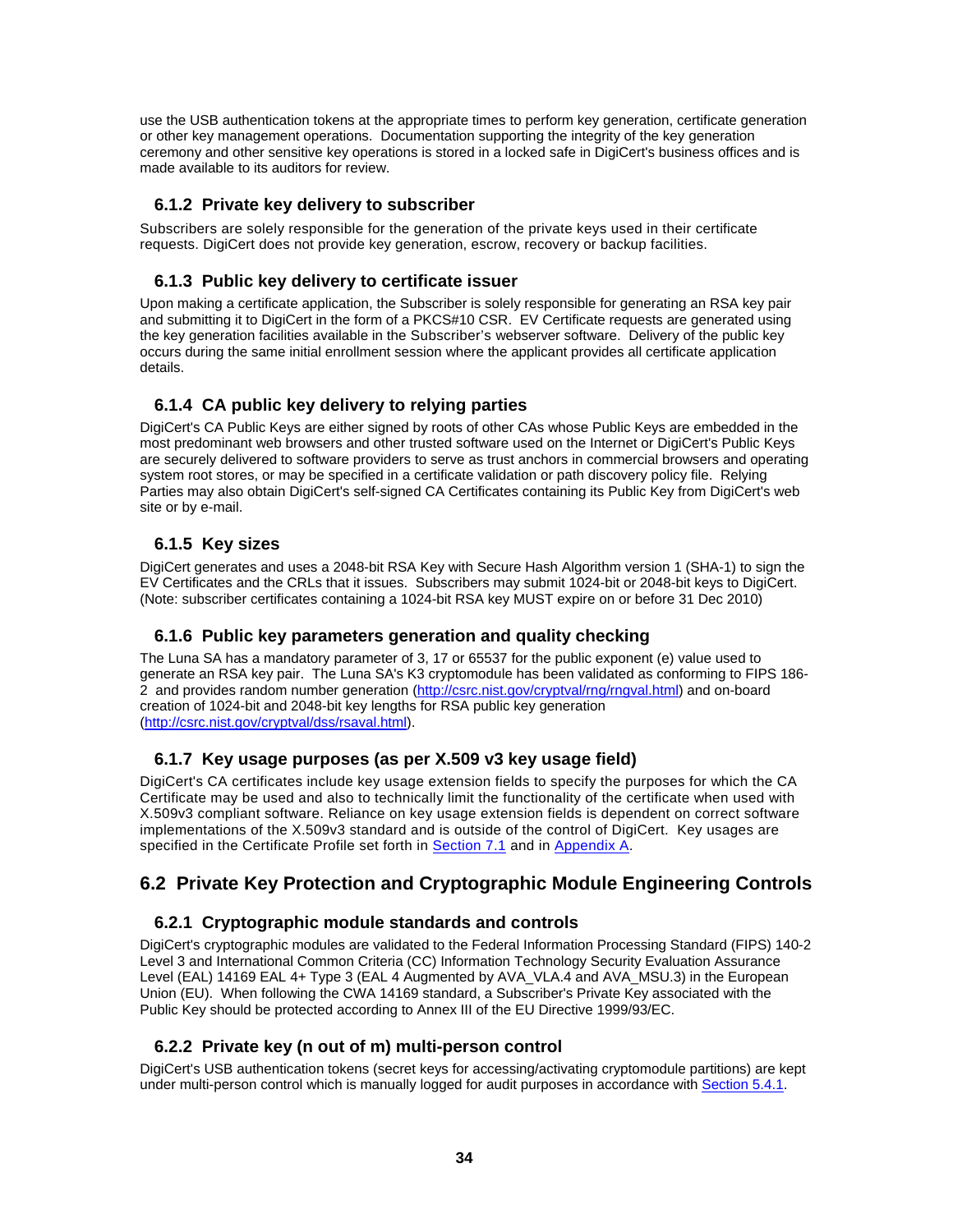use the USB authentication tokens at the appropriate times to perform key generation, certificate generation or other key management operations. Documentation supporting the integrity of the key generation ceremony and other sensitive key operations is stored in a locked safe in DigiCert's business offices and is made available to its auditors for review.

### 6.1.2 Private key delivery to subscriber

Subscribers are solely responsible for the generation of the private keys used in their certificate requests. DigiCert does not provide key generation, escrow, recovery or backup facilities.

### 6.1.3 Public key delivery to certificate issuer

Upon making a certificate application, the Subscriber is solely responsible for generating an RSA key pair and submitting it to DigiCert in the form of a PKCS#10 CSR. EV Certificate requests are generated using the key generation facilities available in the Subscriber's webserver software. Delivery of the public key occurs during the same initial enrollment session where the applicant provides all certificate application details.

### 6.1.4 CA public key delivery to relying parties

DigiCert's CA Public Keys are either signed by roots of other CAs whose Public Keys are embedded in the most predominant web browsers and other trusted software used on the Internet or DigiCert's Public Keys are securely delivered to software providers to serve as trust anchors in commercial browsers and operating system root stores, or may be specified in a certificate validation or path discovery policy file. Relying Parties may also obtain DigiCert's self-signed CA Certificates containing its Public Key from DigiCert's web site or by e-mail.

### 6.1.5 Key sizes

DigiCert generates and uses a 2048-bit RSA Key with Secure Hash Algorithm version 1 (SHA-1) to sign the EV Certificates and the CRLs that it issues. Subscribers may submit 1024-bit or 2048-bit keys to DigiCert. (Note: subscriber certificates containing a 1024-bit RSA key MUST expire on or before 31 Dec 2010)

### 6.1.6 Public key parameters generation and quality checking

The Luna SA has a mandatory parameter of 3, 17 or 65537 for the public exponent (e) value used to generate an RSA key pair. The Luna SA's K3 cryptomodule has been validated as conforming to FIPS 186-2 and provides random number generation (http://csrc.nist.gov/cryptval/rng/rngval.html) and on-board creation of 1024-bit and 2048-bit key lengths for RSA public key generation (http://csrc.nist.gov/cryptval/dss/rsaval.html).

### 6.1.7 Key usage purposes (as per X.509 v3 key usage field)

DigiCert's CA certificates include key usage extension fields to specify the purposes for which the CA Certificate may be used and also to technically limit the functionality of the certificate when used with X.509v3 compliant software. Reliance on key usage extension fields is dependent on correct software implementations of the X.509v3 standard and is outside of the control of DigiCert. Key usages are specified in the Certificate Profile set forth in Section 7.1 and in Appendix A.

## 6.2 Private Key Protection and Cryptographic Module Engineering Controls

### 6.2.1 Cryptographic module standards and controls

DigiCert's cryptographic modules are validated to the Federal Information Processing Standard (FIPS) 140-2 Level 3 and International Common Criteria (CC) Information Technology Security Evaluation Assurance Level (EAL) 14169 EAL 4+ Type 3 (EAL 4 Augmented by AVA_VLA.4 and AVA_MSU.3) in the European Union (EU). When following the CWA 14169 standard, a Subscriber's Private Key associated with the Public Key should be protected according to Annex III of the EU Directive 1999/93/EC.

### 6.2.2 Private key (n out of m) multi-person control

DigiCert's USB authentication tokens (secret keys for accessing/activating cryptomodule partitions) are kept under multi-person control which is manually logged for audit purposes in accordance with Section 5.4.1.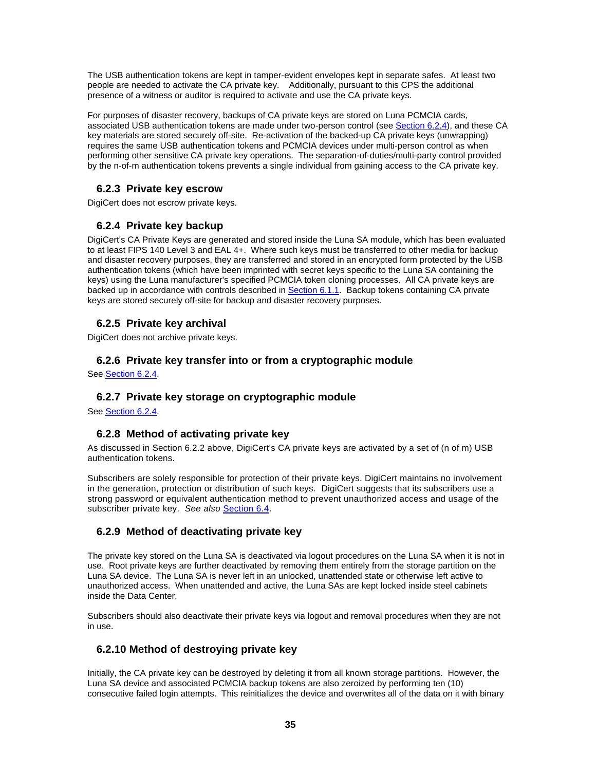The USB authentication tokens are kept in tamper-evident envelopes kept in separate safes. At least two people are needed to activate the CA private key. Additionally, pursuant to this CPS the additional presence of a witness or auditor is required to activate and use the CA private keys.

For purposes of disaster recovery, backups of CA private keys are stored on Luna PCMCIA cards, associated USB authentication tokens are made under two-person control (see Section 6.2.4), and these CA key materials are stored securely off-site. Re-activation of the backed-up CA private keys (unwrapping) requires the same USB authentication tokens and PCMCIA devices under multi-person control as when performing other sensitive CA private key operations. The separation-of-duties/multi-party control provided by the n-of-m authentication tokens prevents a single individual from gaining access to the CA private key.

### 6.2.3 Private key escrow

DigiCert does not escrow private keys.

### 6.2.4 Private key backup

DigiCert's CA Private Keys are generated and stored inside the Luna SA module, which has been evaluated to at least FIPS 140 Level 3 and EAL 4+. Where such keys must be transferred to other media for backup and disaster recovery purposes, they are transferred and stored in an encrypted form protected by the USB authentication tokens (which have been imprinted with secret keys specific to the Luna SA containing the keys) using the Luna manufacturer's specified PCMCIA token cloning processes. All CA private keys are backed up in accordance with controls described in Section 6.1.1. Backup tokens containing CA private keys are stored securely off-site for backup and disaster recovery purposes.

### 6.2.5 Private key archival

DigiCert does not archive private keys.

### 6.2.6 Private key transfer into or from a cryptographic module

See Section 6.2.4.

### 6.2.7 Private key storage on cryptographic module

See Section 6.2.4.

### 6.2.8 Method of activating private key

As discussed in Section 6.2.2 above, DigiCert's CA private keys are activated by a set of (n of m) USB authentication tokens.

Subscribers are solely responsible for protection of their private keys. DigiCert maintains no involvement in the generation, protection or distribution of such keys. DigiCert suggests that its subscribers use a strong password or equivalent authentication method to prevent unauthorized access and usage of the subscriber private key. *See also* Section 6.4.

### 6.2.9 Method of deactivating private key

The private key stored on the Luna SA is deactivated via logout procedures on the Luna SA when it is not in use. Root private keys are further deactivated by removing them entirely from the storage partition on the Luna SA device. The Luna SA is never left in an unlocked, unattended state or otherwise left active to unauthorized access. When unattended and active, the Luna SAs are kept locked inside steel cabinets inside the Data Center.

Subscribers should also deactivate their private keys via logout and removal procedures when they are not in use.

### 6.2.10 Method of destroying private key

Initially, the CA private key can be destroyed by deleting it from all known storage partitions. However, the Luna SA device and associated PCMCIA backup tokens are also zeroized by performing ten (10) consecutive failed login attempts. This reinitializes the device and overwrites all of the data on it with binary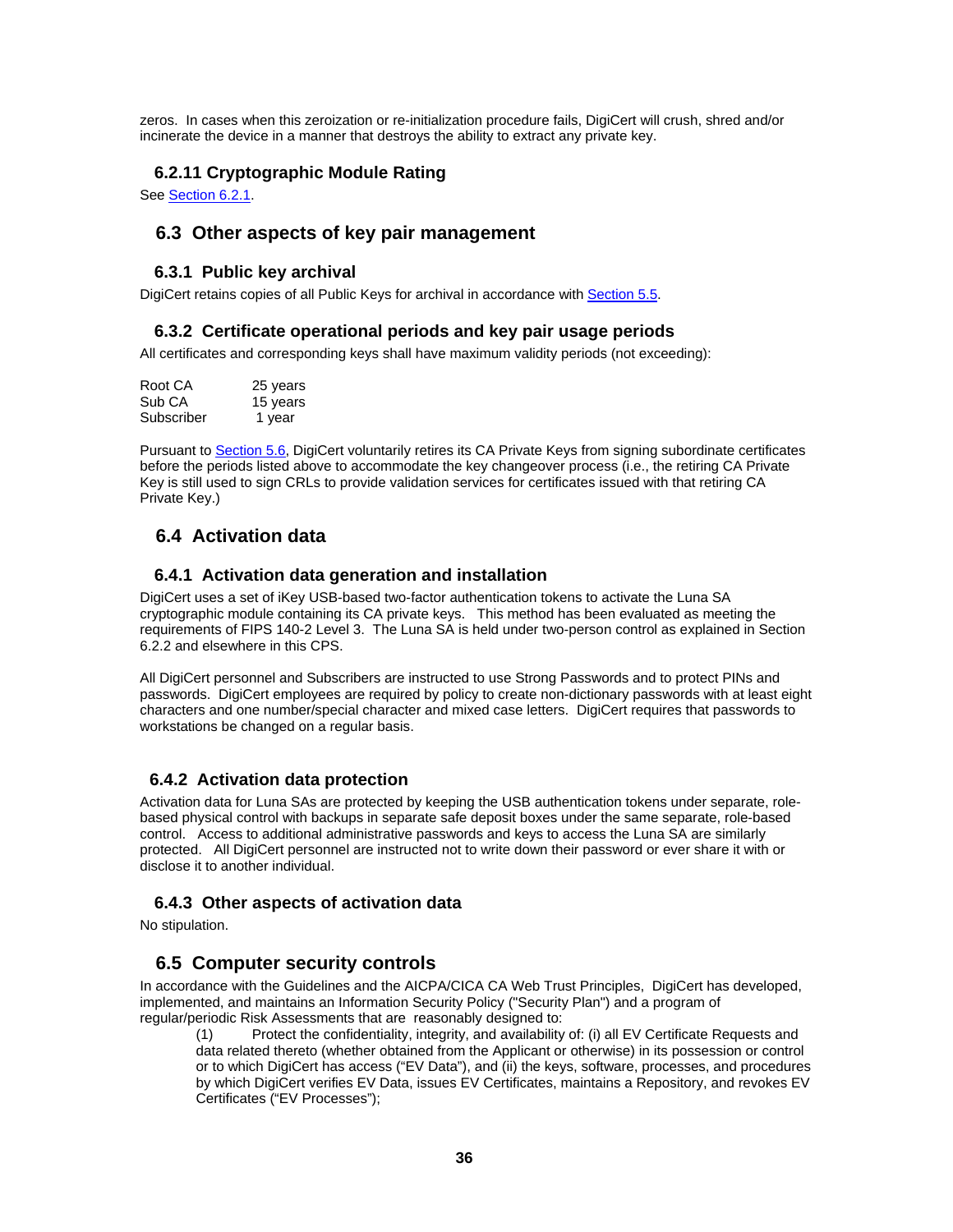zeros. In cases when this zeroization or re-initialization procedure fails, DigiCert will crush, shred and/or incinerate the device in a manner that destroys the ability to extract any private key.

### 6.2.11 Cryptographic Module Rating

See Section 6.2.1.

## 6.3 Other aspects of key pair management

### 6.3.1 Public key archival

DigiCert retains copies of all Public Keys for archival in accordance with Section 5.5.

### 6.3.2 Certificate operational periods and key pair usage periods

All certificates and corresponding keys shall have maximum validity periods (not exceeding):

| | |
|---|---|
| Root CA | 25 years |
| Sub CA | 15 years |
| Subscriber | 1 year |

Pursuant to Section 5.6, DigiCert voluntarily retires its CA Private Keys from signing subordinate certificates before the periods listed above to accommodate the key changeover process (i.e., the retiring CA Private Key is still used to sign CRLs to provide validation services for certificates issued with that retiring CA Private Key.)

## 6.4 Activation data

### 6.4.1 Activation data generation and installation

DigiCert uses a set of iKey USB-based two-factor authentication tokens to activate the Luna SA cryptographic module containing its CA private keys. This method has been evaluated as meeting the requirements of FIPS 140-2 Level 3. The Luna SA is held under two-person control as explained in Section 6.2.2 and elsewhere in this CPS.

All DigiCert personnel and Subscribers are instructed to use Strong Passwords and to protect PINs and passwords. DigiCert employees are required by policy to create non-dictionary passwords with at least eight characters and one number/special character and mixed case letters. DigiCert requires that passwords to workstations be changed on a regular basis.

### 6.4.2 Activation data protection

Activation data for Luna SAs are protected by keeping the USB authentication tokens under separate, role-based physical control with backups in separate safe deposit boxes under the same separate, role-based control. Access to additional administrative passwords and keys to access the Luna SA are similarly protected. All DigiCert personnel are instructed not to write down their password or ever share it with or disclose it to another individual.

### 6.4.3 Other aspects of activation data

No stipulation.

## 6.5 Computer security controls

In accordance with the Guidelines and the AICPA/CICA CA Web Trust Principles, DigiCert has developed, implemented, and maintains an Information Security Policy ("Security Plan") and a program of regular/periodic Risk Assessments that are reasonably designed to:

(1) Protect the confidentiality, integrity, and availability of: (i) all EV Certificate Requests and data related thereto (whether obtained from the Applicant or otherwise) in its possession or control or to which DigiCert has access ("EV Data"), and (ii) the keys, software, processes, and procedures by which DigiCert verifies EV Data, issues EV Certificates, maintains a Repository, and revokes EV Certificates ("EV Processes");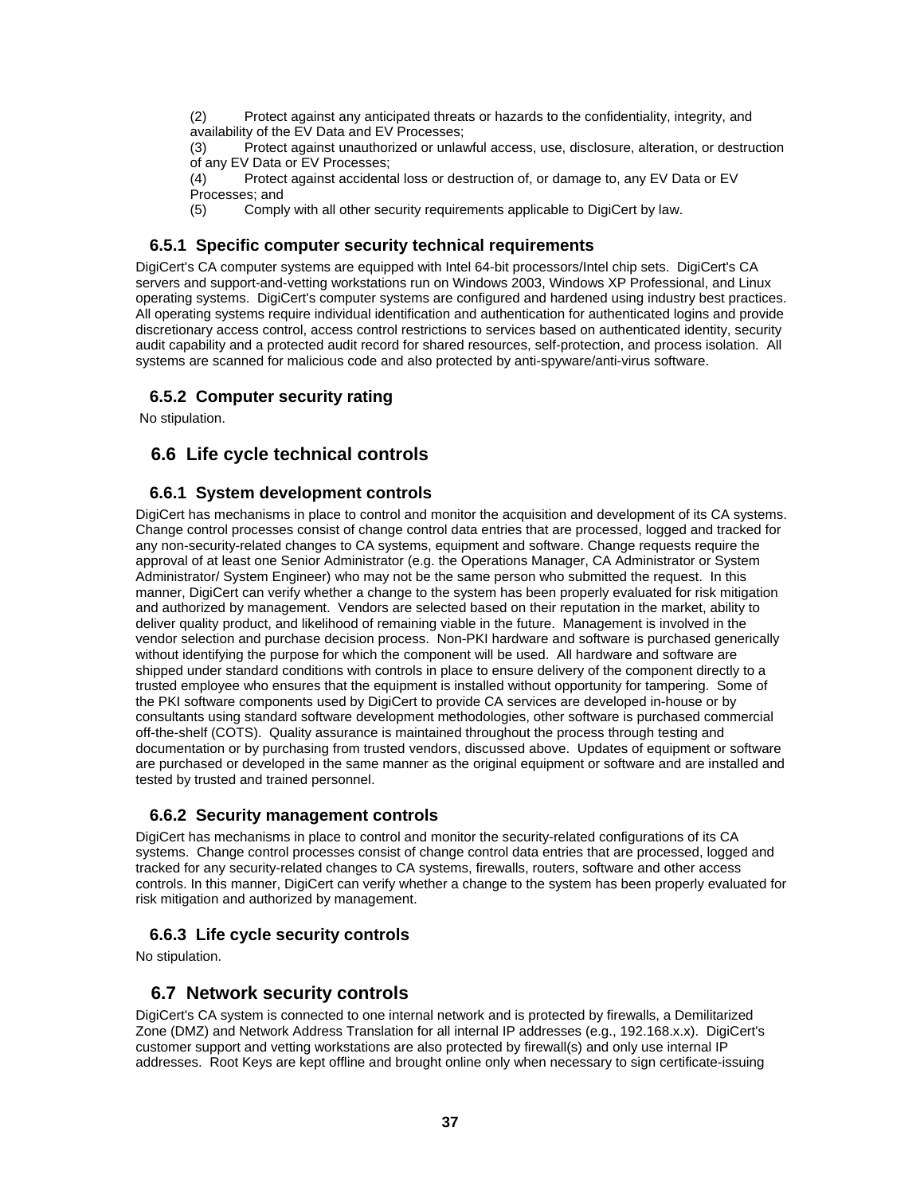(2) Protect against any anticipated threats or hazards to the confidentiality, integrity, and availability of the EV Data and EV Processes;

(3) Protect against unauthorized or unlawful access, use, disclosure, alteration, or destruction of any EV Data or EV Processes;

(4) Protect against accidental loss or destruction of, or damage to, any EV Data or EV Processes; and

(5) Comply with all other security requirements applicable to DigiCert by law.

### 6.5.1 Specific computer security technical requirements

DigiCert's CA computer systems are equipped with Intel 64-bit processors/Intel chip sets. DigiCert's CA servers and support-and-vetting workstations run on Windows 2003, Windows XP Professional, and Linux operating systems. DigiCert's computer systems are configured and hardened using industry best practices. All operating systems require individual identification and authentication for authenticated logins and provide discretionary access control, access control restrictions to services based on authenticated identity, security audit capability and a protected audit record for shared resources, self-protection, and process isolation. All systems are scanned for malicious code and also protected by anti-spyware/anti-virus software.

### 6.5.2 Computer security rating

No stipulation.

## 6.6 Life cycle technical controls

### 6.6.1 System development controls

DigiCert has mechanisms in place to control and monitor the acquisition and development of its CA systems. Change control processes consist of change control data entries that are processed, logged and tracked for any non-security-related changes to CA systems, equipment and software. Change requests require the approval of at least one Senior Administrator (e.g. the Operations Manager, CA Administrator or System Administrator/ System Engineer) who may not be the same person who submitted the request. In this manner, DigiCert can verify whether a change to the system has been properly evaluated for risk mitigation and authorized by management. Vendors are selected based on their reputation in the market, ability to deliver quality product, and likelihood of remaining viable in the future. Management is involved in the vendor selection and purchase decision process. Non-PKI hardware and software is purchased generically without identifying the purpose for which the component will be used. All hardware and software are shipped under standard conditions with controls in place to ensure delivery of the component directly to a trusted employee who ensures that the equipment is installed without opportunity for tampering. Some of the PKI software components used by DigiCert to provide CA services are developed in-house or by consultants using standard software development methodologies, other software is purchased commercial off-the-shelf (COTS). Quality assurance is maintained throughout the process through testing and documentation or by purchasing from trusted vendors, discussed above. Updates of equipment or software are purchased or developed in the same manner as the original equipment or software and are installed and tested by trusted and trained personnel.

### 6.6.2 Security management controls

DigiCert has mechanisms in place to control and monitor the security-related configurations of its CA systems. Change control processes consist of change control data entries that are processed, logged and tracked for any security-related changes to CA systems, firewalls, routers, software and other access controls. In this manner, DigiCert can verify whether a change to the system has been properly evaluated for risk mitigation and authorized by management.

### 6.6.3 Life cycle security controls

No stipulation.

## 6.7 Network security controls

DigiCert's CA system is connected to one internal network and is protected by firewalls, a Demilitarized Zone (DMZ) and Network Address Translation for all internal IP addresses (e.g., 192.168.x.x). DigiCert's customer support and vetting workstations are also protected by firewall(s) and only use internal IP addresses. Root Keys are kept offline and brought online only when necessary to sign certificate-issuing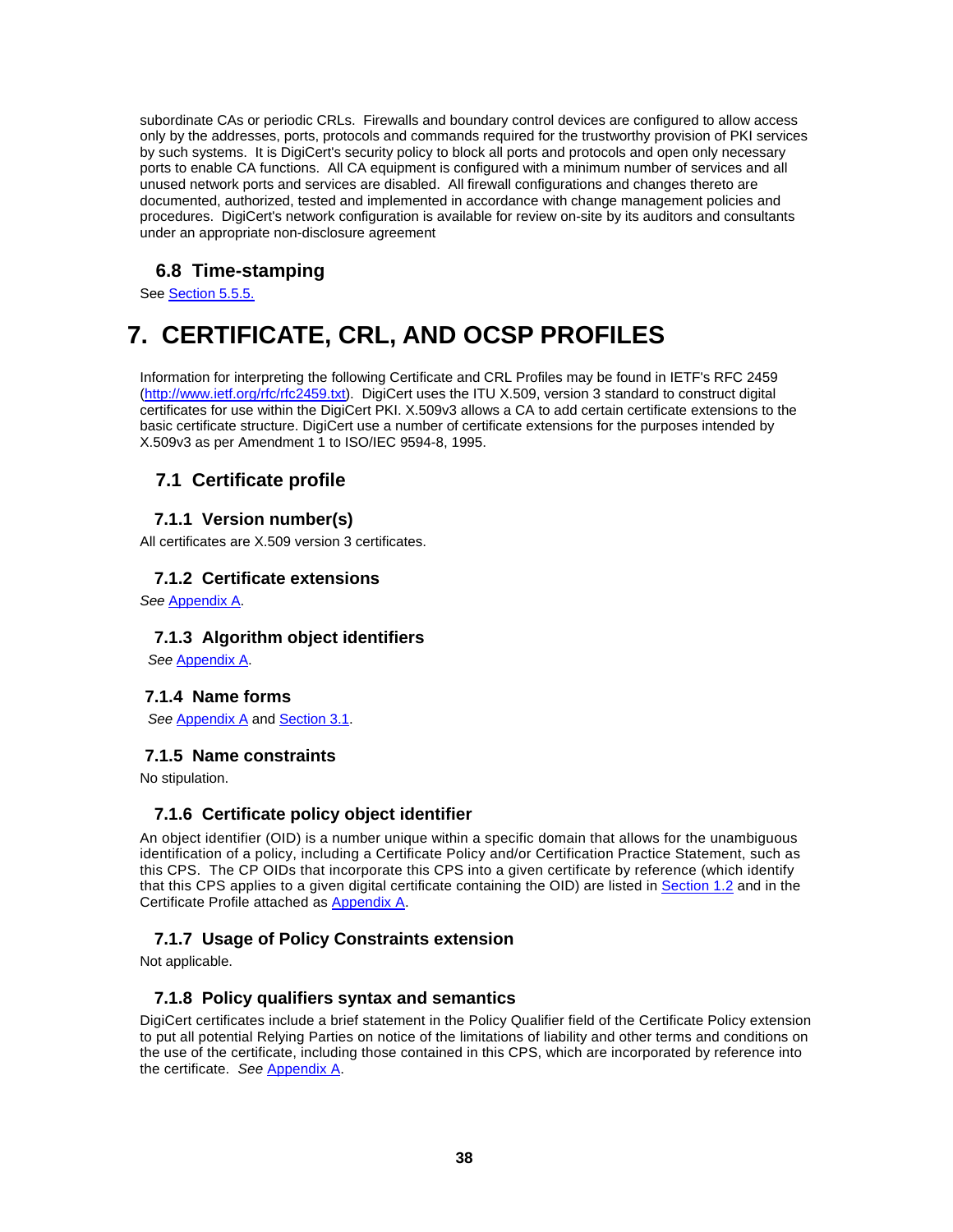subordinate CAs or periodic CRLs. Firewalls and boundary control devices are configured to allow access only by the addresses, ports, protocols and commands required for the trustworthy provision of PKI services by such systems. It is DigiCert's security policy to block all ports and protocols and open only necessary ports to enable CA functions. All CA equipment is configured with a minimum number of services and all unused network ports and services are disabled. All firewall configurations and changes thereto are documented, authorized, tested and implemented in accordance with change management policies and procedures. DigiCert's network configuration is available for review on-site by its auditors and consultants under an appropriate non-disclosure agreement

## 6.8 Time-stamping

See Section 5.5.5.

# 7. CERTIFICATE, CRL, AND OCSP PROFILES

Information for interpreting the following Certificate and CRL Profiles may be found in IETF's RFC 2459 (http://www.ietf.org/rfc/rfc2459.txt). DigiCert uses the ITU X.509, version 3 standard to construct digital certificates for use within the DigiCert PKI. X.509v3 allows a CA to add certain certificate extensions to the basic certificate structure. DigiCert use a number of certificate extensions for the purposes intended by X.509v3 as per Amendment 1 to ISO/IEC 9594-8, 1995.

## 7.1 Certificate profile

### 7.1.1 Version number(s)

All certificates are X.509 version 3 certificates.

### 7.1.2 Certificate extensions

*See* Appendix A.

### 7.1.3 Algorithm object identifiers

*See* Appendix A.

### 7.1.4 Name forms

*See* Appendix A and Section 3.1.

### 7.1.5 Name constraints

No stipulation.

### 7.1.6 Certificate policy object identifier

An object identifier (OID) is a number unique within a specific domain that allows for the unambiguous identification of a policy, including a Certificate Policy and/or Certification Practice Statement, such as this CPS. The CP OIDs that incorporate this CPS into a given certificate by reference (which identify that this CPS applies to a given digital certificate containing the OID) are listed in Section 1.2 and in the Certificate Profile attached as Appendix A.

### 7.1.7 Usage of Policy Constraints extension

Not applicable.

### 7.1.8 Policy qualifiers syntax and semantics

DigiCert certificates include a brief statement in the Policy Qualifier field of the Certificate Policy extension to put all potential Relying Parties on notice of the limitations of liability and other terms and conditions on the use of the certificate, including those contained in this CPS, which are incorporated by reference into the certificate. *See* Appendix A.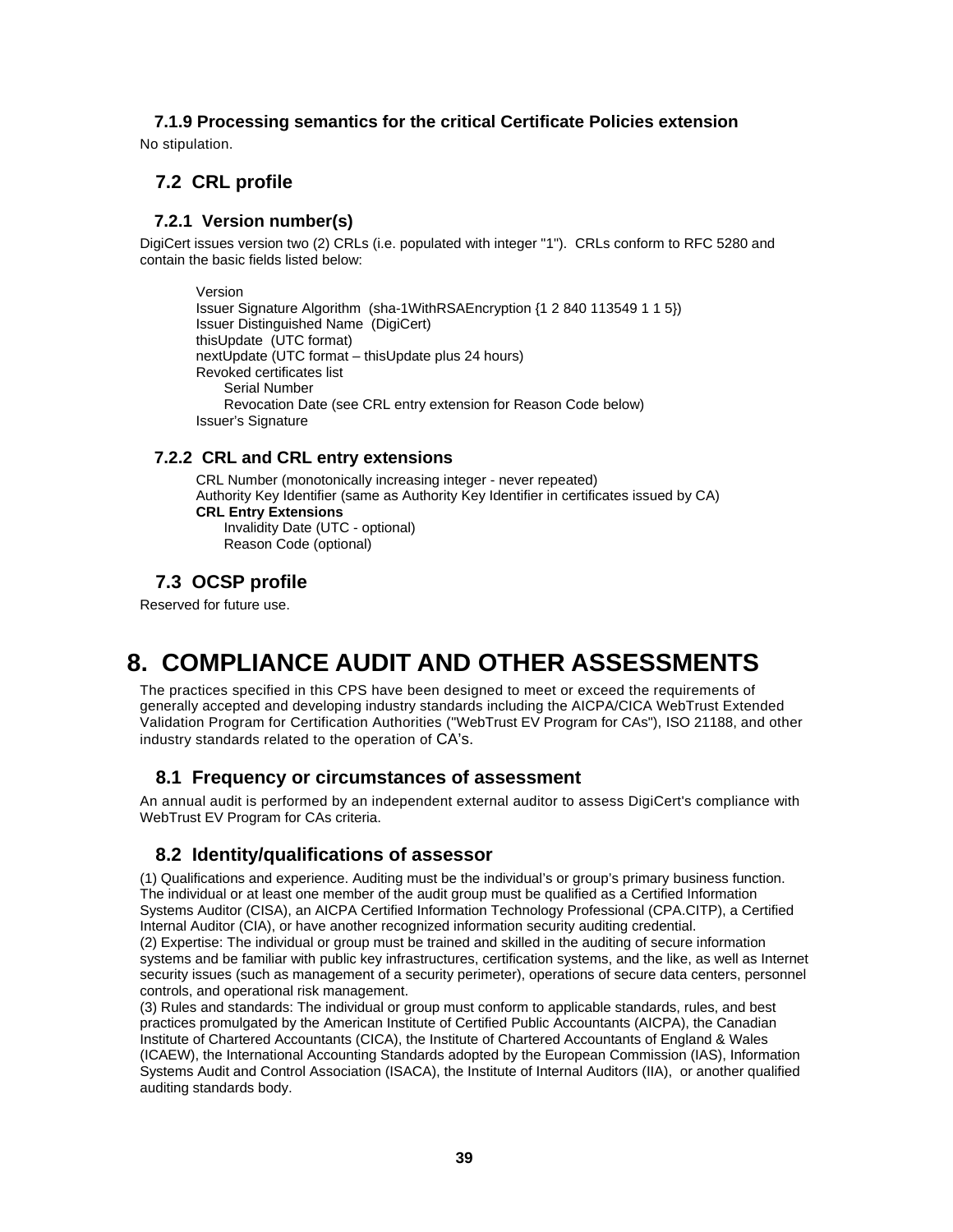### 7.1.9 Processing semantics for the critical Certificate Policies extension

No stipulation.

## 7.2 CRL profile

### 7.2.1 Version number(s)

DigiCert issues version two (2) CRLs (i.e. populated with integer "1"). CRLs conform to RFC 5280 and contain the basic fields listed below:

Version
Issuer Signature Algorithm (sha-1WithRSAEncryption {1 2 840 113549 1 1 5})
Issuer Distinguished Name (DigiCert)
thisUpdate (UTC format)
nextUpdate (UTC format – thisUpdate plus 24 hours)
Revoked certificates list
 Serial Number
 Revocation Date (see CRL entry extension for Reason Code below)
Issuer's Signature

### 7.2.2 CRL and CRL entry extensions

CRL Number (monotonically increasing integer - never repeated)
Authority Key Identifier (same as Authority Key Identifier in certificates issued by CA)
**CRL Entry Extensions**
 Invalidity Date (UTC - optional)
 Reason Code (optional)

## 7.3 OCSP profile

Reserved for future use.

# 8. COMPLIANCE AUDIT AND OTHER ASSESSMENTS

The practices specified in this CPS have been designed to meet or exceed the requirements of generally accepted and developing industry standards including the AICPA/CICA WebTrust Extended Validation Program for Certification Authorities ("WebTrust EV Program for CAs"), ISO 21188, and other industry standards related to the operation of CA's.

## 8.1 Frequency or circumstances of assessment

An annual audit is performed by an independent external auditor to assess DigiCert's compliance with WebTrust EV Program for CAs criteria.

## 8.2 Identity/qualifications of assessor

(1) Qualifications and experience. Auditing must be the individual's or group's primary business function. The individual or at least one member of the audit group must be qualified as a Certified Information Systems Auditor (CISA), an AICPA Certified Information Technology Professional (CPA.CITP), a Certified Internal Auditor (CIA), or have another recognized information security auditing credential.
(2) Expertise: The individual or group must be trained and skilled in the auditing of secure information systems and be familiar with public key infrastructures, certification systems, and the like, as well as Internet security issues (such as management of a security perimeter), operations of secure data centers, personnel controls, and operational risk management.
(3) Rules and standards: The individual or group must conform to applicable standards, rules, and best practices promulgated by the American Institute of Certified Public Accountants (AICPA), the Canadian Institute of Chartered Accountants (CICA), the Institute of Chartered Accountants of England & Wales (ICAEW), the International Accounting Standards adopted by the European Commission (IAS), Information Systems Audit and Control Association (ISACA), the Institute of Internal Auditors (IIA), or another qualified auditing standards body.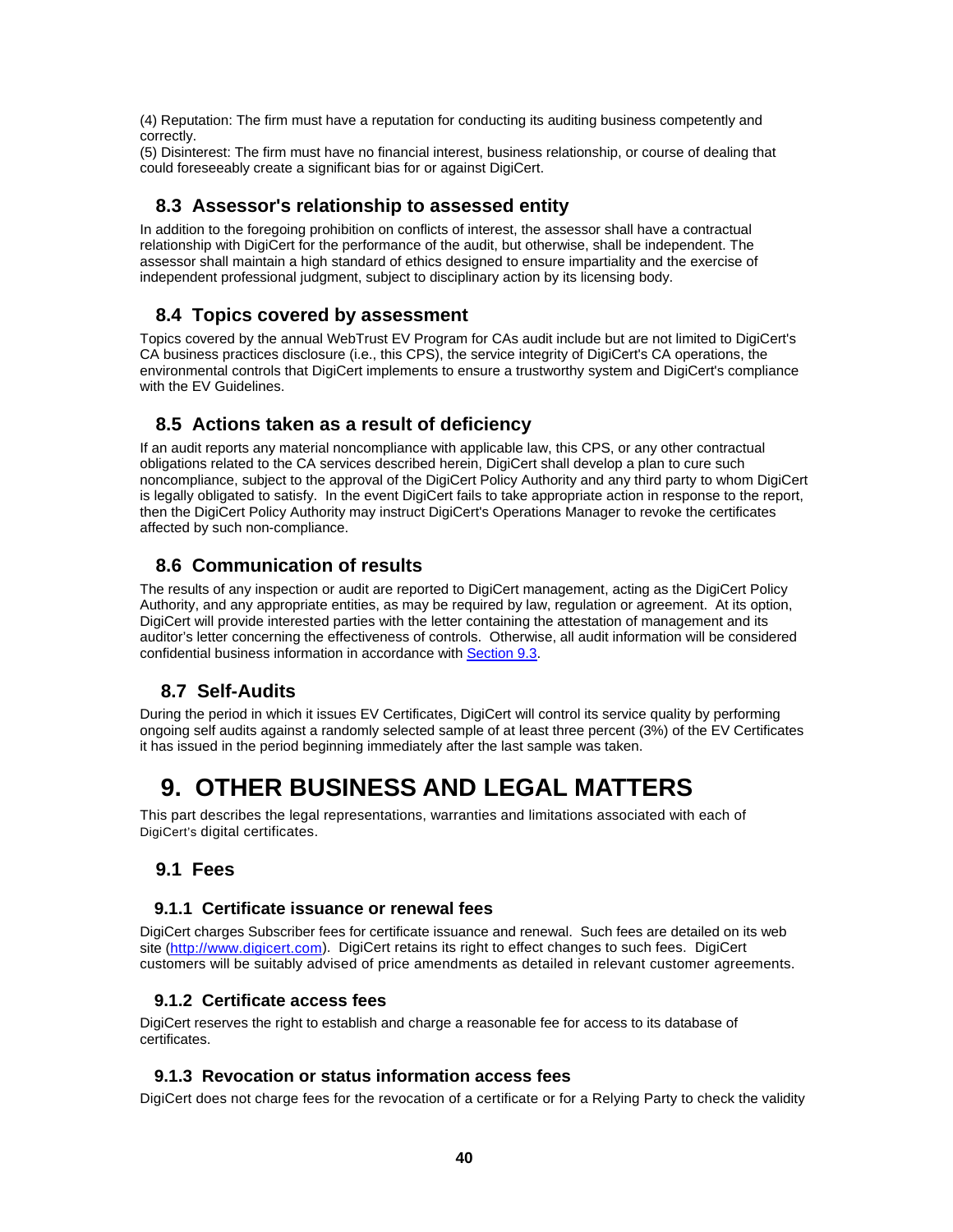(4) Reputation: The firm must have a reputation for conducting its auditing business competently and correctly.
(5) Disinterest: The firm must have no financial interest, business relationship, or course of dealing that could foreseeably create a significant bias for or against DigiCert.

## 8.3 Assessor's relationship to assessed entity

In addition to the foregoing prohibition on conflicts of interest, the assessor shall have a contractual relationship with DigiCert for the performance of the audit, but otherwise, shall be independent. The assessor shall maintain a high standard of ethics designed to ensure impartiality and the exercise of independent professional judgment, subject to disciplinary action by its licensing body.

## 8.4 Topics covered by assessment

Topics covered by the annual WebTrust EV Program for CAs audit include but are not limited to DigiCert's CA business practices disclosure (i.e., this CPS), the service integrity of DigiCert's CA operations, the environmental controls that DigiCert implements to ensure a trustworthy system and DigiCert's compliance with the EV Guidelines.

## 8.5 Actions taken as a result of deficiency

If an audit reports any material noncompliance with applicable law, this CPS, or any other contractual obligations related to the CA services described herein, DigiCert shall develop a plan to cure such noncompliance, subject to the approval of the DigiCert Policy Authority and any third party to whom DigiCert is legally obligated to satisfy. In the event DigiCert fails to take appropriate action in response to the report, then the DigiCert Policy Authority may instruct DigiCert's Operations Manager to revoke the certificates affected by such non-compliance.

## 8.6 Communication of results

The results of any inspection or audit are reported to DigiCert management, acting as the DigiCert Policy Authority, and any appropriate entities, as may be required by law, regulation or agreement. At its option, DigiCert will provide interested parties with the letter containing the attestation of management and its auditor's letter concerning the effectiveness of controls. Otherwise, all audit information will be considered confidential business information in accordance with Section 9.3.

## 8.7 Self-Audits

During the period in which it issues EV Certificates, DigiCert will control its service quality by performing ongoing self audits against a randomly selected sample of at least three percent (3%) of the EV Certificates it has issued in the period beginning immediately after the last sample was taken.

# 9. OTHER BUSINESS AND LEGAL MATTERS

This part describes the legal representations, warranties and limitations associated with each of DigiCert's digital certificates.

## 9.1 Fees

### 9.1.1 Certificate issuance or renewal fees

DigiCert charges Subscriber fees for certificate issuance and renewal. Such fees are detailed on its web site (http://www.digicert.com). DigiCert retains its right to effect changes to such fees. DigiCert customers will be suitably advised of price amendments as detailed in relevant customer agreements.

### 9.1.2 Certificate access fees

DigiCert reserves the right to establish and charge a reasonable fee for access to its database of certificates.

### 9.1.3 Revocation or status information access fees

DigiCert does not charge fees for the revocation of a certificate or for a Relying Party to check the validity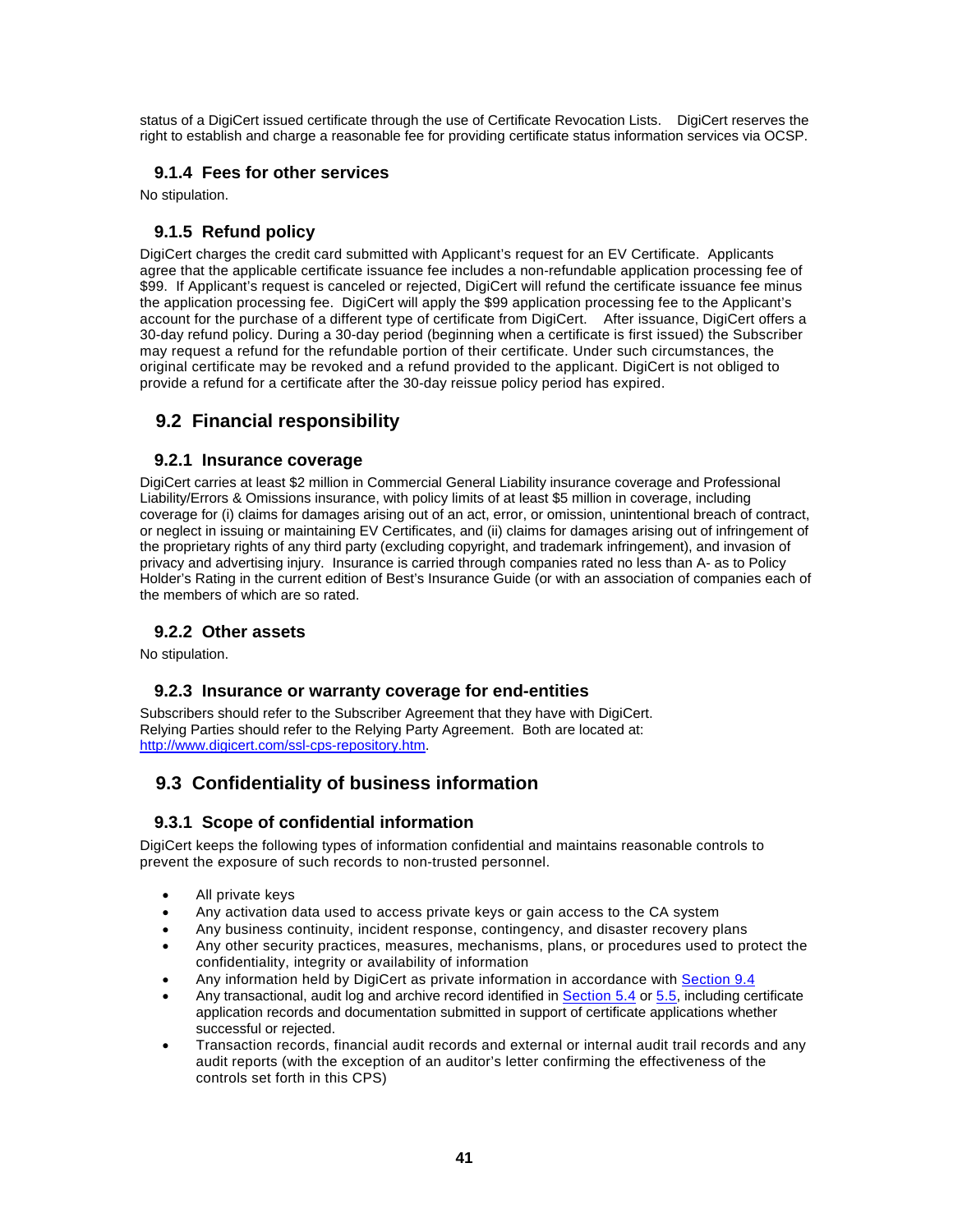status of a DigiCert issued certificate through the use of Certificate Revocation Lists. DigiCert reserves the right to establish and charge a reasonable fee for providing certificate status information services via OCSP.

### 9.1.4 Fees for other services

No stipulation.

### 9.1.5 Refund policy

DigiCert charges the credit card submitted with Applicant's request for an EV Certificate. Applicants agree that the applicable certificate issuance fee includes a non-refundable application processing fee of $99. If Applicant's request is canceled or rejected, DigiCert will refund the certificate issuance fee minus the application processing fee. DigiCert will apply the $99 application processing fee to the Applicant's account for the purchase of a different type of certificate from DigiCert. After issuance, DigiCert offers a 30-day refund policy. During a 30-day period (beginning when a certificate is first issued) the Subscriber may request a refund for the refundable portion of their certificate. Under such circumstances, the original certificate may be revoked and a refund provided to the applicant. DigiCert is not obliged to provide a refund for a certificate after the 30-day reissue policy period has expired.

## 9.2 Financial responsibility

### 9.2.1 Insurance coverage

DigiCert carries at least $2 million in Commercial General Liability insurance coverage and Professional Liability/Errors & Omissions insurance, with policy limits of at least $5 million in coverage, including coverage for (i) claims for damages arising out of an act, error, or omission, unintentional breach of contract, or neglect in issuing or maintaining EV Certificates, and (ii) claims for damages arising out of infringement of the proprietary rights of any third party (excluding copyright, and trademark infringement), and invasion of privacy and advertising injury. Insurance is carried through companies rated no less than A- as to Policy Holder's Rating in the current edition of Best's Insurance Guide (or with an association of companies each of the members of which are so rated.

### 9.2.2 Other assets

No stipulation.

### 9.2.3 Insurance or warranty coverage for end-entities

Subscribers should refer to the Subscriber Agreement that they have with DigiCert. Relying Parties should refer to the Relying Party Agreement. Both are located at: http://www.digicert.com/ssl-cps-repository.htm.

## 9.3 Confidentiality of business information

### 9.3.1 Scope of confidential information

DigiCert keeps the following types of information confidential and maintains reasonable controls to prevent the exposure of such records to non-trusted personnel.

- All private keys
- Any activation data used to access private keys or gain access to the CA system
- Any business continuity, incident response, contingency, and disaster recovery plans
- Any other security practices, measures, mechanisms, plans, or procedures used to protect the confidentiality, integrity or availability of information
- Any information held by DigiCert as private information in accordance with Section 9.4
- Any transactional, audit log and archive record identified in Section 5.4 or 5.5, including certificate application records and documentation submitted in support of certificate applications whether successful or rejected.
- Transaction records, financial audit records and external or internal audit trail records and any audit reports (with the exception of an auditor's letter confirming the effectiveness of the controls set forth in this CPS)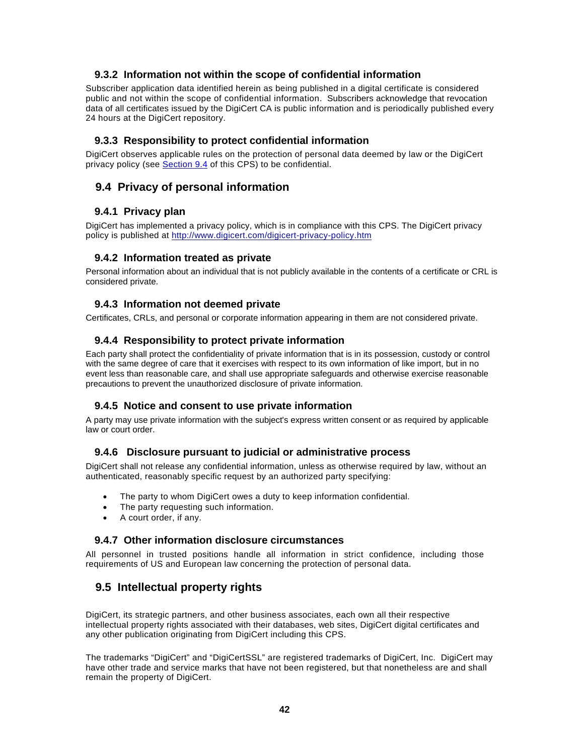### 9.3.2 Information not within the scope of confidential information

Subscriber application data identified herein as being published in a digital certificate is considered public and not within the scope of confidential information. Subscribers acknowledge that revocation data of all certificates issued by the DigiCert CA is public information and is periodically published every 24 hours at the DigiCert repository.

### 9.3.3 Responsibility to protect confidential information

DigiCert observes applicable rules on the protection of personal data deemed by law or the DigiCert privacy policy (see Section 9.4 of this CPS) to be confidential.

## 9.4 Privacy of personal information

### 9.4.1 Privacy plan

DigiCert has implemented a privacy policy, which is in compliance with this CPS. The DigiCert privacy policy is published at http://www.digicert.com/digicert-privacy-policy.htm

### 9.4.2 Information treated as private

Personal information about an individual that is not publicly available in the contents of a certificate or CRL is considered private.

### 9.4.3 Information not deemed private

Certificates, CRLs, and personal or corporate information appearing in them are not considered private.

### 9.4.4 Responsibility to protect private information

Each party shall protect the confidentiality of private information that is in its possession, custody or control with the same degree of care that it exercises with respect to its own information of like import, but in no event less than reasonable care, and shall use appropriate safeguards and otherwise exercise reasonable precautions to prevent the unauthorized disclosure of private information.

### 9.4.5 Notice and consent to use private information

A party may use private information with the subject's express written consent or as required by applicable law or court order.

### 9.4.6 Disclosure pursuant to judicial or administrative process

DigiCert shall not release any confidential information, unless as otherwise required by law, without an authenticated, reasonably specific request by an authorized party specifying:

- The party to whom DigiCert owes a duty to keep information confidential.
- The party requesting such information.
- A court order, if any.

### 9.4.7 Other information disclosure circumstances

All personnel in trusted positions handle all information in strict confidence, including those requirements of US and European law concerning the protection of personal data.

## 9.5 Intellectual property rights

DigiCert, its strategic partners, and other business associates, each own all their respective intellectual property rights associated with their databases, web sites, DigiCert digital certificates and any other publication originating from DigiCert including this CPS.

The trademarks "DigiCert" and "DigiCertSSL" are registered trademarks of DigiCert, Inc. DigiCert may have other trade and service marks that have not been registered, but that nonetheless are and shall remain the property of DigiCert.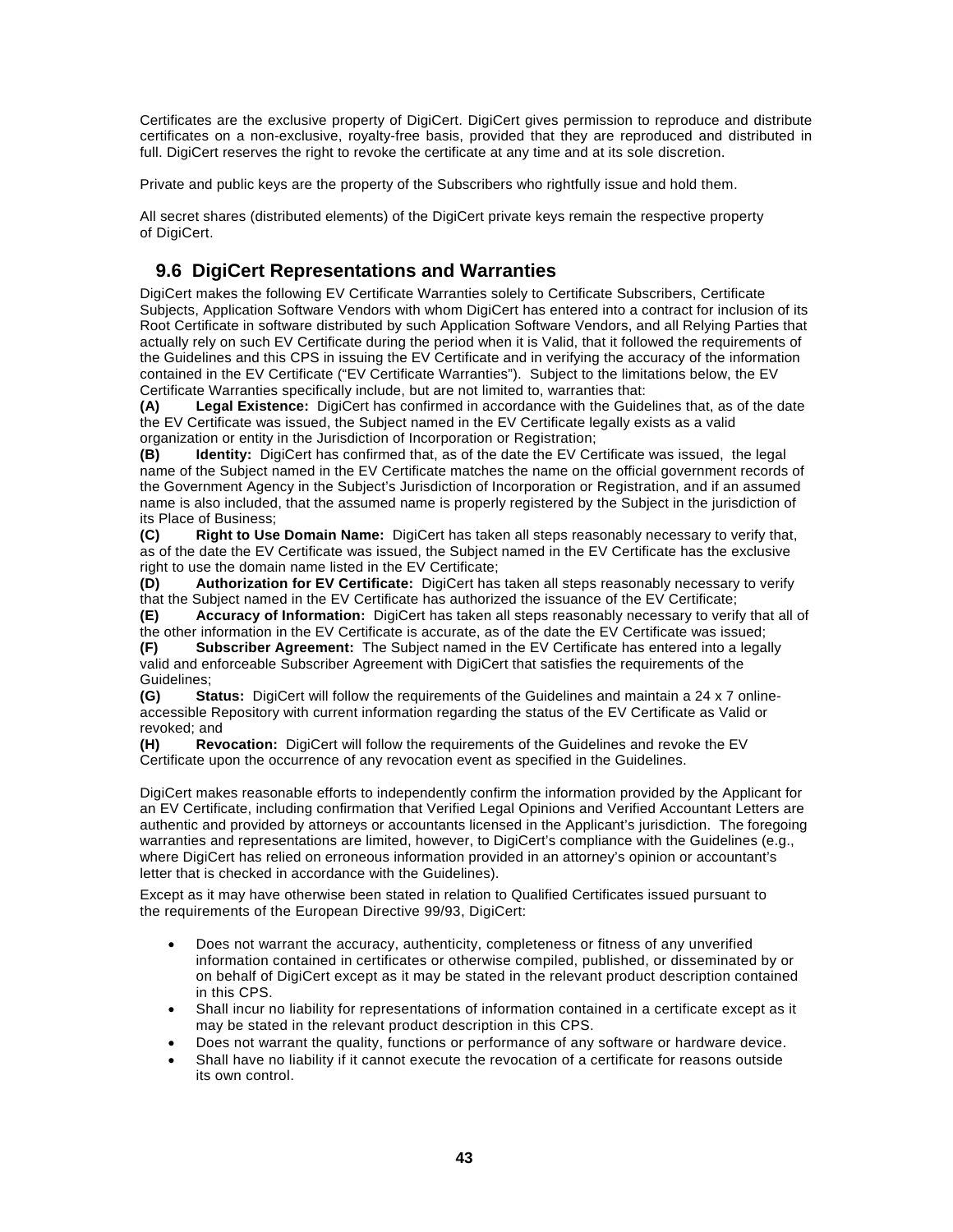Certificates are the exclusive property of DigiCert. DigiCert gives permission to reproduce and distribute certificates on a non-exclusive, royalty-free basis, provided that they are reproduced and distributed in full. DigiCert reserves the right to revoke the certificate at any time and at its sole discretion.

Private and public keys are the property of the Subscribers who rightfully issue and hold them.

All secret shares (distributed elements) of the DigiCert private keys remain the respective property of DigiCert.

## 9.6 DigiCert Representations and Warranties

DigiCert makes the following EV Certificate Warranties solely to Certificate Subscribers, Certificate Subjects, Application Software Vendors with whom DigiCert has entered into a contract for inclusion of its Root Certificate in software distributed by such Application Software Vendors, and all Relying Parties that actually rely on such EV Certificate during the period when it is Valid, that it followed the requirements of the Guidelines and this CPS in issuing the EV Certificate and in verifying the accuracy of the information contained in the EV Certificate ("EV Certificate Warranties"). Subject to the limitations below, the EV Certificate Warranties specifically include, but are not limited to, warranties that:

**(A) Legal Existence:** DigiCert has confirmed in accordance with the Guidelines that, as of the date the EV Certificate was issued, the Subject named in the EV Certificate legally exists as a valid organization or entity in the Jurisdiction of Incorporation or Registration;

**(B) Identity:** DigiCert has confirmed that, as of the date the EV Certificate was issued, the legal name of the Subject named in the EV Certificate matches the name on the official government records of the Government Agency in the Subject's Jurisdiction of Incorporation or Registration, and if an assumed name is also included, that the assumed name is properly registered by the Subject in the jurisdiction of its Place of Business;

**(C) Right to Use Domain Name:** DigiCert has taken all steps reasonably necessary to verify that, as of the date the EV Certificate was issued, the Subject named in the EV Certificate has the exclusive right to use the domain name listed in the EV Certificate;

**(D) Authorization for EV Certificate:** DigiCert has taken all steps reasonably necessary to verify that the Subject named in the EV Certificate has authorized the issuance of the EV Certificate;

**(E) Accuracy of Information:** DigiCert has taken all steps reasonably necessary to verify that all of the other information in the EV Certificate is accurate, as of the date the EV Certificate was issued;

**(F) Subscriber Agreement:** The Subject named in the EV Certificate has entered into a legally valid and enforceable Subscriber Agreement with DigiCert that satisfies the requirements of the Guidelines;

**(G) Status:** DigiCert will follow the requirements of the Guidelines and maintain a 24 x 7 online-accessible Repository with current information regarding the status of the EV Certificate as Valid or revoked; and

**(H) Revocation:** DigiCert will follow the requirements of the Guidelines and revoke the EV Certificate upon the occurrence of any revocation event as specified in the Guidelines.

DigiCert makes reasonable efforts to independently confirm the information provided by the Applicant for an EV Certificate, including confirmation that Verified Legal Opinions and Verified Accountant Letters are authentic and provided by attorneys or accountants licensed in the Applicant's jurisdiction. The foregoing warranties and representations are limited, however, to DigiCert's compliance with the Guidelines (e.g., where DigiCert has relied on erroneous information provided in an attorney's opinion or accountant's letter that is checked in accordance with the Guidelines).

Except as it may have otherwise been stated in relation to Qualified Certificates issued pursuant to the requirements of the European Directive 99/93, DigiCert:

- Does not warrant the accuracy, authenticity, completeness or fitness of any unverified information contained in certificates or otherwise compiled, published, or disseminated by or on behalf of DigiCert except as it may be stated in the relevant product description contained in this CPS.
- Shall incur no liability for representations of information contained in a certificate except as it may be stated in the relevant product description in this CPS.
- Does not warrant the quality, functions or performance of any software or hardware device.
- Shall have no liability if it cannot execute the revocation of a certificate for reasons outside its own control.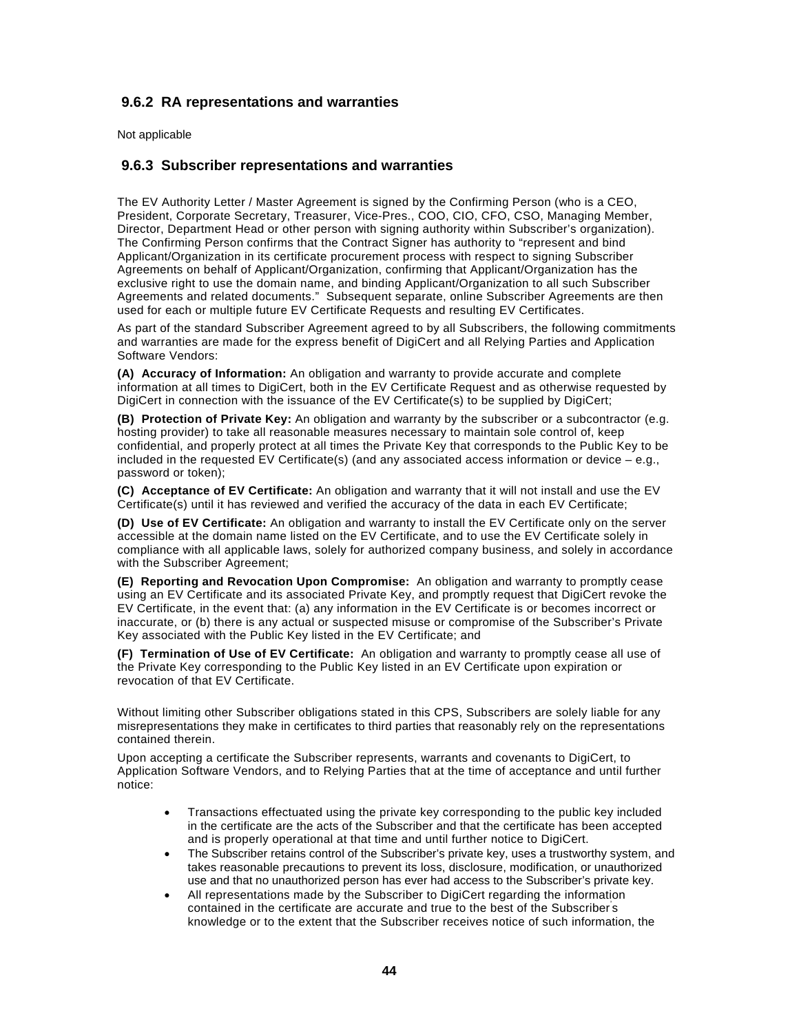### 9.6.2 RA representations and warranties

Not applicable

### 9.6.3 Subscriber representations and warranties

The EV Authority Letter / Master Agreement is signed by the Confirming Person (who is a CEO, President, Corporate Secretary, Treasurer, Vice-Pres., COO, CIO, CFO, CSO, Managing Member, Director, Department Head or other person with signing authority within Subscriber's organization). The Confirming Person confirms that the Contract Signer has authority to "represent and bind Applicant/Organization in its certificate procurement process with respect to signing Subscriber Agreements on behalf of Applicant/Organization, confirming that Applicant/Organization has the exclusive right to use the domain name, and binding Applicant/Organization to all such Subscriber Agreements and related documents." Subsequent separate, online Subscriber Agreements are then used for each or multiple future EV Certificate Requests and resulting EV Certificates.

As part of the standard Subscriber Agreement agreed to by all Subscribers, the following commitments and warranties are made for the express benefit of DigiCert and all Relying Parties and Application Software Vendors:

**(A) Accuracy of Information:** An obligation and warranty to provide accurate and complete information at all times to DigiCert, both in the EV Certificate Request and as otherwise requested by DigiCert in connection with the issuance of the EV Certificate(s) to be supplied by DigiCert;

**(B) Protection of Private Key:** An obligation and warranty by the subscriber or a subcontractor (e.g. hosting provider) to take all reasonable measures necessary to maintain sole control of, keep confidential, and properly protect at all times the Private Key that corresponds to the Public Key to be included in the requested EV Certificate(s) (and any associated access information or device – e.g., password or token);

**(C) Acceptance of EV Certificate:** An obligation and warranty that it will not install and use the EV Certificate(s) until it has reviewed and verified the accuracy of the data in each EV Certificate;

**(D) Use of EV Certificate:** An obligation and warranty to install the EV Certificate only on the server accessible at the domain name listed on the EV Certificate, and to use the EV Certificate solely in compliance with all applicable laws, solely for authorized company business, and solely in accordance with the Subscriber Agreement;

**(E) Reporting and Revocation Upon Compromise:** An obligation and warranty to promptly cease using an EV Certificate and its associated Private Key, and promptly request that DigiCert revoke the EV Certificate, in the event that: (a) any information in the EV Certificate is or becomes incorrect or inaccurate, or (b) there is any actual or suspected misuse or compromise of the Subscriber's Private Key associated with the Public Key listed in the EV Certificate; and

**(F) Termination of Use of EV Certificate:** An obligation and warranty to promptly cease all use of the Private Key corresponding to the Public Key listed in an EV Certificate upon expiration or revocation of that EV Certificate.

Without limiting other Subscriber obligations stated in this CPS, Subscribers are solely liable for any misrepresentations they make in certificates to third parties that reasonably rely on the representations contained therein.

Upon accepting a certificate the Subscriber represents, warrants and covenants to DigiCert, to Application Software Vendors, and to Relying Parties that at the time of acceptance and until further notice:

- Transactions effectuated using the private key corresponding to the public key included in the certificate are the acts of the Subscriber and that the certificate has been accepted and is properly operational at that time and until further notice to DigiCert.
- The Subscriber retains control of the Subscriber's private key, uses a trustworthy system, and takes reasonable precautions to prevent its loss, disclosure, modification, or unauthorized use and that no unauthorized person has ever had access to the Subscriber's private key.
- All representations made by the Subscriber to DigiCert regarding the information contained in the certificate are accurate and true to the best of the Subscriber's knowledge or to the extent that the Subscriber receives notice of such information, the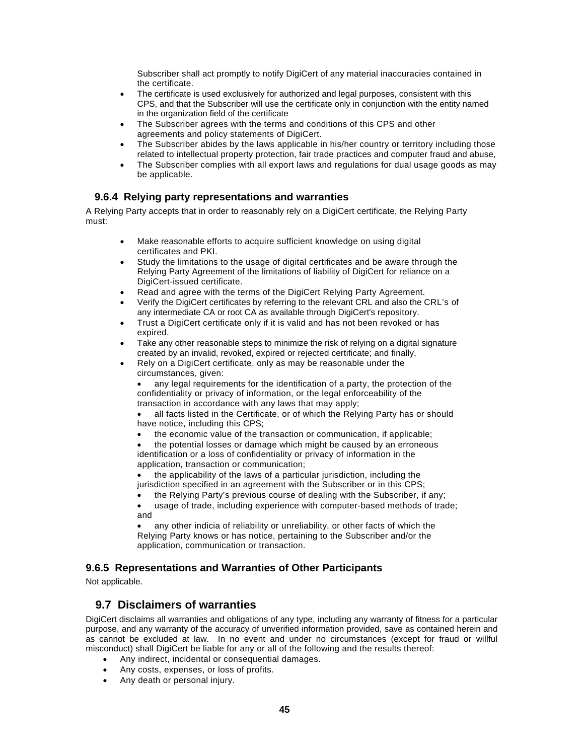Subscriber shall act promptly to notify DigiCert of any material inaccuracies contained in the certificate.

- The certificate is used exclusively for authorized and legal purposes, consistent with this CPS, and that the Subscriber will use the certificate only in conjunction with the entity named in the organization field of the certificate
- The Subscriber agrees with the terms and conditions of this CPS and other agreements and policy statements of DigiCert.
- The Subscriber abides by the laws applicable in his/her country or territory including those related to intellectual property protection, fair trade practices and computer fraud and abuse,
- The Subscriber complies with all export laws and regulations for dual usage goods as may be applicable.

### 9.6.4 Relying party representations and warranties

A Relying Party accepts that in order to reasonably rely on a DigiCert certificate, the Relying Party must:

- Make reasonable efforts to acquire sufficient knowledge on using digital certificates and PKI.
- Study the limitations to the usage of digital certificates and be aware through the Relying Party Agreement of the limitations of liability of DigiCert for reliance on a DigiCert-issued certificate.
- Read and agree with the terms of the DigiCert Relying Party Agreement.
- Verify the DigiCert certificates by referring to the relevant CRL and also the CRL's of any intermediate CA or root CA as available through DigiCert's repository.
- Trust a DigiCert certificate only if it is valid and has not been revoked or has expired.
- Take any other reasonable steps to minimize the risk of relying on a digital signature created by an invalid, revoked, expired or rejected certificate; and finally,
- Rely on a DigiCert certificate, only as may be reasonable under the circumstances, given:
  - any legal requirements for the identification of a party, the protection of the confidentiality or privacy of information, or the legal enforceability of the transaction in accordance with any laws that may apply;
  - all facts listed in the Certificate, or of which the Relying Party has or should have notice, including this CPS;
  - the economic value of the transaction or communication, if applicable;
  - the potential losses or damage which might be caused by an erroneous identification or a loss of confidentiality or privacy of information in the application, transaction or communication;
  - the applicability of the laws of a particular jurisdiction, including the jurisdiction specified in an agreement with the Subscriber or in this CPS;
  - the Relying Party's previous course of dealing with the Subscriber, if any;
  - usage of trade, including experience with computer-based methods of trade; and
  - any other indicia of reliability or unreliability, or other facts of which the Relying Party knows or has notice, pertaining to the Subscriber and/or the application, communication or transaction.

### 9.6.5 Representations and Warranties of Other Participants

Not applicable.

## 9.7 Disclaimers of warranties

DigiCert disclaims all warranties and obligations of any type, including any warranty of fitness for a particular purpose, and any warranty of the accuracy of unverified information provided, save as contained herein and as cannot be excluded at law. In no event and under no circumstances (except for fraud or willful misconduct) shall DigiCert be liable for any or all of the following and the results thereof:

- Any indirect, incidental or consequential damages.
- Any costs, expenses, or loss of profits.
- Any death or personal injury.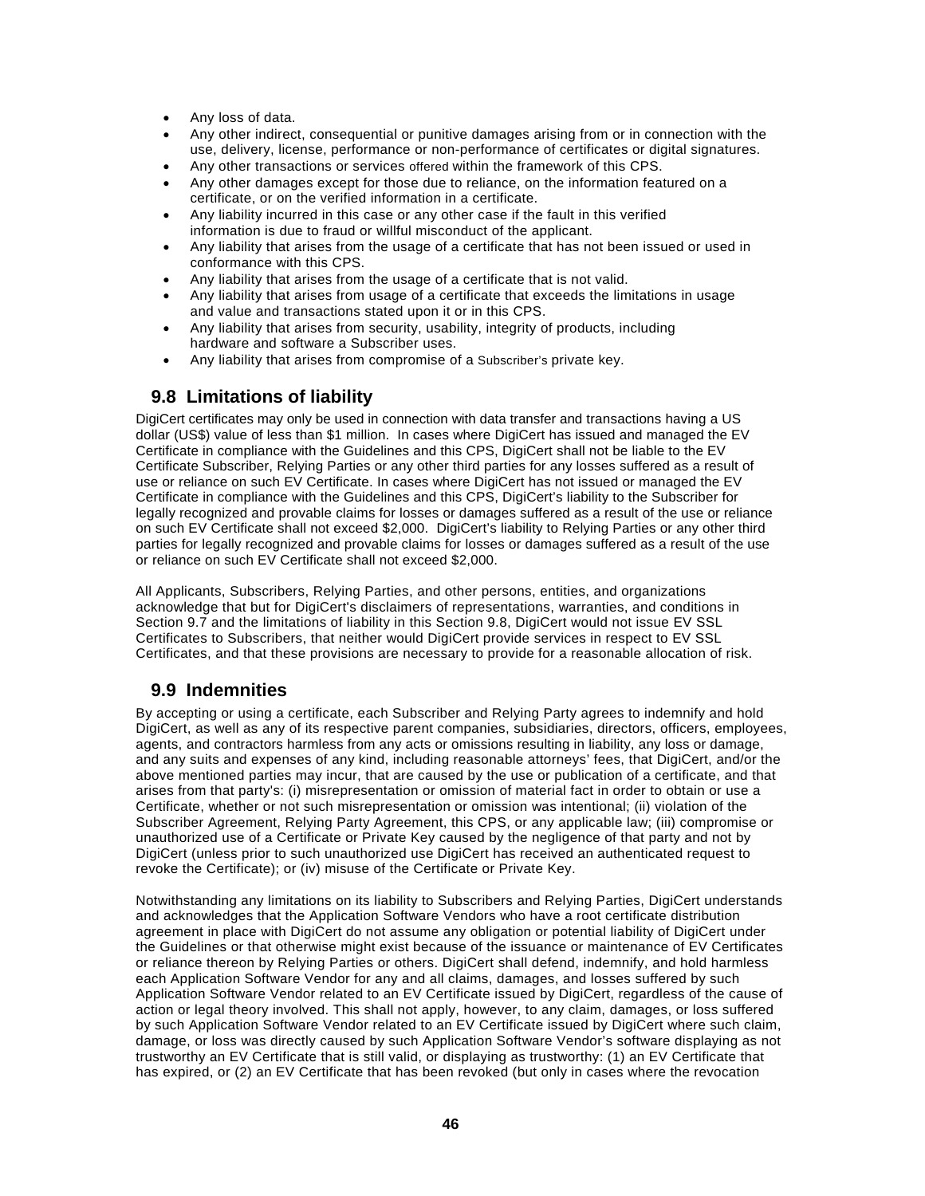- Any loss of data.
- Any other indirect, consequential or punitive damages arising from or in connection with the use, delivery, license, performance or non-performance of certificates or digital signatures.
- Any other transactions or services offered within the framework of this CPS.
- Any other damages except for those due to reliance, on the information featured on a certificate, or on the verified information in a certificate.
- Any liability incurred in this case or any other case if the fault in this verified information is due to fraud or willful misconduct of the applicant.
- Any liability that arises from the usage of a certificate that has not been issued or used in conformance with this CPS.
- Any liability that arises from the usage of a certificate that is not valid.
- Any liability that arises from usage of a certificate that exceeds the limitations in usage and value and transactions stated upon it or in this CPS.
- Any liability that arises from security, usability, integrity of products, including hardware and software a Subscriber uses.
- Any liability that arises from compromise of a Subscriber's private key.

## 9.8 Limitations of liability

DigiCert certificates may only be used in connection with data transfer and transactions having a US dollar (US$) value of less than $1 million. In cases where DigiCert has issued and managed the EV Certificate in compliance with the Guidelines and this CPS, DigiCert shall not be liable to the EV Certificate Subscriber, Relying Parties or any other third parties for any losses suffered as a result of use or reliance on such EV Certificate. In cases where DigiCert has not issued or managed the EV Certificate in compliance with the Guidelines and this CPS, DigiCert's liability to the Subscriber for legally recognized and provable claims for losses or damages suffered as a result of the use or reliance on such EV Certificate shall not exceed $2,000. DigiCert's liability to Relying Parties or any other third parties for legally recognized and provable claims for losses or damages suffered as a result of the use or reliance on such EV Certificate shall not exceed $2,000.

All Applicants, Subscribers, Relying Parties, and other persons, entities, and organizations acknowledge that but for DigiCert's disclaimers of representations, warranties, and conditions in Section 9.7 and the limitations of liability in this Section 9.8, DigiCert would not issue EV SSL Certificates to Subscribers, that neither would DigiCert provide services in respect to EV SSL Certificates, and that these provisions are necessary to provide for a reasonable allocation of risk.

## 9.9 Indemnities

By accepting or using a certificate, each Subscriber and Relying Party agrees to indemnify and hold DigiCert, as well as any of its respective parent companies, subsidiaries, directors, officers, employees, agents, and contractors harmless from any acts or omissions resulting in liability, any loss or damage, and any suits and expenses of any kind, including reasonable attorneys' fees, that DigiCert, and/or the above mentioned parties may incur, that are caused by the use or publication of a certificate, and that arises from that party's: (i) misrepresentation or omission of material fact in order to obtain or use a Certificate, whether or not such misrepresentation or omission was intentional; (ii) violation of the Subscriber Agreement, Relying Party Agreement, this CPS, or any applicable law; (iii) compromise or unauthorized use of a Certificate or Private Key caused by the negligence of that party and not by DigiCert (unless prior to such unauthorized use DigiCert has received an authenticated request to revoke the Certificate); or (iv) misuse of the Certificate or Private Key.

Notwithstanding any limitations on its liability to Subscribers and Relying Parties, DigiCert understands and acknowledges that the Application Software Vendors who have a root certificate distribution agreement in place with DigiCert do not assume any obligation or potential liability of DigiCert under the Guidelines or that otherwise might exist because of the issuance or maintenance of EV Certificates or reliance thereon by Relying Parties or others. DigiCert shall defend, indemnify, and hold harmless each Application Software Vendor for any and all claims, damages, and losses suffered by such Application Software Vendor related to an EV Certificate issued by DigiCert, regardless of the cause of action or legal theory involved. This shall not apply, however, to any claim, damages, or loss suffered by such Application Software Vendor related to an EV Certificate issued by DigiCert where such claim, damage, or loss was directly caused by such Application Software Vendor's software displaying as not trustworthy an EV Certificate that is still valid, or displaying as trustworthy: (1) an EV Certificate that has expired, or (2) an EV Certificate that has been revoked (but only in cases where the revocation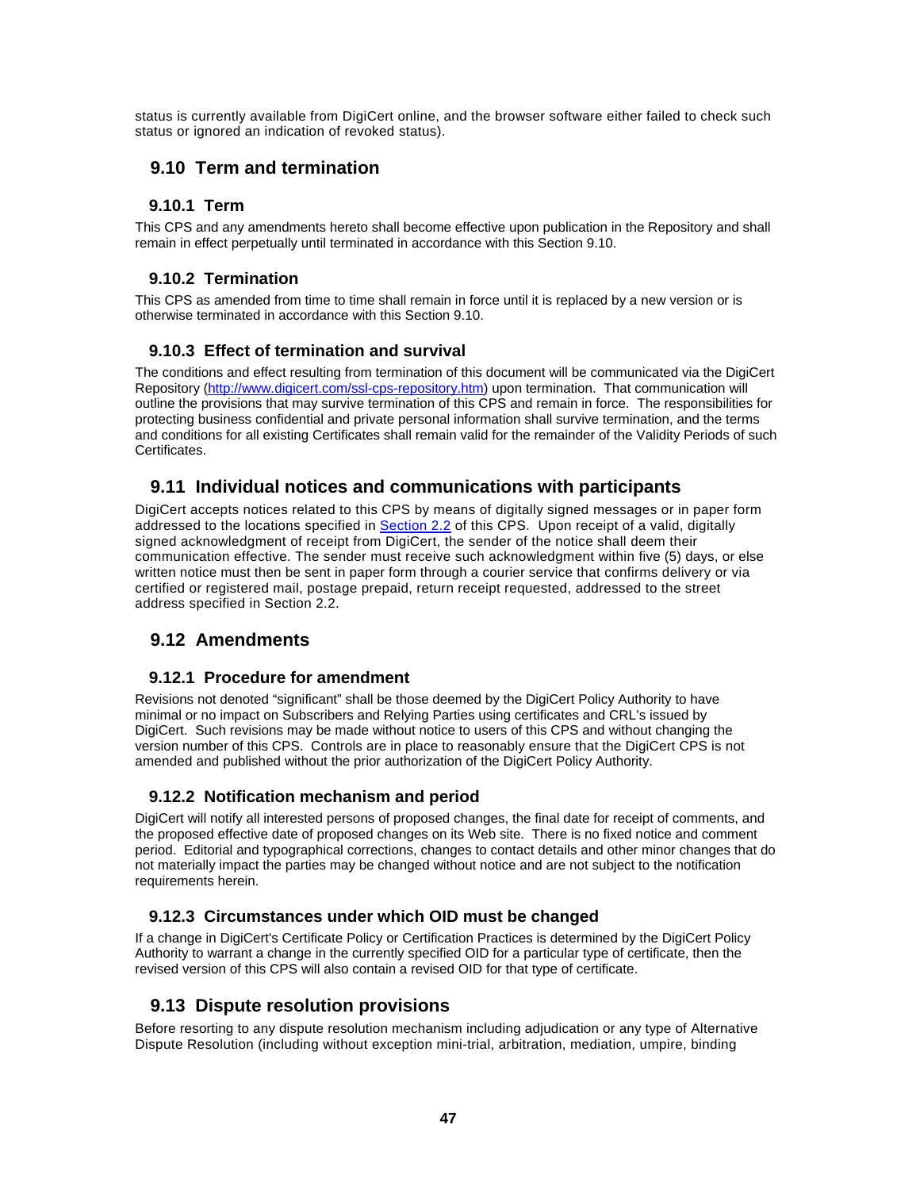status is currently available from DigiCert online, and the browser software either failed to check such status or ignored an indication of revoked status).

## 9.10 Term and termination

### 9.10.1 Term

This CPS and any amendments hereto shall become effective upon publication in the Repository and shall remain in effect perpetually until terminated in accordance with this Section 9.10.

### 9.10.2 Termination

This CPS as amended from time to time shall remain in force until it is replaced by a new version or is otherwise terminated in accordance with this Section 9.10.

### 9.10.3 Effect of termination and survival

The conditions and effect resulting from termination of this document will be communicated via the DigiCert Repository ([http://www.digicert.com/ssl-cps-repository.htm](http://www.digicert.com/ssl-cps-repository.htm)) upon termination. That communication will outline the provisions that may survive termination of this CPS and remain in force. The responsibilities for protecting business confidential and private personal information shall survive termination, and the terms and conditions for all existing Certificates shall remain valid for the remainder of the Validity Periods of such Certificates.

## 9.11 Individual notices and communications with participants

DigiCert accepts notices related to this CPS by means of digitally signed messages or in paper form addressed to the locations specified in [Section 2.2](#) of this CPS. Upon receipt of a valid, digitally signed acknowledgment of receipt from DigiCert, the sender of the notice shall deem their communication effective. The sender must receive such acknowledgment within five (5) days, or else written notice must then be sent in paper form through a courier service that confirms delivery or via certified or registered mail, postage prepaid, return receipt requested, addressed to the street address specified in Section 2.2.

## 9.12 Amendments

### 9.12.1 Procedure for amendment

Revisions not denoted "significant" shall be those deemed by the DigiCert Policy Authority to have minimal or no impact on Subscribers and Relying Parties using certificates and CRL's issued by DigiCert. Such revisions may be made without notice to users of this CPS and without changing the version number of this CPS. Controls are in place to reasonably ensure that the DigiCert CPS is not amended and published without the prior authorization of the DigiCert Policy Authority.

### 9.12.2 Notification mechanism and period

DigiCert will notify all interested persons of proposed changes, the final date for receipt of comments, and the proposed effective date of proposed changes on its Web site. There is no fixed notice and comment period. Editorial and typographical corrections, changes to contact details and other minor changes that do not materially impact the parties may be changed without notice and are not subject to the notification requirements herein.

### 9.12.3 Circumstances under which OID must be changed

If a change in DigiCert's Certificate Policy or Certification Practices is determined by the DigiCert Policy Authority to warrant a change in the currently specified OID for a particular type of certificate, then the revised version of this CPS will also contain a revised OID for that type of certificate.

## 9.13 Dispute resolution provisions

Before resorting to any dispute resolution mechanism including adjudication or any type of Alternative Dispute Resolution (including without exception mini-trial, arbitration, mediation, umpire, binding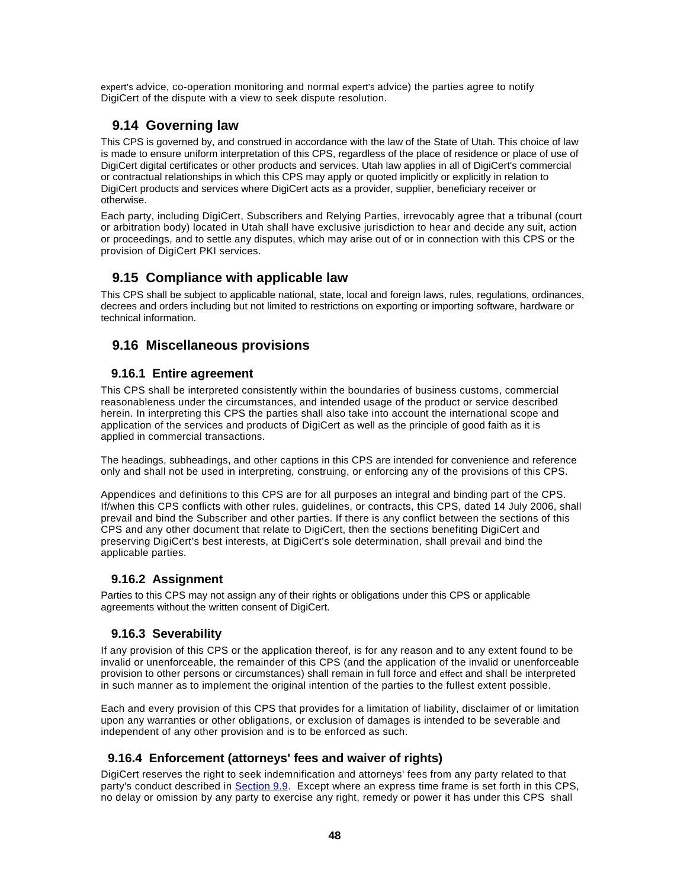expert's advice, co-operation monitoring and normal expert's advice) the parties agree to notify DigiCert of the dispute with a view to seek dispute resolution.

## 9.14 Governing law

This CPS is governed by, and construed in accordance with the law of the State of Utah. This choice of law is made to ensure uniform interpretation of this CPS, regardless of the place of residence or place of use of DigiCert digital certificates or other products and services. Utah law applies in all of DigiCert's commercial or contractual relationships in which this CPS may apply or quoted implicitly or explicitly in relation to DigiCert products and services where DigiCert acts as a provider, supplier, beneficiary receiver or otherwise.

Each party, including DigiCert, Subscribers and Relying Parties, irrevocably agree that a tribunal (court or arbitration body) located in Utah shall have exclusive jurisdiction to hear and decide any suit, action or proceedings, and to settle any disputes, which may arise out of or in connection with this CPS or the provision of DigiCert PKI services.

## 9.15 Compliance with applicable law

This CPS shall be subject to applicable national, state, local and foreign laws, rules, regulations, ordinances, decrees and orders including but not limited to restrictions on exporting or importing software, hardware or technical information.

## 9.16 Miscellaneous provisions

### 9.16.1 Entire agreement

This CPS shall be interpreted consistently within the boundaries of business customs, commercial reasonableness under the circumstances, and intended usage of the product or service described herein. In interpreting this CPS the parties shall also take into account the international scope and application of the services and products of DigiCert as well as the principle of good faith as it is applied in commercial transactions.

The headings, subheadings, and other captions in this CPS are intended for convenience and reference only and shall not be used in interpreting, construing, or enforcing any of the provisions of this CPS.

Appendices and definitions to this CPS are for all purposes an integral and binding part of the CPS. If/when this CPS conflicts with other rules, guidelines, or contracts, this CPS, dated 14 July 2006, shall prevail and bind the Subscriber and other parties. If there is any conflict between the sections of this CPS and any other document that relate to DigiCert, then the sections benefiting DigiCert and preserving DigiCert's best interests, at DigiCert's sole determination, shall prevail and bind the applicable parties.

### 9.16.2 Assignment

Parties to this CPS may not assign any of their rights or obligations under this CPS or applicable agreements without the written consent of DigiCert.

### 9.16.3 Severability

If any provision of this CPS or the application thereof, is for any reason and to any extent found to be invalid or unenforceable, the remainder of this CPS (and the application of the invalid or unenforceable provision to other persons or circumstances) shall remain in full force and effect and shall be interpreted in such manner as to implement the original intention of the parties to the fullest extent possible.

Each and every provision of this CPS that provides for a limitation of liability, disclaimer of or limitation upon any warranties or other obligations, or exclusion of damages is intended to be severable and independent of any other provision and is to be enforced as such.

### 9.16.4 Enforcement (attorneys' fees and waiver of rights)

DigiCert reserves the right to seek indemnification and attorneys' fees from any party related to that party's conduct described in Section 9.9. Except where an express time frame is set forth in this CPS, no delay or omission by any party to exercise any right, remedy or power it has under this CPS shall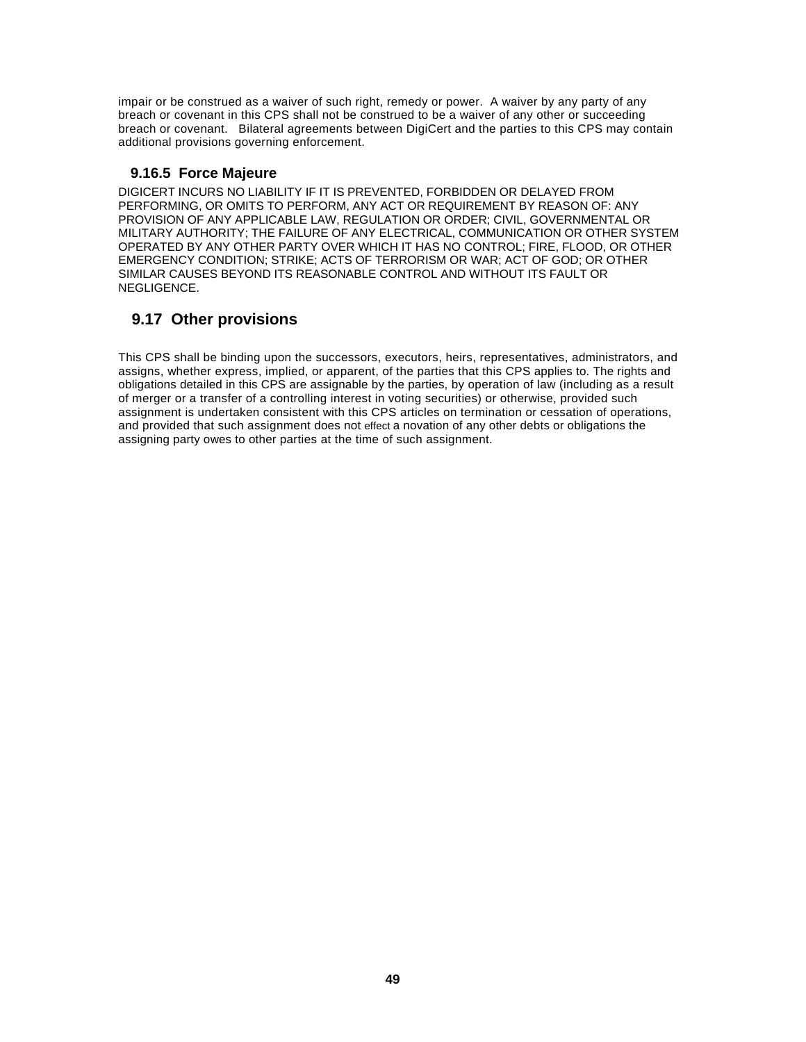impair or be construed as a waiver of such right, remedy or power. A waiver by any party of any breach or covenant in this CPS shall not be construed to be a waiver of any other or succeeding breach or covenant. Bilateral agreements between DigiCert and the parties to this CPS may contain additional provisions governing enforcement.

### 9.16.5 Force Majeure

DIGICERT INCURS NO LIABILITY IF IT IS PREVENTED, FORBIDDEN OR DELAYED FROM PERFORMING, OR OMITS TO PERFORM, ANY ACT OR REQUIREMENT BY REASON OF: ANY PROVISION OF ANY APPLICABLE LAW, REGULATION OR ORDER; CIVIL, GOVERNMENTAL OR MILITARY AUTHORITY; THE FAILURE OF ANY ELECTRICAL, COMMUNICATION OR OTHER SYSTEM OPERATED BY ANY OTHER PARTY OVER WHICH IT HAS NO CONTROL; FIRE, FLOOD, OR OTHER EMERGENCY CONDITION; STRIKE; ACTS OF TERRORISM OR WAR; ACT OF GOD; OR OTHER SIMILAR CAUSES BEYOND ITS REASONABLE CONTROL AND WITHOUT ITS FAULT OR NEGLIGENCE.

## 9.17 Other provisions

This CPS shall be binding upon the successors, executors, heirs, representatives, administrators, and assigns, whether express, implied, or apparent, of the parties that this CPS applies to. The rights and obligations detailed in this CPS are assignable by the parties, by operation of law (including as a result of merger or a transfer of a controlling interest in voting securities) or otherwise, provided such assignment is undertaken consistent with this CPS articles on termination or cessation of operations, and provided that such assignment does not effect a novation of any other debts or obligations the assigning party owes to other parties at the time of such assignment.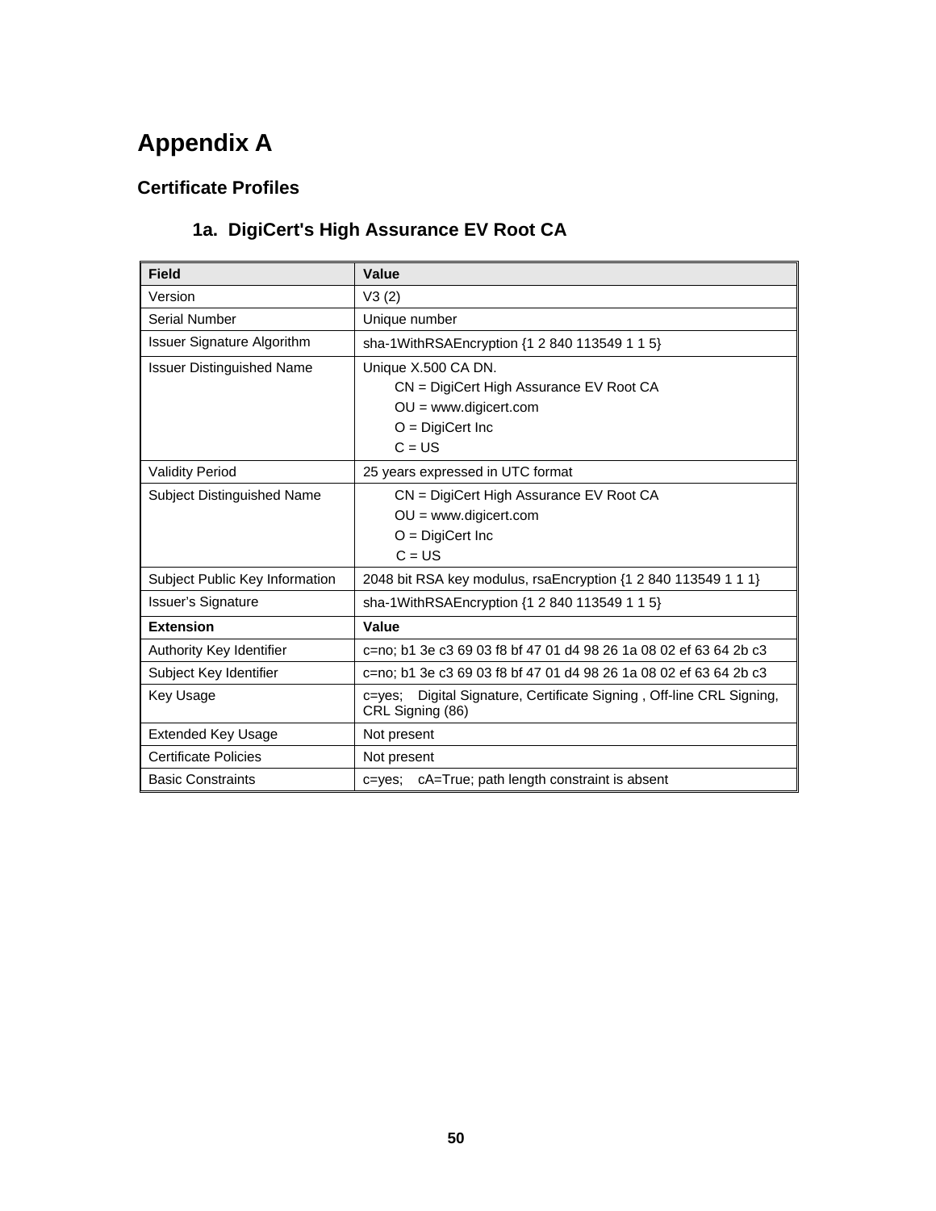# Appendix A

## Certificate Profiles

### 1a. DigiCert's High Assurance EV Root CA

| **Field** | **Value** |
|---|---|
| Version | V3 (2) |
| Serial Number | Unique number |
| Issuer Signature Algorithm | sha-1WithRSAEncryption {1 2 840 113549 1 1 5} |
| Issuer Distinguished Name | Unique X.500 CA DN.<br>CN = DigiCert High Assurance EV Root CA<br>OU = www.digicert.com<br>O = DigiCert Inc<br>C = US |
| Validity Period | 25 years expressed in UTC format |
| Subject Distinguished Name | CN = DigiCert High Assurance EV Root CA<br>OU = www.digicert.com<br>O = DigiCert Inc<br>C = US |
| Subject Public Key Information | 2048 bit RSA key modulus, rsaEncryption {1 2 840 113549 1 1 1} |
| Issuer's Signature | sha-1WithRSAEncryption {1 2 840 113549 1 1 5} |
| **Extension** | **Value** |
| Authority Key Identifier | c=no; b1 3e c3 69 03 f8 bf 47 01 d4 98 26 1a 08 02 ef 63 64 2b c3 |
| Subject Key Identifier | c=no; b1 3e c3 69 03 f8 bf 47 01 d4 98 26 1a 08 02 ef 63 64 2b c3 |
| Key Usage | c=yes; Digital Signature, Certificate Signing , Off-line CRL Signing, CRL Signing (86) |
| Extended Key Usage | Not present |
| Certificate Policies | Not present |
| Basic Constraints | c=yes; cA=True; path length constraint is absent |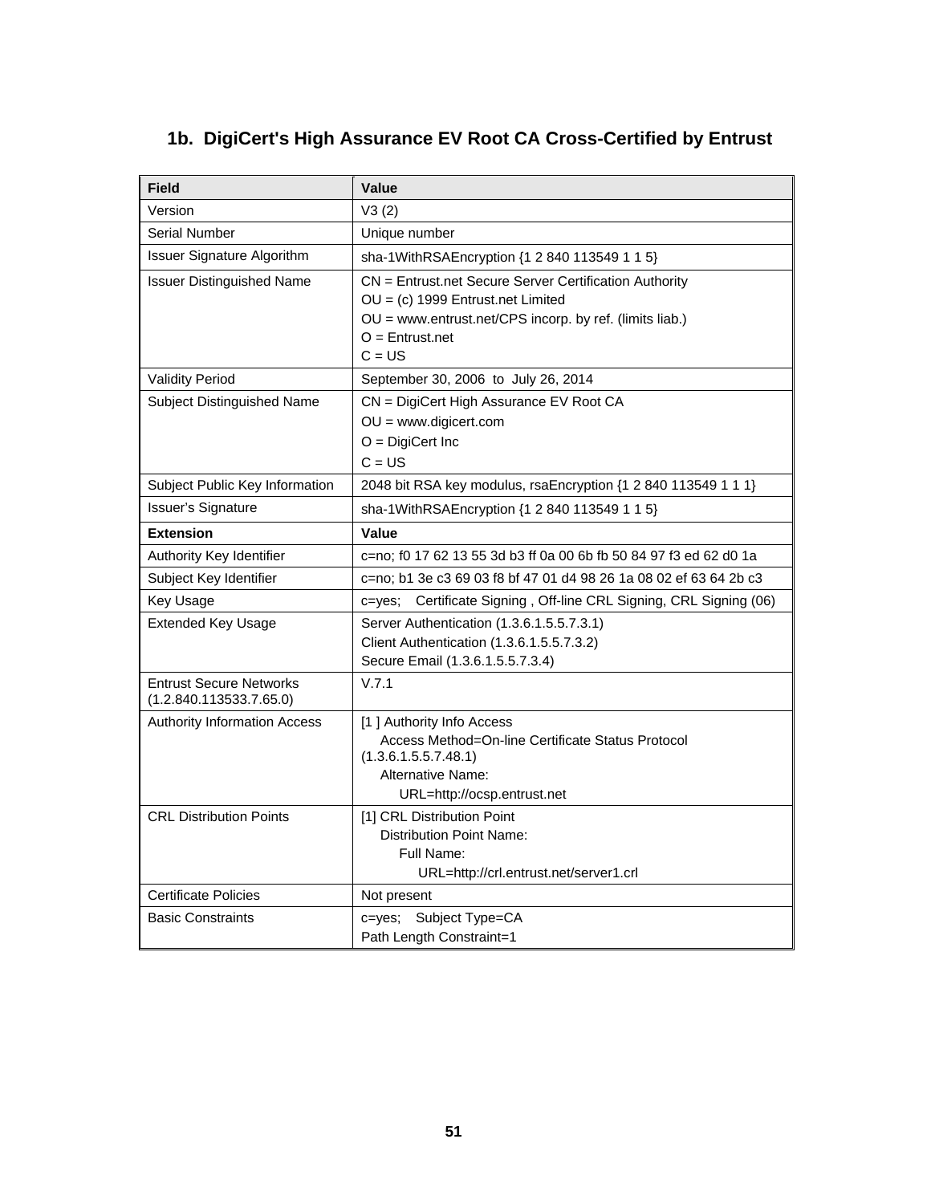## 1b. DigiCert's High Assurance EV Root CA Cross-Certified by Entrust

| Field | Value |
|---|---|
| Version | V3 (2) |
| Serial Number | Unique number |
| Issuer Signature Algorithm | sha-1WithRSAEncryption {1 2 840 113549 1 1 5} |
| Issuer Distinguished Name | CN = Entrust.net Secure Server Certification Authority<br>OU = (c) 1999 Entrust.net Limited<br>OU = www.entrust.net/CPS incorp. by ref. (limits liab.)<br>O = Entrust.net<br>C = US |
| Validity Period | September 30, 2006 to July 26, 2014 |
| Subject Distinguished Name | CN = DigiCert High Assurance EV Root CA<br>OU = www.digicert.com<br>O = DigiCert Inc<br>C = US |
| Subject Public Key Information | 2048 bit RSA key modulus, rsaEncryption {1 2 840 113549 1 1 1} |
| Issuer's Signature | sha-1WithRSAEncryption {1 2 840 113549 1 1 5} |
| **Extension** | **Value** |
| Authority Key Identifier | c=no; f0 17 62 13 55 3d b3 ff 0a 00 6b fb 50 84 97 f3 ed 62 d0 1a |
| Subject Key Identifier | c=no; b1 3e c3 69 03 f8 bf 47 01 d4 98 26 1a 08 02 ef 63 64 2b c3 |
| Key Usage | c=yes; Certificate Signing , Off-line CRL Signing, CRL Signing (06) |
| Extended Key Usage | Server Authentication (1.3.6.1.5.5.7.3.1)<br>Client Authentication (1.3.6.1.5.5.7.3.2)<br>Secure Email (1.3.6.1.5.5.7.3.4) |
| Entrust Secure Networks (1.2.840.113533.7.65.0) | V.7.1 |
| Authority Information Access | [1 ] Authority Info Access<br>Access Method=On-line Certificate Status Protocol (1.3.6.1.5.5.7.48.1)<br>Alternative Name:<br>URL=http://ocsp.entrust.net |
| CRL Distribution Points | [1] CRL Distribution Point<br>Distribution Point Name:<br>Full Name:<br>URL=http://crl.entrust.net/server1.crl |
| Certificate Policies | Not present |
| Basic Constraints | c=yes; Subject Type=CA<br>Path Length Constraint=1 |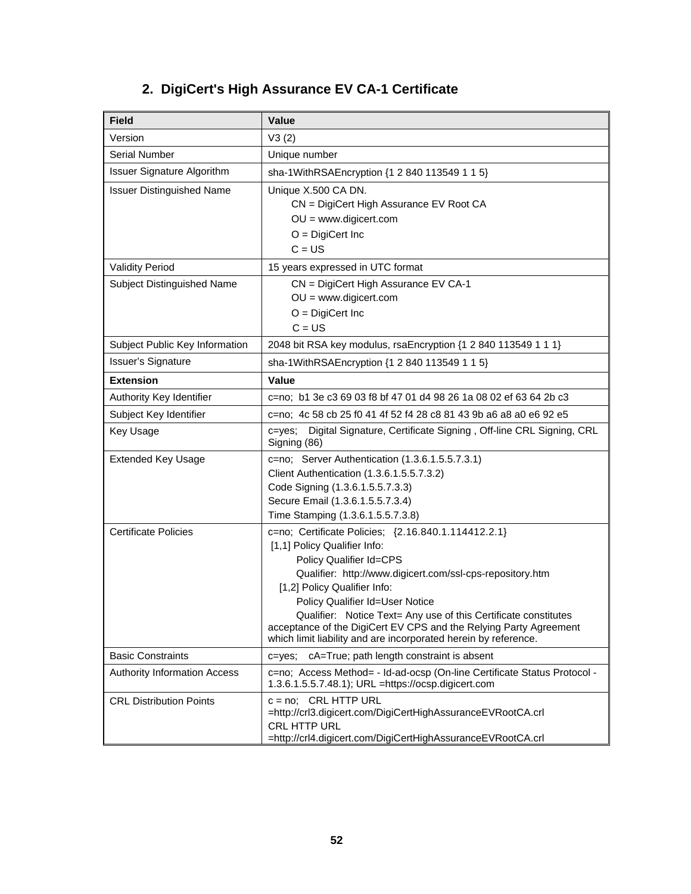## 2. DigiCert's High Assurance EV CA-1 Certificate

| Field | Value |
|---|---|
| Version | V3 (2) |
| Serial Number | Unique number |
| Issuer Signature Algorithm | sha-1WithRSAEncryption {1 2 840 113549 1 1 5} |
| Issuer Distinguished Name | Unique X.500 CA DN.<br>CN = DigiCert High Assurance EV Root CA<br>OU = www.digicert.com<br>O = DigiCert Inc<br>C = US |
| Validity Period | 15 years expressed in UTC format |
| Subject Distinguished Name | CN = DigiCert High Assurance EV CA-1<br>OU = www.digicert.com<br>O = DigiCert Inc<br>C = US |
| Subject Public Key Information | 2048 bit RSA key modulus, rsaEncryption {1 2 840 113549 1 1 1} |
| Issuer's Signature | sha-1WithRSAEncryption {1 2 840 113549 1 1 5} |
| **Extension** | **Value** |
| Authority Key Identifier | c=no; b1 3e c3 69 03 f8 bf 47 01 d4 98 26 1a 08 02 ef 63 64 2b c3 |
| Subject Key Identifier | c=no; 4c 58 cb 25 f0 41 4f 52 f4 28 c8 81 43 9b a6 a8 a0 e6 92 e5 |
| Key Usage | c=yes; Digital Signature, Certificate Signing , Off-line CRL Signing, CRL Signing (86) |
| Extended Key Usage | c=no; Server Authentication (1.3.6.1.5.5.7.3.1)<br>Client Authentication (1.3.6.1.5.5.7.3.2)<br>Code Signing (1.3.6.1.5.5.7.3.3)<br>Secure Email (1.3.6.1.5.5.7.3.4)<br>Time Stamping (1.3.6.1.5.5.7.3.8) |
| Certificate Policies | c=no; Certificate Policies; {2.16.840.1.114412.2.1}<br>[1,1] Policy Qualifier Info:<br>Policy Qualifier Id=CPS<br>Qualifier: http://www.digicert.com/ssl-cps-repository.htm<br>[1,2] Policy Qualifier Info:<br>Policy Qualifier Id=User Notice<br>Qualifier: Notice Text= Any use of this Certificate constitutes acceptance of the DigiCert EV CPS and the Relying Party Agreement which limit liability and are incorporated herein by reference. |
| Basic Constraints | c=yes; cA=True; path length constraint is absent |
| Authority Information Access | c=no; Access Method= - Id-ad-ocsp (On-line Certificate Status Protocol - 1.3.6.1.5.5.7.48.1); URL =https://ocsp.digicert.com |
| CRL Distribution Points | c = no; CRL HTTP URL =http://crl3.digicert.com/DigiCertHighAssuranceEVRootCA.crl<br>CRL HTTP URL =http://crl4.digicert.com/DigiCertHighAssuranceEVRootCA.crl |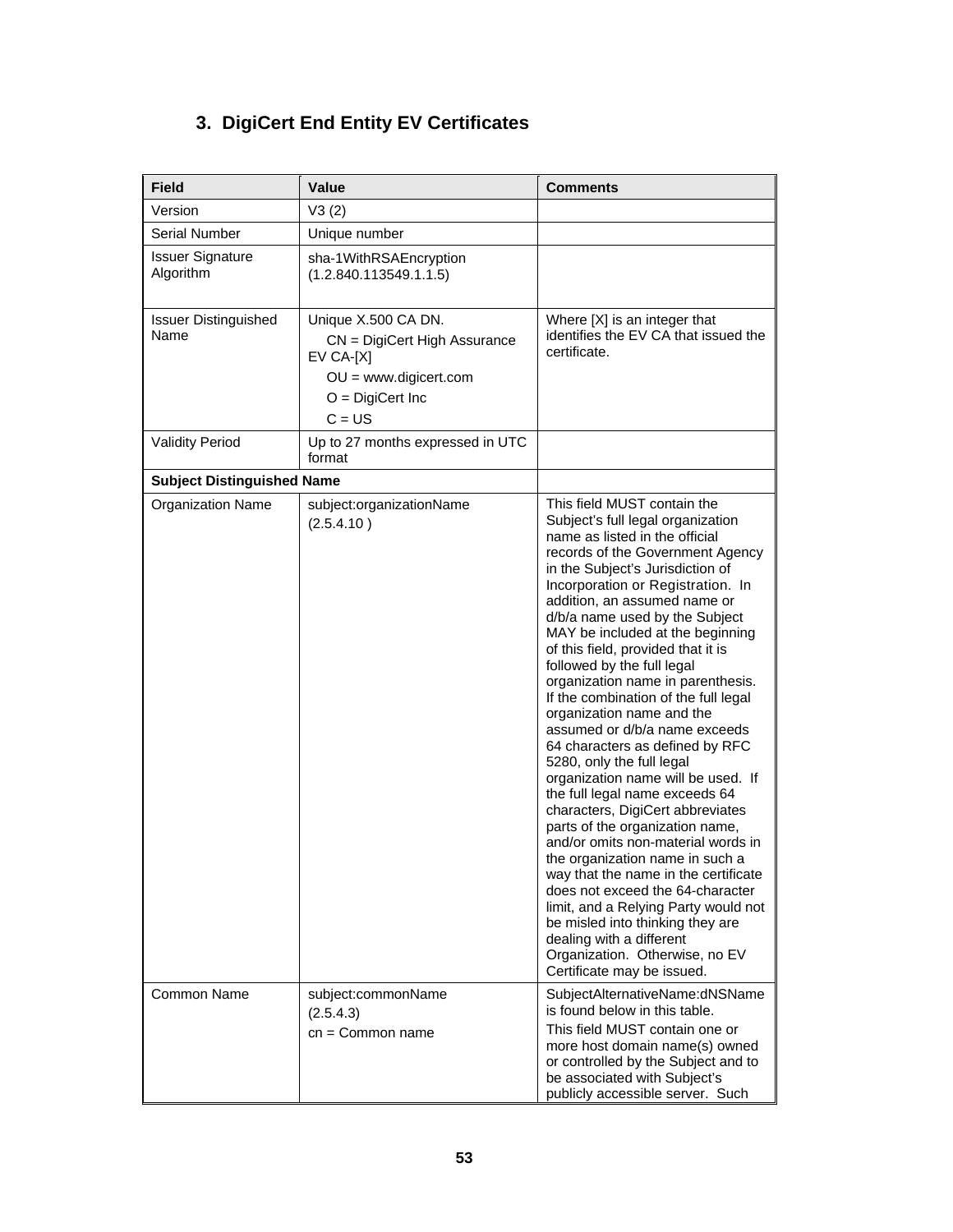## 3. DigiCert End Entity EV Certificates

| Field | Value | Comments |
|---|---|---|
| Version | V3 (2) | |
| Serial Number | Unique number | |
| Issuer Signature Algorithm | sha-1WithRSAEncryption (1.2.840.113549.1.1.5) | |
| Issuer Distinguished Name | Unique X.500 CA DN.<br>CN = DigiCert High Assurance EV CA-[X]<br>OU = www.digicert.com<br>O = DigiCert Inc<br>C = US | Where [X] is an integer that identifies the EV CA that issued the certificate. |
| Validity Period | Up to 27 months expressed in UTC format | |
| **Subject Distinguished Name** | | |
| Organization Name | subject:organizationName (2.5.4.10 ) | This field MUST contain the Subject's full legal organization name as listed in the official records of the Government Agency in the Subject's Jurisdiction of Incorporation or Registration. In addition, an assumed name or d/b/a name used by the Subject MAY be included at the beginning of this field, provided that it is followed by the full legal organization name in parenthesis. If the combination of the full legal organization name and the assumed or d/b/a name exceeds 64 characters as defined by RFC 5280, only the full legal organization name will be used. If the full legal name exceeds 64 characters, DigiCert abbreviates parts of the organization name, and/or omits non-material words in the organization name in such a way that the name in the certificate does not exceed the 64-character limit, and a Relying Party would not be misled into thinking they are dealing with a different Organization. Otherwise, no EV Certificate may be issued. |
| Common Name | subject:commonName (2.5.4.3)<br>cn = Common name | SubjectAlternativeName:dNSName is found below in this table.<br>This field MUST contain one or more host domain name(s) owned or controlled by the Subject and to be associated with Subject's publicly accessible server. Such |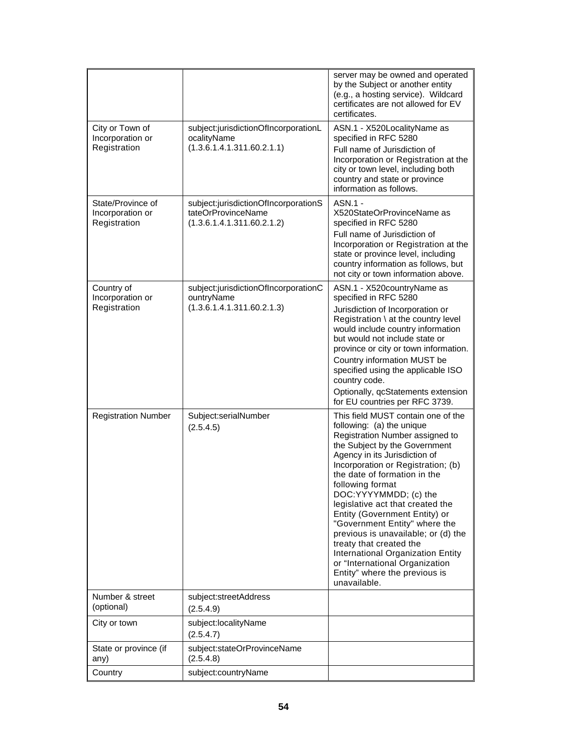| | | |
|---|---|---|
| | | server may be owned and operated by the Subject or another entity (e.g., a hosting service). Wildcard certificates are not allowed for EV certificates. |
| City or Town of Incorporation or Registration | subject:jurisdictionOfIncorporationLocalityName (1.3.6.1.4.1.311.60.2.1.1) | ASN.1 - X520LocalityName as specified in RFC 5280<br>Full name of Jurisdiction of Incorporation or Registration at the city or town level, including both country and state or province information as follows. |
| State/Province of Incorporation or Registration | subject:jurisdictionOfIncorporationStateOrProvinceName (1.3.6.1.4.1.311.60.2.1.2) | ASN.1 - X520StateOrProvinceName as specified in RFC 5280<br>Full name of Jurisdiction of Incorporation or Registration at the state or province level, including country information as follows, but not city or town information above. |
| Country of Incorporation or Registration | subject:jurisdictionOfIncorporationCountryName (1.3.6.1.4.1.311.60.2.1.3) | ASN.1 - X520countryName as specified in RFC 5280<br>Jurisdiction of Incorporation or Registration \ at the country level would include country information but would not include state or province or city or town information.<br>Country information MUST be specified using the applicable ISO country code.<br>Optionally, qcStatements extension for EU countries per RFC 3739. |
| Registration Number | Subject:serialNumber (2.5.4.5) | This field MUST contain one of the following: (a) the unique Registration Number assigned to the Subject by the Government Agency in its Jurisdiction of Incorporation or Registration; (b) the date of formation in the following format DOC:YYYYMMDD; (c) the legislative act that created the Entity (Government Entity) or "Government Entity" where the previous is unavailable; or (d) the treaty that created the International Organization Entity or "International Organization Entity" where the previous is unavailable. |
| Number & street (optional) | subject:streetAddress (2.5.4.9) | |
| City or town | subject:localityName (2.5.4.7) | |
| State or province (if any) | subject:stateOrProvinceName (2.5.4.8) | |
| Country | subject:countryName | |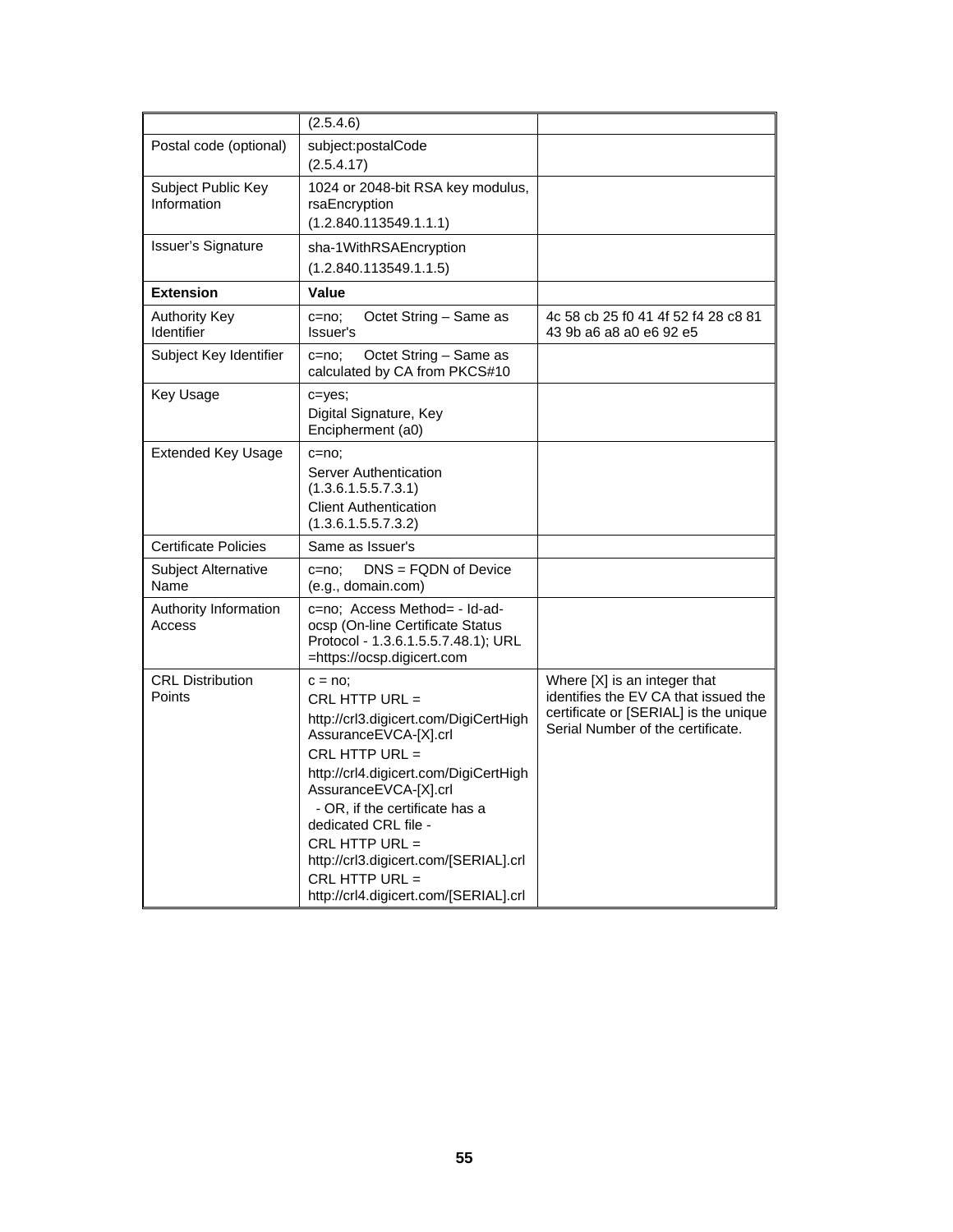| | | |
|---|---|---|
| | (2.5.4.6) | |
| Postal code (optional) | subject:postalCode (2.5.4.17) | |
| Subject Public Key Information | 1024 or 2048-bit RSA key modulus, rsaEncryption (1.2.840.113549.1.1.1) | |
| Issuer's Signature | sha-1WithRSAEncryption (1.2.840.113549.1.1.5) | |
| **Extension** | **Value** | |
| Authority Key Identifier | c=no; Octet String – Same as Issuer's | 4c 58 cb 25 f0 41 4f 52 f4 28 c8 81 43 9b a6 a8 a0 e6 92 e5 |
| Subject Key Identifier | c=no; Octet String – Same as calculated by CA from PKCS#10 | |
| Key Usage | c=yes; Digital Signature, Key Encipherment (a0) | |
| Extended Key Usage | c=no; Server Authentication (1.3.6.1.5.5.7.3.1) Client Authentication (1.3.6.1.5.5.7.3.2) | |
| Certificate Policies | Same as Issuer's | |
| Subject Alternative Name | c=no; DNS = FQDN of Device (e.g., domain.com) | |
| Authority Information Access | c=no; Access Method= - Id-ad-ocsp (On-line Certificate Status Protocol - 1.3.6.1.5.5.7.48.1); URL =https://ocsp.digicert.com | |
| CRL Distribution Points | c = no; CRL HTTP URL = http://crl3.digicert.com/DigiCertHighAssuranceEVCA-[X].crl CRL HTTP URL = http://crl4.digicert.com/DigiCertHighAssuranceEVCA-[X].crl - OR, if the certificate has a dedicated CRL file - CRL HTTP URL = http://crl3.digicert.com/[SERIAL].crl CRL HTTP URL = http://crl4.digicert.com/[SERIAL].crl | Where [X] is an integer that identifies the EV CA that issued the certificate or [SERIAL] is the unique Serial Number of the certificate. |